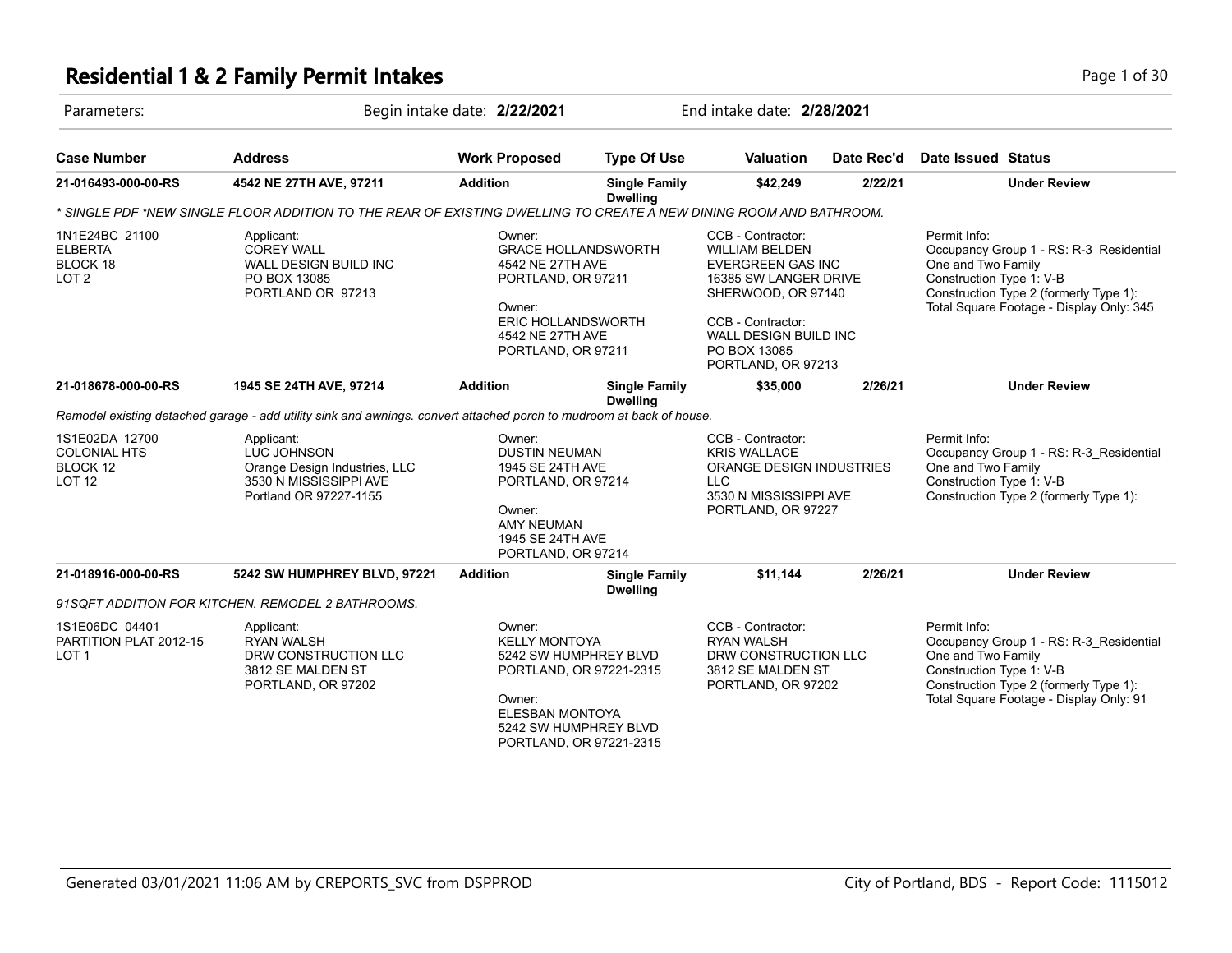# Residential 1 & 2 Family Permit Intakes

Parameters: Begin intake date: **2/22/2021** End intake date: **2/28/2021**

| Case Number | Address | Work Proposed | Type Of Use | Valuation | Date Rec'd | Date Issued | Status |
|---|---|---|---|---|---|---|---|
| **21-016493-000-00-RS** | **4542 NE 27TH AVE, 97211** | **Addition** | **Single Family Dwelling** | **$42,249** | **2/22/21** | | **Under Review** |

*\* SINGLE PDF \*NEW SINGLE FLOOR ADDITION TO THE REAR OF EXISTING DWELLING TO CREATE A NEW DINING ROOM AND BATHROOM.*

| | | | | |
|---|---|---|---|---|
| 1N1E24BC 21100<br>ELBERTA<br>BLOCK 18<br>LOT 2 | Applicant:<br>COREY WALL<br>WALL DESIGN BUILD INC<br>PO BOX 13085<br>PORTLAND OR 97213 | Owner:<br>GRACE HOLLANDSWORTH<br>4542 NE 27TH AVE<br>PORTLAND, OR 97211<br><br>Owner:<br>ERIC HOLLANDSWORTH<br>4542 NE 27TH AVE<br>PORTLAND, OR 97211 | CCB - Contractor:<br>WILLIAM BELDEN<br>EVERGREEN GAS INC<br>16385 SW LANGER DRIVE<br>SHERWOOD, OR 97140<br><br>CCB - Contractor:<br>WALL DESIGN BUILD INC<br>PO BOX 13085<br>PORTLAND, OR 97213 | Permit Info:<br>Occupancy Group 1 - RS: R-3_Residential One and Two Family<br>Construction Type 1: V-B<br>Construction Type 2 (formerly Type 1):<br>Total Square Footage - Display Only: 345 |

| Case Number | Address | Work Proposed | Type Of Use | Valuation | Date Rec'd | Date Issued | Status |
|---|---|---|---|---|---|---|---|
| **21-018678-000-00-RS** | **1945 SE 24TH AVE, 97214** | **Addition** | **Single Family Dwelling** | **$35,000** | **2/26/21** | | **Under Review** |

*Remodel existing detached garage - add utility sink and awnings. convert attached porch to mudroom at back of house.*

| | | | | |
|---|---|---|---|---|
| 1S1E02DA 12700<br>COLONIAL HTS<br>BLOCK 12<br>LOT 12 | Applicant:<br>LUC JOHNSON<br>Orange Design Industries, LLC<br>3530 N MISSISSIPPI AVE<br>Portland OR 97227-1155 | Owner:<br>DUSTIN NEUMAN<br>1945 SE 24TH AVE<br>PORTLAND, OR 97214<br><br>Owner:<br>AMY NEUMAN<br>1945 SE 24TH AVE<br>PORTLAND, OR 97214 | CCB - Contractor:<br>KRIS WALLACE<br>ORANGE DESIGN INDUSTRIES LLC<br>3530 N MISSISSIPPI AVE<br>PORTLAND, OR 97227 | Permit Info:<br>Occupancy Group 1 - RS: R-3_Residential One and Two Family<br>Construction Type 1: V-B<br>Construction Type 2 (formerly Type 1): |

| Case Number | Address | Work Proposed | Type Of Use | Valuation | Date Rec'd | Date Issued | Status |
|---|---|---|---|---|---|---|---|
| **21-018916-000-00-RS** | **5242 SW HUMPHREY BLVD, 97221** | **Addition** | **Single Family Dwelling** | **$11,144** | **2/26/21** | | **Under Review** |

*91SQFT ADDITION FOR KITCHEN. REMODEL 2 BATHROOMS.*

| | | | | |
|---|---|---|---|---|
| 1S1E06DC 04401<br>PARTITION PLAT 2012-15<br>LOT 1 | Applicant:<br>RYAN WALSH<br>DRW CONSTRUCTION LLC<br>3812 SE MALDEN ST<br>PORTLAND, OR 97202 | Owner:<br>KELLY MONTOYA<br>5242 SW HUMPHREY BLVD<br>PORTLAND, OR 97221-2315<br><br>Owner:<br>ELESBAN MONTOYA<br>5242 SW HUMPHREY BLVD<br>PORTLAND, OR 97221-2315 | CCB - Contractor:<br>RYAN WALSH<br>DRW CONSTRUCTION LLC<br>3812 SE MALDEN ST<br>PORTLAND, OR 97202 | Permit Info:<br>Occupancy Group 1 - RS: R-3_Residential One and Two Family<br>Construction Type 1: V-B<br>Construction Type 2 (formerly Type 1):<br>Total Square Footage - Display Only: 91 |

Generated 03/01/2021 11:06 AM by CREPORTS_SVC from DSPPROD — City of Portland, BDS - Report Code: 1115012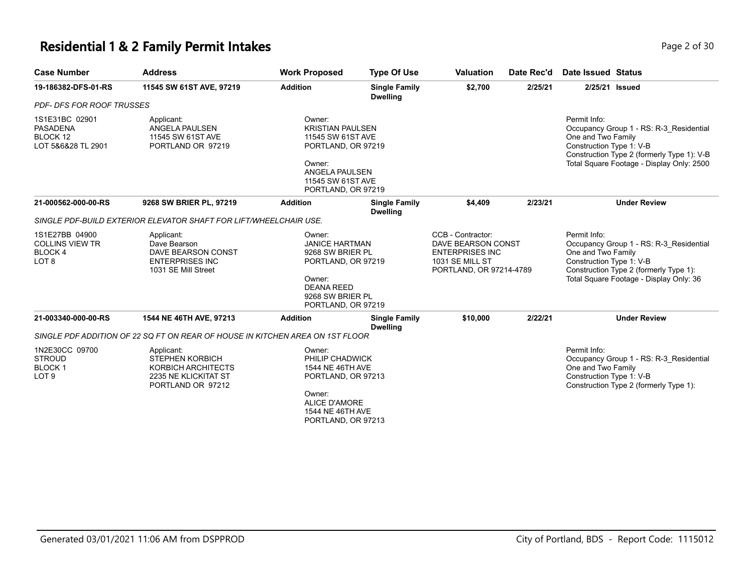# Residential 1 & 2 Family Permit Intakes

| Case Number | Address | Work Proposed | Type Of Use | Valuation | Date Rec'd | Date Issued | Status |
|---|---|---|---|---|---|---|---|
| **19-186382-DFS-01-RS** | **11545 SW 61ST AVE, 97219** | **Addition** | **Single Family Dwelling** | **$2,700** | **2/25/21** | **2/25/21** | **Issued** |

*PDF- DFS FOR ROOF TRUSSES*

1S1E31BC 02901
PASADENA
BLOCK 12
LOT 5&6&28 TL 2901

Applicant:
ANGELA PAULSEN
11545 SW 61ST AVE
PORTLAND OR 97219

Owner:
KRISTIAN PAULSEN
11545 SW 61ST AVE
PORTLAND, OR 97219

Owner:
ANGELA PAULSEN
11545 SW 61ST AVE
PORTLAND, OR 97219

Permit Info:
Occupancy Group 1 - RS: R-3_Residential One and Two Family
Construction Type 1: V-B
Construction Type 2 (formerly Type 1): V-B
Total Square Footage - Display Only: 2500

| Case Number | Address | Work Proposed | Type Of Use | Valuation | Date Rec'd | Date Issued | Status |
|---|---|---|---|---|---|---|---|
| **21-000562-000-00-RS** | **9268 SW BRIER PL, 97219** | **Addition** | **Single Family Dwelling** | **$4,409** | **2/23/21** | | **Under Review** |

*SINGLE PDF-BUILD EXTERIOR ELEVATOR SHAFT FOR LIFT/WHEELCHAIR USE.*

1S1E27BB 04900
COLLINS VIEW TR
BLOCK 4
LOT 8

Applicant:
Dave Bearson
DAVE BEARSON CONST ENTERPRISES INC
1031 SE Mill Street

Owner:
JANICE HARTMAN
9268 SW BRIER PL
PORTLAND, OR 97219

Owner:
DEANA REED
9268 SW BRIER PL
PORTLAND, OR 97219

CCB - Contractor:
DAVE BEARSON CONST ENTERPRISES INC
1031 SE MILL ST
PORTLAND, OR 97214-4789

Permit Info:
Occupancy Group 1 - RS: R-3_Residential One and Two Family
Construction Type 1: V-B
Construction Type 2 (formerly Type 1):
Total Square Footage - Display Only: 36

| Case Number | Address | Work Proposed | Type Of Use | Valuation | Date Rec'd | Date Issued | Status |
|---|---|---|---|---|---|---|---|
| **21-003340-000-00-RS** | **1544 NE 46TH AVE, 97213** | **Addition** | **Single Family Dwelling** | **$10,000** | **2/22/21** | | **Under Review** |

*SINGLE PDF ADDITION OF 22 SQ FT ON REAR OF HOUSE IN KITCHEN AREA ON 1ST FLOOR*

1N2E30CC 09700
STROUD
BLOCK 1
LOT 9

Applicant:
STEPHEN KORBICH
KORBICH ARCHITECTS
2235 NE KLICKITAT ST
PORTLAND OR 97212

Owner:
PHILIP CHADWICK
1544 NE 46TH AVE
PORTLAND, OR 97213

Owner:
ALICE D'AMORE
1544 NE 46TH AVE
PORTLAND, OR 97213

Permit Info:
Occupancy Group 1 - RS: R-3_Residential One and Two Family
Construction Type 1: V-B
Construction Type 2 (formerly Type 1):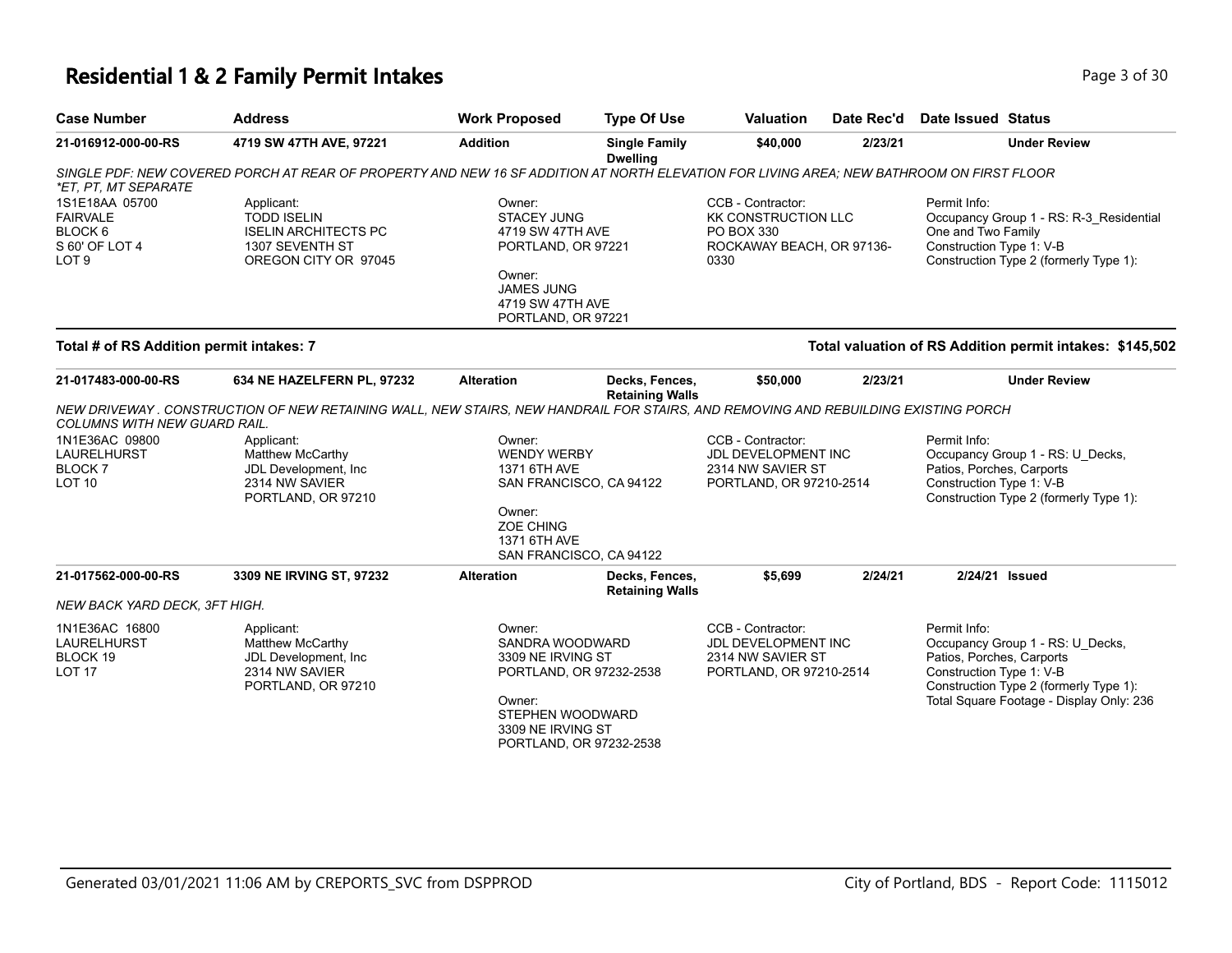# Residential 1 & 2 Family Permit Intakes

| Case Number | Address | Work Proposed | Type Of Use | Valuation | Date Rec'd | Date Issued | Status |
|---|---|---|---|---|---|---|---|
| 21-016912-000-00-RS | 4719 SW 47TH AVE, 97221 | Addition | Single Family Dwelling | $40,000 | 2/23/21 | | Under Review |

*SINGLE PDF: NEW COVERED PORCH AT REAR OF PROPERTY AND NEW 16 SF ADDITION AT NORTH ELEVATION FOR LIVING AREA; NEW BATHROOM ON FIRST FLOOR *ET, PT, MT SEPARATE*

1S1E18AA 05700
FAIRVALE
BLOCK 6
S 60' OF LOT 4
LOT 9

Applicant:
TODD ISELIN
ISELIN ARCHITECTS PC
1307 SEVENTH ST
OREGON CITY OR 97045

Owner:
STACEY JUNG
4719 SW 47TH AVE
PORTLAND, OR 97221

Owner:
JAMES JUNG
4719 SW 47TH AVE
PORTLAND, OR 97221

CCB - Contractor:
KK CONSTRUCTION LLC
PO BOX 330
ROCKAWAY BEACH, OR 97136-0330

Permit Info:
Occupancy Group 1 - RS: R-3_Residential One and Two Family
Construction Type 1: V-B
Construction Type 2 (formerly Type 1):

**Total # of RS Addition permit intakes: 7**

**Total valuation of RS Addition permit intakes: $145,502**

| Case Number | Address | Work Proposed | Type Of Use | Valuation | Date Rec'd | Date Issued | Status |
|---|---|---|---|---|---|---|---|
| 21-017483-000-00-RS | 634 NE HAZELFERN PL, 97232 | Alteration | Decks, Fences, Retaining Walls | $50,000 | 2/23/21 | | Under Review |

*NEW DRIVEWAY . CONSTRUCTION OF NEW RETAINING WALL, NEW STAIRS, NEW HANDRAIL FOR STAIRS, AND REMOVING AND REBUILDING EXISTING PORCH COLUMNS WITH NEW GUARD RAIL.*

1N1E36AC 09800
LAURELHURST
BLOCK 7
LOT 10

Applicant:
Matthew McCarthy
JDL Development, Inc
2314 NW SAVIER
PORTLAND, OR 97210

Owner:
WENDY WERBY
1371 6TH AVE
SAN FRANCISCO, CA 94122

Owner:
ZOE CHING
1371 6TH AVE
SAN FRANCISCO, CA 94122

CCB - Contractor:
JDL DEVELOPMENT INC
2314 NW SAVIER ST
PORTLAND, OR 97210-2514

Permit Info:
Occupancy Group 1 - RS: U_Decks, Patios, Porches, Carports
Construction Type 1: V-B
Construction Type 2 (formerly Type 1):

| Case Number | Address | Work Proposed | Type Of Use | Valuation | Date Rec'd | Date Issued | Status |
|---|---|---|---|---|---|---|---|
| 21-017562-000-00-RS | 3309 NE IRVING ST, 97232 | Alteration | Decks, Fences, Retaining Walls | $5,699 | 2/24/21 | 2/24/21 | Issued |

*NEW BACK YARD DECK, 3FT HIGH.*

1N1E36AC 16800
LAURELHURST
BLOCK 19
LOT 17

Applicant:
Matthew McCarthy
JDL Development, Inc
2314 NW SAVIER
PORTLAND, OR 97210

Owner:
SANDRA WOODWARD
3309 NE IRVING ST
PORTLAND, OR 97232-2538

Owner:
STEPHEN WOODWARD
3309 NE IRVING ST
PORTLAND, OR 97232-2538

CCB - Contractor:
JDL DEVELOPMENT INC
2314 NW SAVIER ST
PORTLAND, OR 97210-2514

Permit Info:
Occupancy Group 1 - RS: U_Decks, Patios, Porches, Carports
Construction Type 1: V-B
Construction Type 2 (formerly Type 1):
Total Square Footage - Display Only: 236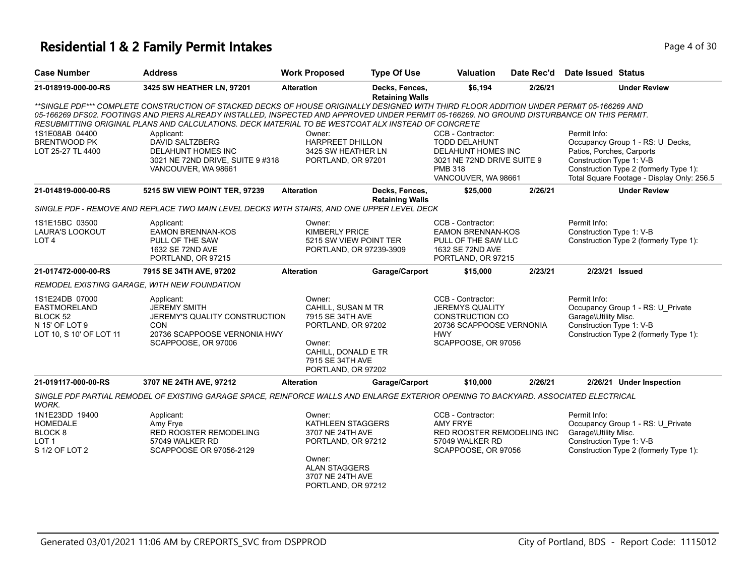# Residential 1 & 2 Family Permit Intakes

| Case Number | Address | Work Proposed | Type Of Use | Valuation | Date Rec'd | Date Issued | Status |
|---|---|---|---|---|---|---|---|
| 21-018919-000-00-RS | 3425 SW HEATHER LN, 97201 | Alteration | Decks, Fences, Retaining Walls | $6,194 | 2/26/21 | | Under Review |

*\*\*SINGLE PDF\*\*\* COMPLETE CONSTRUCTION OF STACKED DECKS OF HOUSE ORIGINALLY DESIGNED WITH THIRD FLOOR ADDITION UNDER PERMIT 05-166269 AND 05-166269 DFS02. FOOTINGS AND PIERS ALREADY INSTALLED, INSPECTED AND APPROVED UNDER PERMIT 05-166269. NO GROUND DISTURBANCE ON THIS PERMIT. RESUBMITTING ORIGINAL PLANS AND CALCULATIONS. DECK MATERIAL TO BE WESTCOAT ALX INSTEAD OF CONCRETE*

| Property | Applicant | Owner | CCB - Contractor | Permit Info |
|---|---|---|---|---|
| 1S1E08AB 04400<br>BRENTWOOD PK<br>LOT 25-27 TL 4400 | Applicant:<br>DAVID SALTZBERG<br>DELAHUNT HOMES INC<br>3021 NE 72ND DRIVE, SUITE 9 #318<br>VANCOUVER, WA 98661 | Owner:<br>HARPREET DHILLON<br>3425 SW HEATHER LN<br>PORTLAND, OR 97201 | CCB - Contractor:<br>TODD DELAHUNT<br>DELAHUNT HOMES INC<br>3021 NE 72ND DRIVE SUITE 9<br>PMB 318<br>VANCOUVER, WA 98661 | Permit Info:<br>Occupancy Group 1 - RS: U_Decks, Patios, Porches, Carports<br>Construction Type 1: V-B<br>Construction Type 2 (formerly Type 1):<br>Total Square Footage - Display Only: 256.5 |

| Case Number | Address | Work Proposed | Type Of Use | Valuation | Date Rec'd | Date Issued | Status |
|---|---|---|---|---|---|---|---|
| 21-014819-000-00-RS | 5215 SW VIEW POINT TER, 97239 | Alteration | Decks, Fences, Retaining Walls | $25,000 | 2/26/21 | | Under Review |

*SINGLE PDF - REMOVE AND REPLACE TWO MAIN LEVEL DECKS WITH STAIRS, AND ONE UPPER LEVEL DECK*

| Property | Applicant | Owner | CCB - Contractor | Permit Info |
|---|---|---|---|---|
| 1S1E15BC 03500<br>LAURA'S LOOKOUT<br>LOT 4 | Applicant:<br>EAMON BRENNAN-KOS<br>PULL OF THE SAW<br>1632 SE 72ND AVE<br>PORTLAND, OR 97215 | Owner:<br>KIMBERLY PRICE<br>5215 SW VIEW POINT TER<br>PORTLAND, OR 97239-3909 | CCB - Contractor:<br>EAMON BRENNAN-KOS<br>PULL OF THE SAW LLC<br>1632 SE 72ND AVE<br>PORTLAND, OR 97215 | Permit Info:<br>Construction Type 1: V-B<br>Construction Type 2 (formerly Type 1): |

| Case Number | Address | Work Proposed | Type Of Use | Valuation | Date Rec'd | Date Issued | Status |
|---|---|---|---|---|---|---|---|
| 21-017472-000-00-RS | 7915 SE 34TH AVE, 97202 | Alteration | Garage/Carport | $15,000 | 2/23/21 | 2/23/21 | Issued |

*REMODEL EXISTING GARAGE, WITH NEW FOUNDATION*

| Property | Applicant | Owner | CCB - Contractor | Permit Info |
|---|---|---|---|---|
| 1S1E24DB 07000<br>EASTMORELAND<br>BLOCK 52<br>N 15' OF LOT 9<br>LOT 10, S 10' OF LOT 11 | Applicant:<br>JEREMY SMITH<br>JEREMY'S QUALITY CONSTRUCTION CON<br>20736 SCAPPOOSE VERNONIA HWY<br>SCAPPOOSE, OR 97006 | Owner:<br>CAHILL, SUSAN M TR<br>7915 SE 34TH AVE<br>PORTLAND, OR 97202<br>Owner:<br>CAHILL, DONALD E TR<br>7915 SE 34TH AVE<br>PORTLAND, OR 97202 | CCB - Contractor:<br>JEREMYS QUALITY CONSTRUCTION CO<br>20736 SCAPPOOSE VERNONIA HWY<br>SCAPPOOSE, OR 97056 | Permit Info:<br>Occupancy Group 1 - RS: U_Private Garage\Utility Misc.<br>Construction Type 1: V-B<br>Construction Type 2 (formerly Type 1): |

| Case Number | Address | Work Proposed | Type Of Use | Valuation | Date Rec'd | Date Issued | Status |
|---|---|---|---|---|---|---|---|
| 21-019117-000-00-RS | 3707 NE 24TH AVE, 97212 | Alteration | Garage/Carport | $10,000 | 2/26/21 | 2/26/21 | Under Inspection |

*SINGLE PDF PARTIAL REMODEL OF EXISTING GARAGE SPACE, REINFORCE WALLS AND ENLARGE EXTERIOR OPENING TO BACKYARD. ASSOCIATED ELECTRICAL WORK.*

| Property | Applicant | Owner | CCB - Contractor | Permit Info |
|---|---|---|---|---|
| 1N1E23DD 19400<br>HOMEDALE<br>BLOCK 8<br>LOT 1<br>S 1/2 OF LOT 2 | Applicant:<br>Amy Frye<br>RED ROOSTER REMODELING<br>57049 WALKER RD<br>SCAPPOOSE OR 97056-2129 | Owner:<br>KATHLEEN STAGGERS<br>3707 NE 24TH AVE<br>PORTLAND, OR 97212<br>Owner:<br>ALAN STAGGERS<br>3707 NE 24TH AVE<br>PORTLAND, OR 97212 | CCB - Contractor:<br>AMY FRYE<br>RED ROOSTER REMODELING INC<br>57049 WALKER RD<br>SCAPPOOSE, OR 97056 | Permit Info:<br>Occupancy Group 1 - RS: U_Private Garage\Utility Misc.<br>Construction Type 1: V-B<br>Construction Type 2 (formerly Type 1): |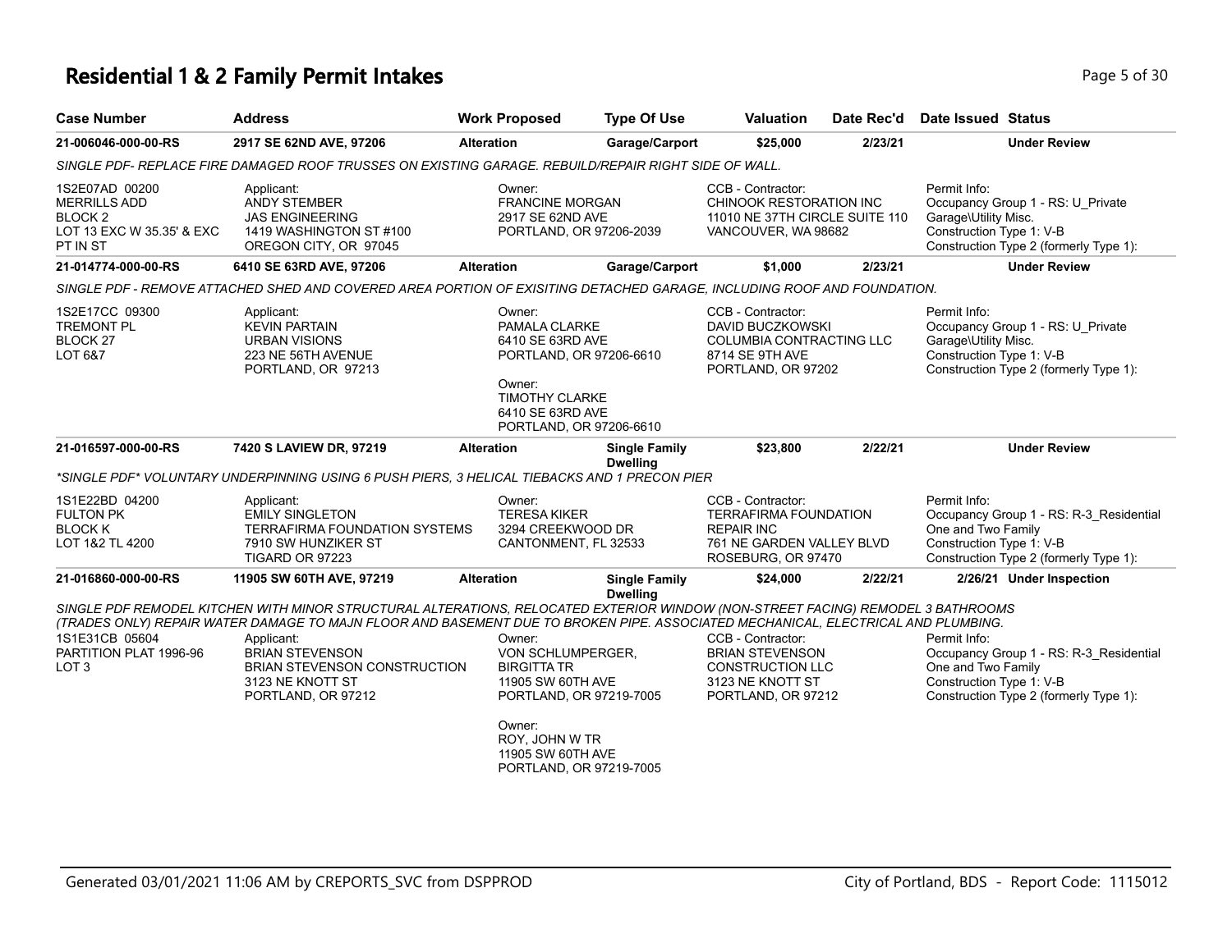# Residential 1 & 2 Family Permit Intakes

| Case Number | Address | Work Proposed | Type Of Use | Valuation | Date Rec'd | Date Issued | Status |
|---|---|---|---|---|---|---|---|
| 21-006046-000-00-RS | 2917 SE 62ND AVE, 97206 | Alteration | Garage/Carport | $25,000 | 2/23/21 | | Under Review |

*SINGLE PDF- REPLACE FIRE DAMAGED ROOF TRUSSES ON EXISTING GARAGE. REBUILD/REPAIR RIGHT SIDE OF WALL.*

1S2E07AD 00200
MERRILLS ADD
BLOCK 2
LOT 13 EXC W 35.35' & EXC PT IN ST

Applicant:
ANDY STEMBER
JAS ENGINEERING
1419 WASHINGTON ST #100
OREGON CITY, OR 97045

Owner:
FRANCINE MORGAN
2917 SE 62ND AVE
PORTLAND, OR 97206-2039

CCB - Contractor:
CHINOOK RESTORATION INC
11010 NE 37TH CIRCLE SUITE 110
VANCOUVER, WA 98682

Permit Info:
Occupancy Group 1 - RS: U_Private Garage\Utility Misc.
Construction Type 1: V-B
Construction Type 2 (formerly Type 1):

| Case Number | Address | Work Proposed | Type Of Use | Valuation | Date Rec'd | Date Issued | Status |
|---|---|---|---|---|---|---|---|
| 21-014774-000-00-RS | 6410 SE 63RD AVE, 97206 | Alteration | Garage/Carport | $1,000 | 2/23/21 | | Under Review |

*SINGLE PDF - REMOVE ATTACHED SHED AND COVERED AREA PORTION OF EXISITING DETACHED GARAGE, INCLUDING ROOF AND FOUNDATION.*

1S2E17CC 09300
TREMONT PL
BLOCK 27
LOT 6&7

Applicant:
KEVIN PARTAIN
URBAN VISIONS
223 NE 56TH AVENUE
PORTLAND, OR 97213

Owner:
PAMALA CLARKE
6410 SE 63RD AVE
PORTLAND, OR 97206-6610

Owner:
TIMOTHY CLARKE
6410 SE 63RD AVE
PORTLAND, OR 97206-6610

CCB - Contractor:
DAVID BUCZKOWSKI
COLUMBIA CONTRACTING LLC
8714 SE 9TH AVE
PORTLAND, OR 97202

Permit Info:
Occupancy Group 1 - RS: U_Private Garage\Utility Misc.
Construction Type 1: V-B
Construction Type 2 (formerly Type 1):

| Case Number | Address | Work Proposed | Type Of Use | Valuation | Date Rec'd | Date Issued | Status |
|---|---|---|---|---|---|---|---|
| 21-016597-000-00-RS | 7420 S LAVIEW DR, 97219 | Alteration | Single Family Dwelling | $23,800 | 2/22/21 | | Under Review |

*\*SINGLE PDF\* VOLUNTARY UNDERPINNING USING 6 PUSH PIERS, 3 HELICAL TIEBACKS AND 1 PRECON PIER*

1S1E22BD 04200
FULTON PK
BLOCK K
LOT 1&2 TL 4200

Applicant:
EMILY SINGLETON
TERRAFIRMA FOUNDATION SYSTEMS
7910 SW HUNZIKER ST
TIGARD OR 97223

Owner:
TERESA KIKER
3294 CREEKWOOD DR
CANTONMENT, FL 32533

CCB - Contractor:
TERRAFIRMA FOUNDATION REPAIR INC
761 NE GARDEN VALLEY BLVD
ROSEBURG, OR 97470

Permit Info:
Occupancy Group 1 - RS: R-3_Residential One and Two Family
Construction Type 1: V-B
Construction Type 2 (formerly Type 1):

| Case Number | Address | Work Proposed | Type Of Use | Valuation | Date Rec'd | Date Issued | Status |
|---|---|---|---|---|---|---|---|
| 21-016860-000-00-RS | 11905 SW 60TH AVE, 97219 | Alteration | Single Family Dwelling | $24,000 | 2/22/21 | 2/26/21 | Under Inspection |

*SINGLE PDF REMODEL KITCHEN WITH MINOR STRUCTURAL ALTERATIONS, RELOCATED EXTERIOR WINDOW (NON-STREET FACING) REMODEL 3 BATHROOMS (TRADES ONLY) REPAIR WATER DAMAGE TO MAJN FLOOR AND BASEMENT DUE TO BROKEN PIPE. ASSOCIATED MECHANICAL, ELECTRICAL AND PLUMBING.*

1S1E31CB 05604
PARTITION PLAT 1996-96
LOT 3

Applicant:
BRIAN STEVENSON
BRIAN STEVENSON CONSTRUCTION
3123 NE KNOTT ST
PORTLAND, OR 97212

Owner:
VON SCHLUMPERGER, BIRGITTA TR
11905 SW 60TH AVE
PORTLAND, OR 97219-7005

Owner:
ROY, JOHN W TR
11905 SW 60TH AVE
PORTLAND, OR 97219-7005

CCB - Contractor:
BRIAN STEVENSON CONSTRUCTION LLC
3123 NE KNOTT ST
PORTLAND, OR 97212

Permit Info:
Occupancy Group 1 - RS: R-3_Residential One and Two Family
Construction Type 1: V-B
Construction Type 2 (formerly Type 1):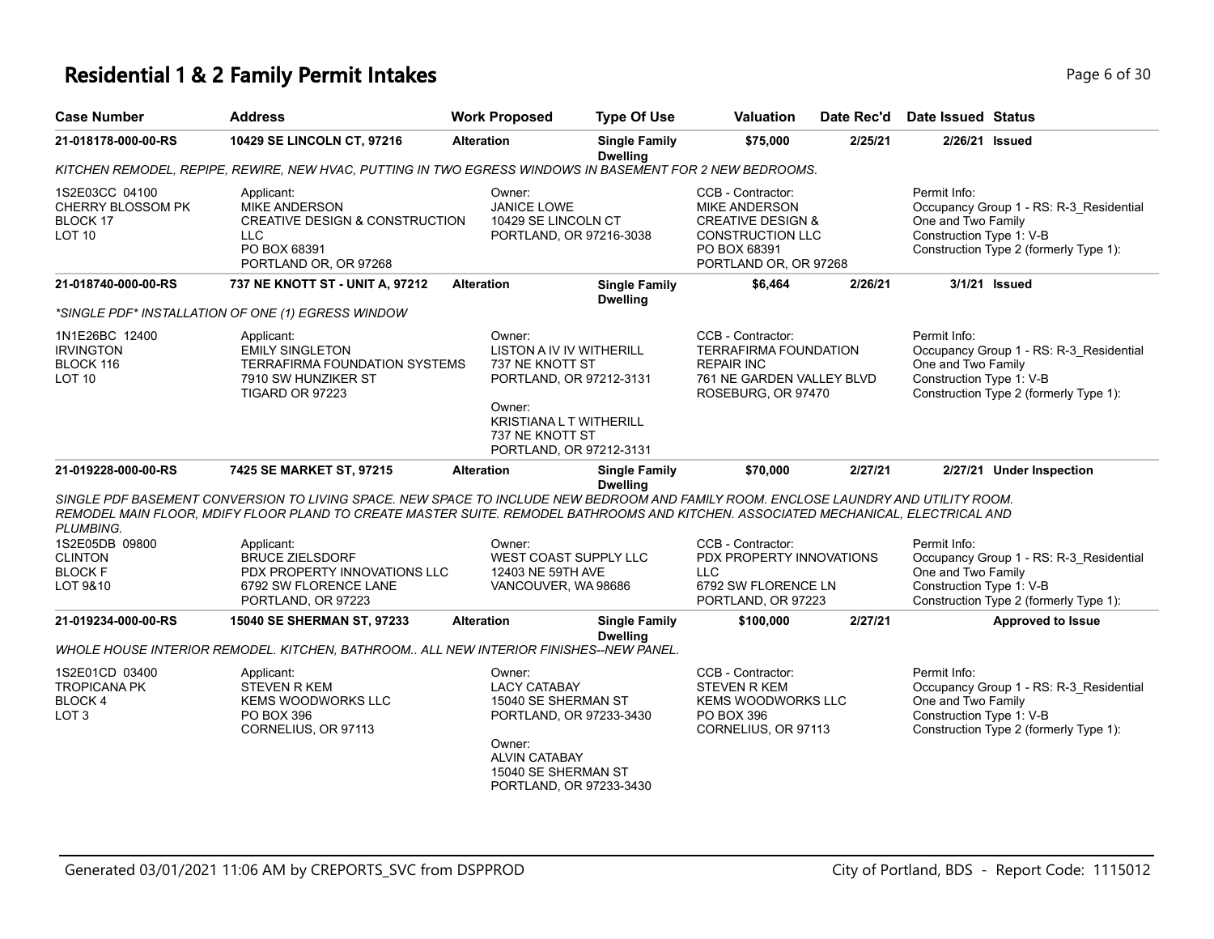# Residential 1 & 2 Family Permit Intakes

| Case Number | Address | Work Proposed | Type Of Use | Valuation | Date Rec'd | Date Issued | Status |
|---|---|---|---|---|---|---|---|
| 21-018178-000-00-RS | 10429 SE LINCOLN CT, 97216 | Alteration | Single Family Dwelling | $75,000 | 2/25/21 | 2/26/21 | Issued |

*KITCHEN REMODEL, REPIPE, REWIRE, NEW HVAC, PUTTING IN TWO EGRESS WINDOWS IN BASEMENT FOR 2 NEW BEDROOMS.*

1S2E03CC 04100
CHERRY BLOSSOM PK
BLOCK 17
LOT 10

Applicant:
MIKE ANDERSON
CREATIVE DESIGN & CONSTRUCTION LLC
PO BOX 68391
PORTLAND OR, OR 97268

Owner:
JANICE LOWE
10429 SE LINCOLN CT
PORTLAND, OR 97216-3038

CCB - Contractor:
MIKE ANDERSON
CREATIVE DESIGN & CONSTRUCTION LLC
PO BOX 68391
PORTLAND OR, OR 97268

Permit Info:
Occupancy Group 1 - RS: R-3_Residential One and Two Family
Construction Type 1: V-B
Construction Type 2 (formerly Type 1):

| Case Number | Address | Work Proposed | Type Of Use | Valuation | Date Rec'd | Date Issued | Status |
|---|---|---|---|---|---|---|---|
| 21-018740-000-00-RS | 737 NE KNOTT ST - UNIT A, 97212 | Alteration | Single Family Dwelling | $6,464 | 2/26/21 | 3/1/21 | Issued |

*\*SINGLE PDF\* INSTALLATION OF ONE (1) EGRESS WINDOW*

1N1E26BC 12400
IRVINGTON
BLOCK 116
LOT 10

Applicant:
EMILY SINGLETON
TERRAFIRMA FOUNDATION SYSTEMS
7910 SW HUNZIKER ST
TIGARD OR 97223

Owner:
LISTON A IV IV WITHERILL
737 NE KNOTT ST
PORTLAND, OR 97212-3131

Owner:
KRISTIANA L T WITHERILL
737 NE KNOTT ST
PORTLAND, OR 97212-3131

CCB - Contractor:
TERRAFIRMA FOUNDATION REPAIR INC
761 NE GARDEN VALLEY BLVD
ROSEBURG, OR 97470

Permit Info:
Occupancy Group 1 - RS: R-3_Residential One and Two Family
Construction Type 1: V-B
Construction Type 2 (formerly Type 1):

| Case Number | Address | Work Proposed | Type Of Use | Valuation | Date Rec'd | Date Issued | Status |
|---|---|---|---|---|---|---|---|
| 21-019228-000-00-RS | 7425 SE MARKET ST, 97215 | Alteration | Single Family Dwelling | $70,000 | 2/27/21 | 2/27/21 | Under Inspection |

*SINGLE PDF BASEMENT CONVERSION TO LIVING SPACE. NEW SPACE TO INCLUDE NEW BEDROOM AND FAMILY ROOM. ENCLOSE LAUNDRY AND UTILITY ROOM. REMODEL MAIN FLOOR, MDIFY FLOOR PLAND TO CREATE MASTER SUITE. REMODEL BATHROOMS AND KITCHEN. ASSOCIATED MECHANICAL, ELECTRICAL AND PLUMBING.*

1S2E05DB 09800
CLINTON
BLOCK F
LOT 9&10

Applicant:
BRUCE ZIELSDORF
PDX PROPERTY INNOVATIONS LLC
6792 SW FLORENCE LANE
PORTLAND, OR 97223

Owner:
WEST COAST SUPPLY LLC
12403 NE 59TH AVE
VANCOUVER, WA 98686

CCB - Contractor:
PDX PROPERTY INNOVATIONS LLC
6792 SW FLORENCE LN
PORTLAND, OR 97223

Permit Info:
Occupancy Group 1 - RS: R-3_Residential One and Two Family
Construction Type 1: V-B
Construction Type 2 (formerly Type 1):

| Case Number | Address | Work Proposed | Type Of Use | Valuation | Date Rec'd | Date Issued | Status |
|---|---|---|---|---|---|---|---|
| 21-019234-000-00-RS | 15040 SE SHERMAN ST, 97233 | Alteration | Single Family Dwelling | $100,000 | 2/27/21 | | Approved to Issue |

*WHOLE HOUSE INTERIOR REMODEL. KITCHEN, BATHROOM.. ALL NEW INTERIOR FINISHES--NEW PANEL.*

1S2E01CD 03400
TROPICANA PK
BLOCK 4
LOT 3

Applicant:
STEVEN R KEM
KEMS WOODWORKS LLC
PO BOX 396
CORNELIUS, OR 97113

Owner:
LACY CATABAY
15040 SE SHERMAN ST
PORTLAND, OR 97233-3430

Owner:
ALVIN CATABAY
15040 SE SHERMAN ST
PORTLAND, OR 97233-3430

CCB - Contractor:
STEVEN R KEM
KEMS WOODWORKS LLC
PO BOX 396
CORNELIUS, OR 97113

Permit Info:
Occupancy Group 1 - RS: R-3_Residential One and Two Family
Construction Type 1: V-B
Construction Type 2 (formerly Type 1):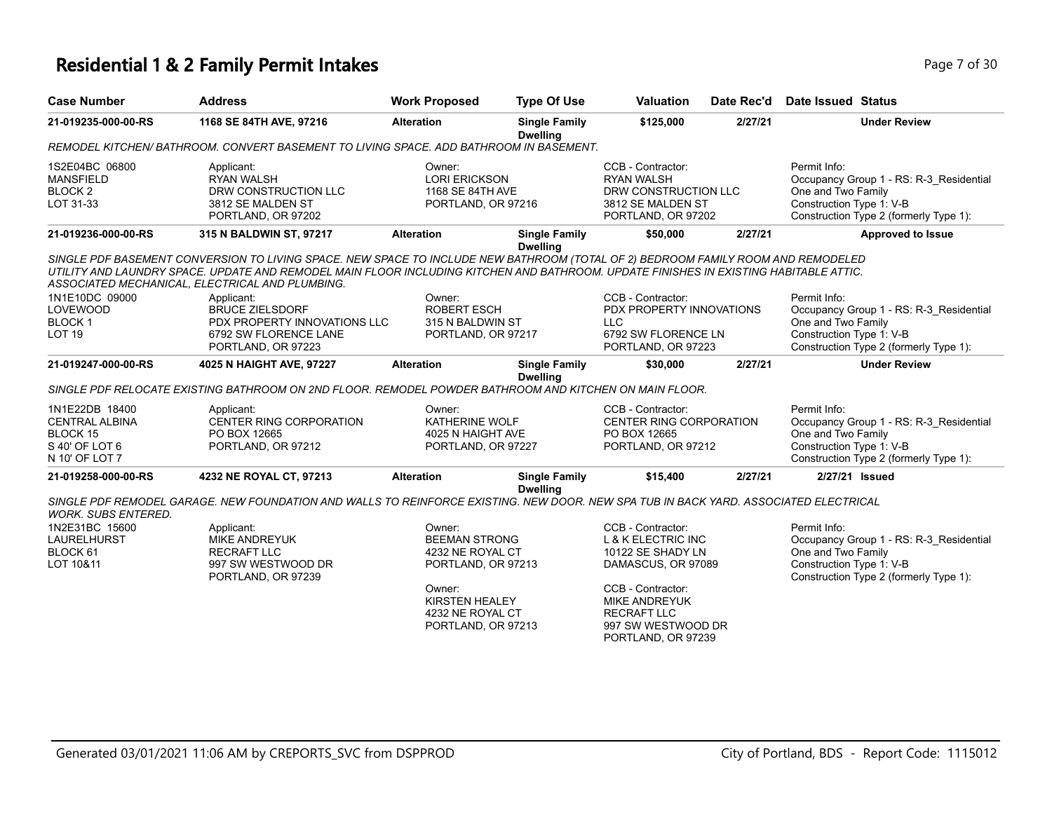# Residential 1 & 2 Family Permit Intakes

| Case Number | Address | Work Proposed | Type Of Use | Valuation | Date Rec'd | Date Issued | Status |
|---|---|---|---|---|---|---|---|
| **21-019235-000-00-RS** | **1168 SE 84TH AVE, 97216** | **Alteration** | **Single Family Dwelling** | **$125,000** | **2/27/21** | | **Under Review** |

*REMODEL KITCHEN/ BATHROOM. CONVERT BASEMENT TO LIVING SPACE. ADD BATHROOM IN BASEMENT.*

| | Applicant | Owner | CCB - Contractor | Permit Info |
|---|---|---|---|---|
| 1S2E04BC 06800<br>MANSFIELD<br>BLOCK 2<br>LOT 31-33 | RYAN WALSH<br>DRW CONSTRUCTION LLC<br>3812 SE MALDEN ST<br>PORTLAND, OR 97202 | LORI ERICKSON<br>1168 SE 84TH AVE<br>PORTLAND, OR 97216 | RYAN WALSH<br>DRW CONSTRUCTION LLC<br>3812 SE MALDEN ST<br>PORTLAND, OR 97202 | Occupancy Group 1 - RS: R-3_Residential One and Two Family<br>Construction Type 1: V-B<br>Construction Type 2 (formerly Type 1): |

| Case Number | Address | Work Proposed | Type Of Use | Valuation | Date Rec'd | Date Issued | Status |
|---|---|---|---|---|---|---|---|
| **21-019236-000-00-RS** | **315 N BALDWIN ST, 97217** | **Alteration** | **Single Family Dwelling** | **$50,000** | **2/27/21** | | **Approved to Issue** |

*SINGLE PDF BASEMENT CONVERSION TO LIVING SPACE. NEW SPACE TO INCLUDE NEW BATHROOM (TOTAL OF 2) BEDROOM FAMILY ROOM AND REMODELED UTILITY AND LAUNDRY SPACE. UPDATE AND REMODEL MAIN FLOOR INCLUDING KITCHEN AND BATHROOM. UPDATE FINISHES IN EXISTING HABITABLE ATTIC. ASSOCIATED MECHANICAL, ELECTRICAL AND PLUMBING.*

| | Applicant | Owner | CCB - Contractor | Permit Info |
|---|---|---|---|---|
| 1N1E10DC 09000<br>LOVEWOOD<br>BLOCK 1<br>LOT 19 | BRUCE ZIELSDORF<br>PDX PROPERTY INNOVATIONS LLC<br>6792 SW FLORENCE LANE<br>PORTLAND, OR 97223 | ROBERT ESCH<br>315 N BALDWIN ST<br>PORTLAND, OR 97217 | PDX PROPERTY INNOVATIONS LLC<br>6792 SW FLORENCE LN<br>PORTLAND, OR 97223 | Occupancy Group 1 - RS: R-3_Residential One and Two Family<br>Construction Type 1: V-B<br>Construction Type 2 (formerly Type 1): |

| Case Number | Address | Work Proposed | Type Of Use | Valuation | Date Rec'd | Date Issued | Status |
|---|---|---|---|---|---|---|---|
| **21-019247-000-00-RS** | **4025 N HAIGHT AVE, 97227** | **Alteration** | **Single Family Dwelling** | **$30,000** | **2/27/21** | | **Under Review** |

*SINGLE PDF RELOCATE EXISTING BATHROOM ON 2ND FLOOR. REMODEL POWDER BATHROOM AND KITCHEN ON MAIN FLOOR.*

| | Applicant | Owner | CCB - Contractor | Permit Info |
|---|---|---|---|---|
| 1N1E22DB 18400<br>CENTRAL ALBINA<br>BLOCK 15<br>S 40' OF LOT 6<br>N 10' OF LOT 7 | CENTER RING CORPORATION<br>PO BOX 12665<br>PORTLAND, OR 97212 | KATHERINE WOLF<br>4025 N HAIGHT AVE<br>PORTLAND, OR 97227 | CENTER RING CORPORATION<br>PO BOX 12665<br>PORTLAND, OR 97212 | Occupancy Group 1 - RS: R-3_Residential One and Two Family<br>Construction Type 1: V-B<br>Construction Type 2 (formerly Type 1): |

| Case Number | Address | Work Proposed | Type Of Use | Valuation | Date Rec'd | Date Issued | Status |
|---|---|---|---|---|---|---|---|
| **21-019258-000-00-RS** | **4232 NE ROYAL CT, 97213** | **Alteration** | **Single Family Dwelling** | **$15,400** | **2/27/21** | **2/27/21** | **Issued** |

*SINGLE PDF REMODEL GARAGE. NEW FOUNDATION AND WALLS TO REINFORCE EXISTING. NEW DOOR. NEW SPA TUB IN BACK YARD. ASSOCIATED ELECTRICAL WORK. SUBS ENTERED.*

| | Applicant | Owner | CCB - Contractor | Permit Info |
|---|---|---|---|---|
| 1N2E31BC 15600<br>LAURELHURST<br>BLOCK 61<br>LOT 10&11 | MIKE ANDREYUK<br>RECRAFT LLC<br>997 SW WESTWOOD DR<br>PORTLAND, OR 97239 | BEEMAN STRONG<br>4232 NE ROYAL CT<br>PORTLAND, OR 97213 | L & K ELECTRIC INC<br>10122 SE SHADY LN<br>DAMASCUS, OR 97089 | Occupancy Group 1 - RS: R-3_Residential One and Two Family<br>Construction Type 1: V-B<br>Construction Type 2 (formerly Type 1): |
| | | KIRSTEN HEALEY<br>4232 NE ROYAL CT<br>PORTLAND, OR 97213 | MIKE ANDREYUK<br>RECRAFT LLC<br>997 SW WESTWOOD DR<br>PORTLAND, OR 97239 | |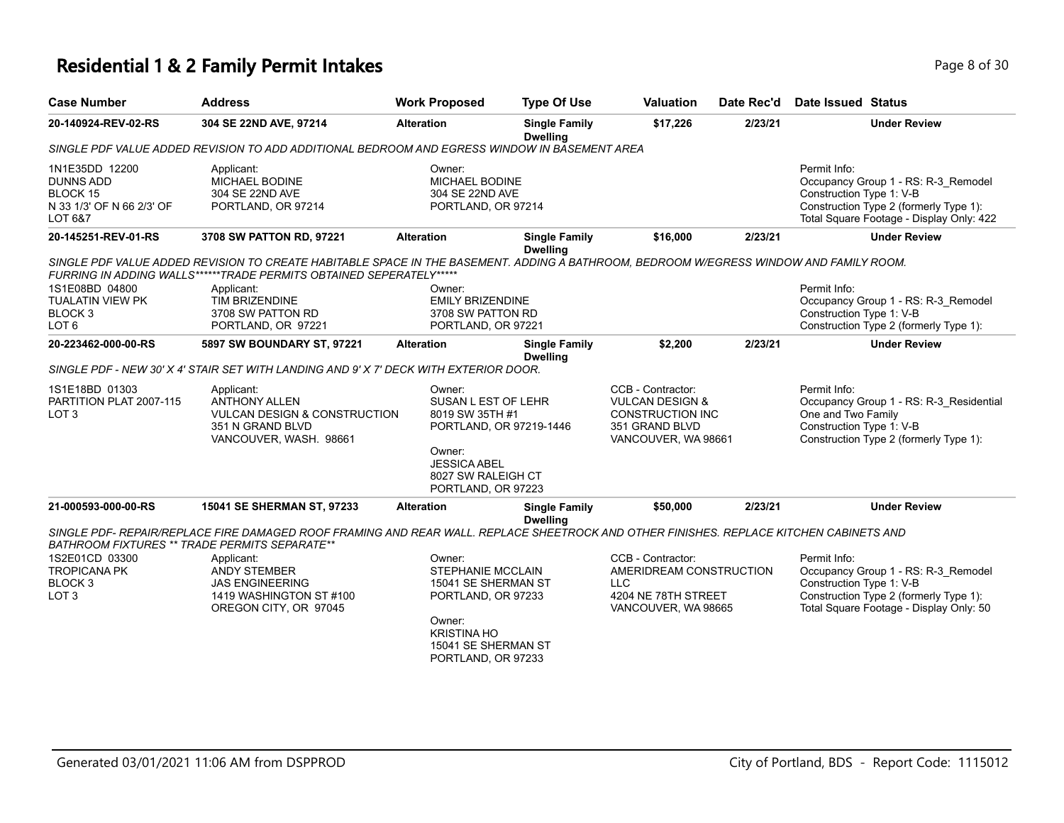# Residential 1 & 2 Family Permit Intakes

| Case Number | Address | Work Proposed | Type Of Use | Valuation | Date Rec'd | Date Issued | Status |
|---|---|---|---|---|---|---|---|
| 20-140924-REV-02-RS | 304 SE 22ND AVE, 97214 | Alteration | Single Family Dwelling | $17,226 | 2/23/21 | | Under Review |

*SINGLE PDF VALUE ADDED REVISION TO ADD ADDITIONAL BEDROOM AND EGRESS WINDOW IN BASEMENT AREA*

1N1E35DD 12200
DUNNS ADD
BLOCK 15
N 33 1/3' OF N 66 2/3' OF
LOT 6&7

Applicant:
MICHAEL BODINE
304 SE 22ND AVE
PORTLAND, OR 97214

Owner:
MICHAEL BODINE
304 SE 22ND AVE
PORTLAND, OR 97214

Permit Info:
Occupancy Group 1 - RS: R-3_Remodel
Construction Type 1: V-B
Construction Type 2 (formerly Type 1):
Total Square Footage - Display Only: 422

| Case Number | Address | Work Proposed | Type Of Use | Valuation | Date Rec'd | Date Issued | Status |
|---|---|---|---|---|---|---|---|
| 20-145251-REV-01-RS | 3708 SW PATTON RD, 97221 | Alteration | Single Family Dwelling | $16,000 | 2/23/21 | | Under Review |

*SINGLE PDF VALUE ADDED REVISION TO CREATE HABITABLE SPACE IN THE BASEMENT. ADDING A BATHROOM, BEDROOM W/EGRESS WINDOW AND FAMILY ROOM. FURRING IN ADDING WALLS******TRADE PERMITS OBTAINED SEPERATELY******

1S1E08BD 04800
TUALATIN VIEW PK
BLOCK 3
LOT 6

Applicant:
TIM BRIZENDINE
3708 SW PATTON RD
PORTLAND, OR 97221

Owner:
EMILY BRIZENDINE
3708 SW PATTON RD
PORTLAND, OR 97221

Permit Info:
Occupancy Group 1 - RS: R-3_Remodel
Construction Type 1: V-B
Construction Type 2 (formerly Type 1):

| Case Number | Address | Work Proposed | Type Of Use | Valuation | Date Rec'd | Date Issued | Status |
|---|---|---|---|---|---|---|---|
| 20-223462-000-00-RS | 5897 SW BOUNDARY ST, 97221 | Alteration | Single Family Dwelling | $2,200 | 2/23/21 | | Under Review |

*SINGLE PDF - NEW 30' X 4' STAIR SET WITH LANDING AND 9' X 7' DECK WITH EXTERIOR DOOR.*

1S1E18BD 01303
PARTITION PLAT 2007-115
LOT 3

Applicant:
ANTHONY ALLEN
VULCAN DESIGN & CONSTRUCTION
351 N GRAND BLVD
VANCOUVER, WASH. 98661

Owner:
SUSAN L EST OF LEHR
8019 SW 35TH #1
PORTLAND, OR 97219-1446

Owner:
JESSICA ABEL
8027 SW RALEIGH CT
PORTLAND, OR 97223

CCB - Contractor:
VULCAN DESIGN &
CONSTRUCTION INC
351 GRAND BLVD
VANCOUVER, WA 98661

Permit Info:
Occupancy Group 1 - RS: R-3_Residential One and Two Family
Construction Type 1: V-B
Construction Type 2 (formerly Type 1):

| Case Number | Address | Work Proposed | Type Of Use | Valuation | Date Rec'd | Date Issued | Status |
|---|---|---|---|---|---|---|---|
| 21-000593-000-00-RS | 15041 SE SHERMAN ST, 97233 | Alteration | Single Family Dwelling | $50,000 | 2/23/21 | | Under Review |

*SINGLE PDF- REPAIR/REPLACE FIRE DAMAGED ROOF FRAMING AND REAR WALL. REPLACE SHEETROCK AND OTHER FINISHES. REPLACE KITCHEN CABINETS AND BATHROOM FIXTURES ** TRADE PERMITS SEPARATE***

1S2E01CD 03300
TROPICANA PK
BLOCK 3
LOT 3

Applicant:
ANDY STEMBER
JAS ENGINEERING
1419 WASHINGTON ST #100
OREGON CITY, OR 97045

Owner:
STEPHANIE MCCLAIN
15041 SE SHERMAN ST
PORTLAND, OR 97233

Owner:
KRISTINA HO
15041 SE SHERMAN ST
PORTLAND, OR 97233

CCB - Contractor:
AMERIDREAM CONSTRUCTION
LLC
4204 NE 78TH STREET
VANCOUVER, WA 98665

Permit Info:
Occupancy Group 1 - RS: R-3_Remodel
Construction Type 1: V-B
Construction Type 2 (formerly Type 1):
Total Square Footage - Display Only: 50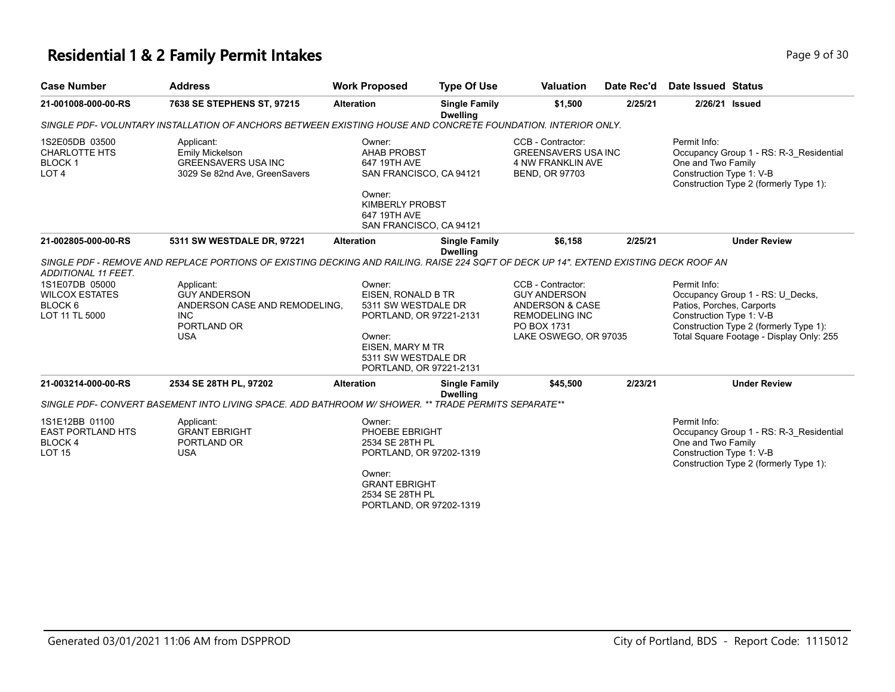# Residential 1 & 2 Family Permit Intakes

| Case Number | Address | Work Proposed | Type Of Use | Valuation | Date Rec'd | Date Issued | Status |
|---|---|---|---|---|---|---|---|
| 21-001008-000-00-RS | 7638 SE STEPHENS ST, 97215 | Alteration | Single Family Dwelling | $1,500 | 2/25/21 | 2/26/21 | Issued |

*SINGLE PDF- VOLUNTARY INSTALLATION OF ANCHORS BETWEEN EXISTING HOUSE AND CONCRETE FOUNDATION. INTERIOR ONLY.*

1S2E05DB 03500
CHARLOTTE HTS
BLOCK 1
LOT 4

Applicant:
Emily Mickelson
GREENSAVERS USA INC
3029 Se 82nd Ave, GreenSavers

Owner:
AHAB PROBST
647 19TH AVE
SAN FRANCISCO, CA 94121

Owner:
KIMBERLY PROBST
647 19TH AVE
SAN FRANCISCO, CA 94121

CCB - Contractor:
GREENSAVERS USA INC
4 NW FRANKLIN AVE
BEND, OR 97703

Permit Info:
Occupancy Group 1 - RS: R-3_Residential One and Two Family
Construction Type 1: V-B
Construction Type 2 (formerly Type 1):

| Case Number | Address | Work Proposed | Type Of Use | Valuation | Date Rec'd | Date Issued | Status |
|---|---|---|---|---|---|---|---|
| 21-002805-000-00-RS | 5311 SW WESTDALE DR, 97221 | Alteration | Single Family Dwelling | $6,158 | 2/25/21 | | Under Review |

*SINGLE PDF - REMOVE AND REPLACE PORTIONS OF EXISTING DECKING AND RAILING. RAISE 224 SQFT OF DECK UP 14". EXTEND EXISTING DECK ROOF AN ADDITIONAL 11 FEET.*

1S1E07DB 05000
WILCOX ESTATES
BLOCK 6
LOT 11 TL 5000

Applicant:
GUY ANDERSON
ANDERSON CASE AND REMODELING, INC
PORTLAND OR
USA

Owner:
EISEN, RONALD B TR
5311 SW WESTDALE DR
PORTLAND, OR 97221-2131

Owner:
EISEN, MARY M TR
5311 SW WESTDALE DR
PORTLAND, OR 97221-2131

CCB - Contractor:
GUY ANDERSON
ANDERSON & CASE
REMODELING INC
PO BOX 1731
LAKE OSWEGO, OR 97035

Permit Info:
Occupancy Group 1 - RS: U_Decks, Patios, Porches, Carports
Construction Type 1: V-B
Construction Type 2 (formerly Type 1):
Total Square Footage - Display Only: 255

| Case Number | Address | Work Proposed | Type Of Use | Valuation | Date Rec'd | Date Issued | Status |
|---|---|---|---|---|---|---|---|
| 21-003214-000-00-RS | 2534 SE 28TH PL, 97202 | Alteration | Single Family Dwelling | $45,500 | 2/23/21 | | Under Review |

*SINGLE PDF- CONVERT BASEMENT INTO LIVING SPACE. ADD BATHROOM W/ SHOWER. ** TRADE PERMITS SEPARATE***

1S1E12BB 01100
EAST PORTLAND HTS
BLOCK 4
LOT 15

Applicant:
GRANT EBRIGHT
PORTLAND OR
USA

Owner:
PHOEBE EBRIGHT
2534 SE 28TH PL
PORTLAND, OR 97202-1319

Owner:
GRANT EBRIGHT
2534 SE 28TH PL
PORTLAND, OR 97202-1319

Permit Info:
Occupancy Group 1 - RS: R-3_Residential One and Two Family
Construction Type 1: V-B
Construction Type 2 (formerly Type 1):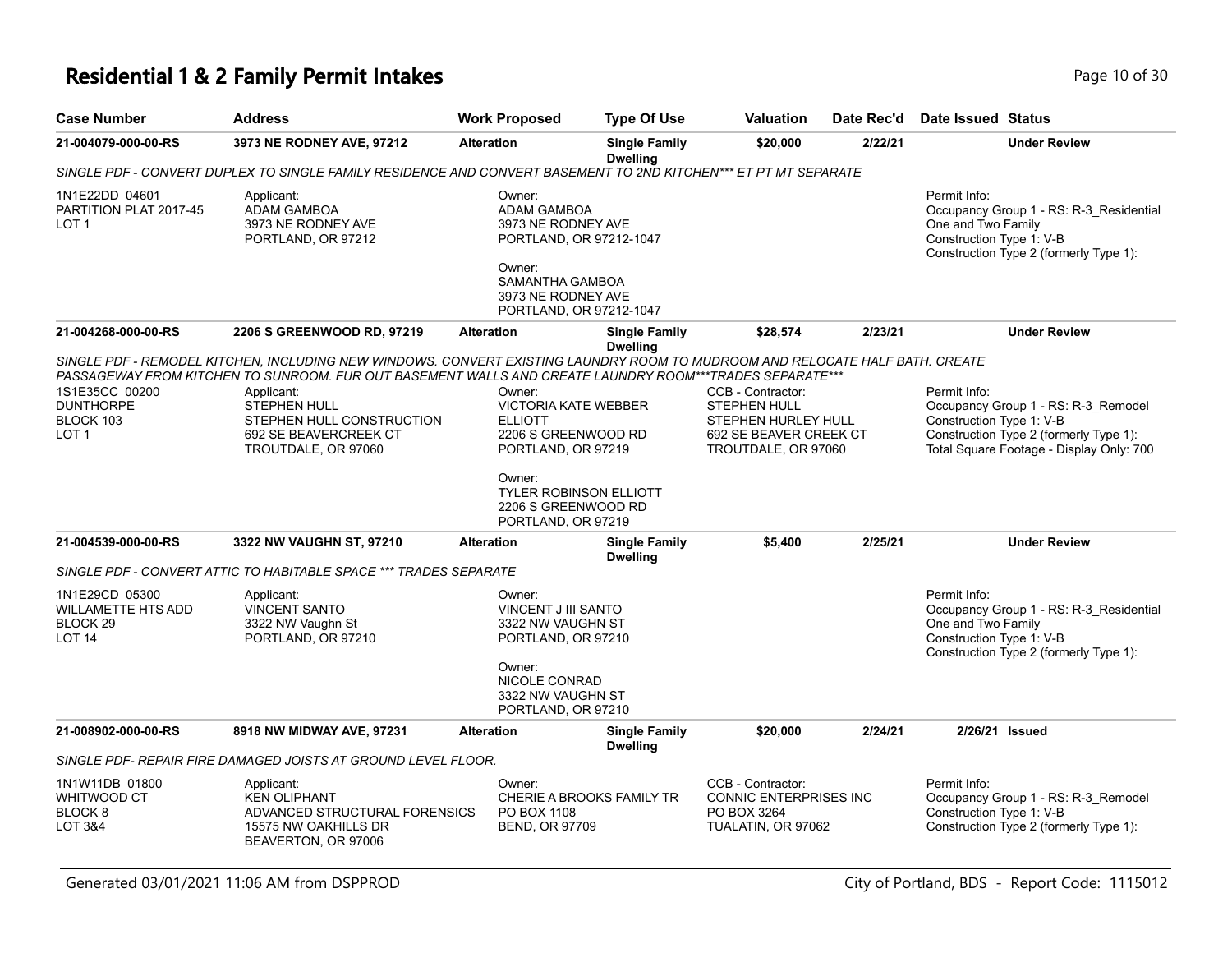# Residential 1 & 2 Family Permit Intakes

| Case Number | Address | Work Proposed | Type Of Use | Valuation | Date Rec'd | Date Issued | Status |
|---|---|---|---|---|---|---|---|
| 21-004079-000-00-RS | 3973 NE RODNEY AVE, 97212 | Alteration | Single Family Dwelling | $20,000 | 2/22/21 | | Under Review |

*SINGLE PDF - CONVERT DUPLEX TO SINGLE FAMILY RESIDENCE AND CONVERT BASEMENT TO 2ND KITCHEN*** ET PT MT SEPARATE*

1N1E22DD 04601
PARTITION PLAT 2017-45
LOT 1

Applicant:
ADAM GAMBOA
3973 NE RODNEY AVE
PORTLAND, OR 97212

Owner:
ADAM GAMBOA
3973 NE RODNEY AVE
PORTLAND, OR 97212-1047

Owner:
SAMANTHA GAMBOA
3973 NE RODNEY AVE
PORTLAND, OR 97212-1047

Permit Info:
Occupancy Group 1 - RS: R-3_Residential One and Two Family
Construction Type 1: V-B
Construction Type 2 (formerly Type 1):

| Case Number | Address | Work Proposed | Type Of Use | Valuation | Date Rec'd | Date Issued | Status |
|---|---|---|---|---|---|---|---|
| 21-004268-000-00-RS | 2206 S GREENWOOD RD, 97219 | Alteration | Single Family Dwelling | $28,574 | 2/23/21 | | Under Review |

*SINGLE PDF - REMODEL KITCHEN, INCLUDING NEW WINDOWS. CONVERT EXISTING LAUNDRY ROOM TO MUDROOM AND RELOCATE HALF BATH. CREATE PASSAGEWAY FROM KITCHEN TO SUNROOM. FUR OUT BASEMENT WALLS AND CREATE LAUNDRY ROOM***TRADES SEPARATE****

1S1E35CC 00200
DUNTHORPE
BLOCK 103
LOT 1

Applicant:
STEPHEN HULL
STEPHEN HULL CONSTRUCTION
692 SE BEAVERCREEK CT
TROUTDALE, OR 97060

Owner:
VICTORIA KATE WEBBER ELLIOTT
2206 S GREENWOOD RD
PORTLAND, OR 97219

Owner:
TYLER ROBINSON ELLIOTT
2206 S GREENWOOD RD
PORTLAND, OR 97219

CCB - Contractor:
STEPHEN HULL
STEPHEN HURLEY HULL
692 SE BEAVER CREEK CT
TROUTDALE, OR 97060

Permit Info:
Occupancy Group 1 - RS: R-3_Remodel
Construction Type 1: V-B
Construction Type 2 (formerly Type 1):
Total Square Footage - Display Only: 700

| Case Number | Address | Work Proposed | Type Of Use | Valuation | Date Rec'd | Date Issued | Status |
|---|---|---|---|---|---|---|---|
| 21-004539-000-00-RS | 3322 NW VAUGHN ST, 97210 | Alteration | Single Family Dwelling | $5,400 | 2/25/21 | | Under Review |

*SINGLE PDF - CONVERT ATTIC TO HABITABLE SPACE *** TRADES SEPARATE*

1N1E29CD 05300
WILLAMETTE HTS ADD
BLOCK 29
LOT 14

Applicant:
VINCENT SANTO
3322 NW Vaughn St
PORTLAND, OR 97210

Owner:
VINCENT J III SANTO
3322 NW VAUGHN ST
PORTLAND, OR 97210

Owner:
NICOLE CONRAD
3322 NW VAUGHN ST
PORTLAND, OR 97210

Permit Info:
Occupancy Group 1 - RS: R-3_Residential One and Two Family
Construction Type 1: V-B
Construction Type 2 (formerly Type 1):

| Case Number | Address | Work Proposed | Type Of Use | Valuation | Date Rec'd | Date Issued | Status |
|---|---|---|---|---|---|---|---|
| 21-008902-000-00-RS | 8918 NW MIDWAY AVE, 97231 | Alteration | Single Family Dwelling | $20,000 | 2/24/21 | 2/26/21 | Issued |

*SINGLE PDF- REPAIR FIRE DAMAGED JOISTS AT GROUND LEVEL FLOOR.*

1N1W11DB 01800
WHITWOOD CT
BLOCK 8
LOT 3&4

Applicant:
KEN OLIPHANT
ADVANCED STRUCTURAL FORENSICS
15575 NW OAKHILLS DR
BEAVERTON, OR 97006

Owner:
CHERIE A BROOKS FAMILY TR
PO BOX 1108
BEND, OR 97709

CCB - Contractor:
CONNIC ENTERPRISES INC
PO BOX 3264
TUALATIN, OR 97062

Permit Info:
Occupancy Group 1 - RS: R-3_Remodel
Construction Type 1: V-B
Construction Type 2 (formerly Type 1):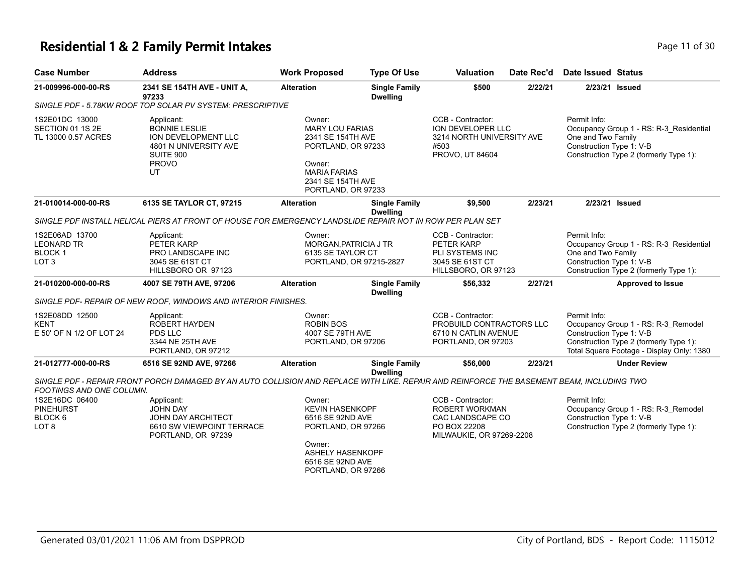# Residential 1 & 2 Family Permit Intakes

| Case Number | Address | Work Proposed | Type Of Use | Valuation | Date Rec'd | Date Issued | Status |
|---|---|---|---|---|---|---|---|
| 21-009996-000-00-RS | 2341 SE 154TH AVE - UNIT A, 97233 | Alteration | Single Family Dwelling | $500 | 2/22/21 | 2/23/21 | Issued |

*SINGLE PDF - 5.78KW ROOF TOP SOLAR PV SYSTEM: PRESCRIPTIVE*

1S2E01DC 13000
SECTION 01 1S 2E
TL 13000 0.57 ACRES

Applicant:
BONNIE LESLIE
ION DEVELOPMENT LLC
4801 N UNIVERSITY AVE
SUITE 900
PROVO
UT

Owner:
MARY LOU FARIAS
2341 SE 154TH AVE
PORTLAND, OR 97233

Owner:
MARIA FARIAS
2341 SE 154TH AVE
PORTLAND, OR 97233

CCB - Contractor:
ION DEVELOPER LLC
3214 NORTH UNIVERSITY AVE
#503
PROVO, UT 84604

Permit Info:
Occupancy Group 1 - RS: R-3_Residential One and Two Family
Construction Type 1: V-B
Construction Type 2 (formerly Type 1):

| Case Number | Address | Work Proposed | Type Of Use | Valuation | Date Rec'd | Date Issued | Status |
|---|---|---|---|---|---|---|---|
| 21-010014-000-00-RS | 6135 SE TAYLOR CT, 97215 | Alteration | Single Family Dwelling | $9,500 | 2/23/21 | 2/23/21 | Issued |

*SINGLE PDF INSTALL HELICAL PIERS AT FRONT OF HOUSE FOR EMERGENCY LANDSLIDE REPAIR NOT IN ROW PER PLAN SET*

1S2E06AD 13700
LEONARD TR
BLOCK 1
LOT 3

Applicant:
PETER KARP
PRO LANDSCAPE INC
3045 SE 61ST CT
HILLSBORO OR 97123

Owner:
MORGAN,PATRICIA J TR
6135 SE TAYLOR CT
PORTLAND, OR 97215-2827

CCB - Contractor:
PETER KARP
PLI SYSTEMS INC
3045 SE 61ST CT
HILLSBORO, OR 97123

Permit Info:
Occupancy Group 1 - RS: R-3_Residential One and Two Family
Construction Type 1: V-B
Construction Type 2 (formerly Type 1):

| Case Number | Address | Work Proposed | Type Of Use | Valuation | Date Rec'd | Date Issued | Status |
|---|---|---|---|---|---|---|---|
| 21-010200-000-00-RS | 4007 SE 79TH AVE, 97206 | Alteration | Single Family Dwelling | $56,332 | 2/27/21 | | Approved to Issue |

*SINGLE PDF- REPAIR OF NEW ROOF, WINDOWS AND INTERIOR FINISHES.*

1S2E08DD 12500
KENT
E 50' OF N 1/2 OF LOT 24

Applicant:
ROBERT HAYDEN
PDS LLC
3344 NE 25TH AVE
PORTLAND, OR 97212

Owner:
ROBIN BOS
4007 SE 79TH AVE
PORTLAND, OR 97206

CCB - Contractor:
PROBUILD CONTRACTORS LLC
6710 N CATLIN AVENUE
PORTLAND, OR 97203

Permit Info:
Occupancy Group 1 - RS: R-3_Remodel
Construction Type 1: V-B
Construction Type 2 (formerly Type 1):
Total Square Footage - Display Only: 1380

| Case Number | Address | Work Proposed | Type Of Use | Valuation | Date Rec'd | Date Issued | Status |
|---|---|---|---|---|---|---|---|
| 21-012777-000-00-RS | 6516 SE 92ND AVE, 97266 | Alteration | Single Family Dwelling | $56,000 | 2/23/21 | | Under Review |

*SINGLE PDF - REPAIR FRONT PORCH DAMAGED BY AN AUTO COLLISION AND REPLACE WITH LIKE. REPAIR AND REINFORCE THE BASEMENT BEAM, INCLUDING TWO FOOTINGS AND ONE COLUMN.*

1S2E16DC 06400
PINEHURST
BLOCK 6
LOT 8

Applicant:
JOHN DAY
JOHN DAY ARCHITECT
6610 SW VIEWPOINT TERRACE
PORTLAND, OR 97239

Owner:
KEVIN HASENKOPF
6516 SE 92ND AVE
PORTLAND, OR 97266

Owner:
ASHELY HASENKOPF
6516 SE 92ND AVE
PORTLAND, OR 97266

CCB - Contractor:
ROBERT WORKMAN
CAC LANDSCAPE CO
PO BOX 22208
MILWAUKIE, OR 97269-2208

Permit Info:
Occupancy Group 1 - RS: R-3_Remodel
Construction Type 1: V-B
Construction Type 2 (formerly Type 1):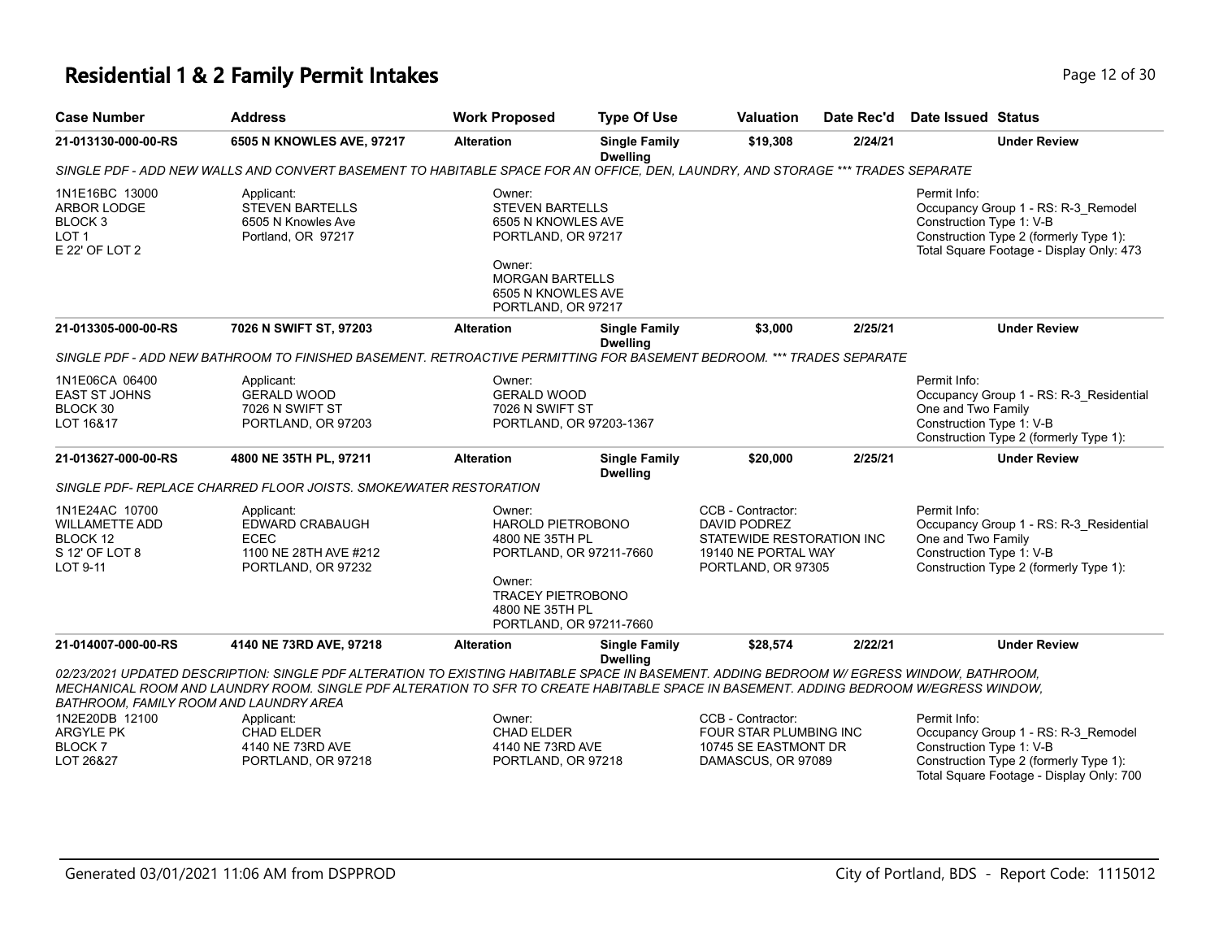# Residential 1 & 2 Family Permit Intakes

| Case Number | Address | Work Proposed | Type Of Use | Valuation | Date Rec'd | Date Issued | Status |
|---|---|---|---|---|---|---|---|
| 21-013130-000-00-RS | 6505 N KNOWLES AVE, 97217 | Alteration | Single Family Dwelling | $19,308 | 2/24/21 | | Under Review |

*SINGLE PDF - ADD NEW WALLS AND CONVERT BASEMENT TO HABITABLE SPACE FOR AN OFFICE, DEN, LAUNDRY, AND STORAGE \*\*\* TRADES SEPARATE*

1N1E16BC 13000
ARBOR LODGE
BLOCK 3
LOT 1
E 22' OF LOT 2

Applicant:
STEVEN BARTELLS
6505 N Knowles Ave
Portland, OR 97217

Owner:
STEVEN BARTELLS
6505 N KNOWLES AVE
PORTLAND, OR 97217

Owner:
MORGAN BARTELLS
6505 N KNOWLES AVE
PORTLAND, OR 97217

Permit Info:
Occupancy Group 1 - RS: R-3_Remodel
Construction Type 1: V-B
Construction Type 2 (formerly Type 1):
Total Square Footage - Display Only: 473

| Case Number | Address | Work Proposed | Type Of Use | Valuation | Date Rec'd | Date Issued | Status |
|---|---|---|---|---|---|---|---|
| 21-013305-000-00-RS | 7026 N SWIFT ST, 97203 | Alteration | Single Family Dwelling | $3,000 | 2/25/21 | | Under Review |

*SINGLE PDF - ADD NEW BATHROOM TO FINISHED BASEMENT. RETROACTIVE PERMITTING FOR BASEMENT BEDROOM. \*\*\* TRADES SEPARATE*

1N1E06CA 06400
EAST ST JOHNS
BLOCK 30
LOT 16&17

Applicant:
GERALD WOOD
7026 N SWIFT ST
PORTLAND, OR 97203

Owner:
GERALD WOOD
7026 N SWIFT ST
PORTLAND, OR 97203-1367

Permit Info:
Occupancy Group 1 - RS: R-3_Residential One and Two Family
Construction Type 1: V-B
Construction Type 2 (formerly Type 1):

| Case Number | Address | Work Proposed | Type Of Use | Valuation | Date Rec'd | Date Issued | Status |
|---|---|---|---|---|---|---|---|
| 21-013627-000-00-RS | 4800 NE 35TH PL, 97211 | Alteration | Single Family Dwelling | $20,000 | 2/25/21 | | Under Review |

*SINGLE PDF- REPLACE CHARRED FLOOR JOISTS. SMOKE/WATER RESTORATION*

1N1E24AC 10700
WILLAMETTE ADD
BLOCK 12
S 12' OF LOT 8
LOT 9-11

Applicant:
EDWARD CRABAUGH
ECEC
1100 NE 28TH AVE #212
PORTLAND, OR 97232

Owner:
HAROLD PIETROBONO
4800 NE 35TH PL
PORTLAND, OR 97211-7660

Owner:
TRACEY PIETROBONO
4800 NE 35TH PL
PORTLAND, OR 97211-7660

CCB - Contractor:
DAVID PODREZ
STATEWIDE RESTORATION INC
19140 NE PORTAL WAY
PORTLAND, OR 97305

Permit Info:
Occupancy Group 1 - RS: R-3_Residential One and Two Family
Construction Type 1: V-B
Construction Type 2 (formerly Type 1):

| Case Number | Address | Work Proposed | Type Of Use | Valuation | Date Rec'd | Date Issued | Status |
|---|---|---|---|---|---|---|---|
| 21-014007-000-00-RS | 4140 NE 73RD AVE, 97218 | Alteration | Single Family Dwelling | $28,574 | 2/22/21 | | Under Review |

*02/23/2021 UPDATED DESCRIPTION: SINGLE PDF ALTERATION TO EXISTING HABITABLE SPACE IN BASEMENT. ADDING BEDROOM W/ EGRESS WINDOW, BATHROOM, MECHANICAL ROOM AND LAUNDRY ROOM. SINGLE PDF ALTERATION TO SFR TO CREATE HABITABLE SPACE IN BASEMENT. ADDING BEDROOM W/EGRESS WINDOW, BATHROOM, FAMILY ROOM AND LAUNDRY AREA*

1N2E20DB 12100
ARGYLE PK
BLOCK 7
LOT 26&27

Applicant:
CHAD ELDER
4140 NE 73RD AVE
PORTLAND, OR 97218

Owner:
CHAD ELDER
4140 NE 73RD AVE
PORTLAND, OR 97218

CCB - Contractor:
FOUR STAR PLUMBING INC
10745 SE EASTMONT DR
DAMASCUS, OR 97089

Permit Info:
Occupancy Group 1 - RS: R-3_Remodel
Construction Type 1: V-B
Construction Type 2 (formerly Type 1):
Total Square Footage - Display Only: 700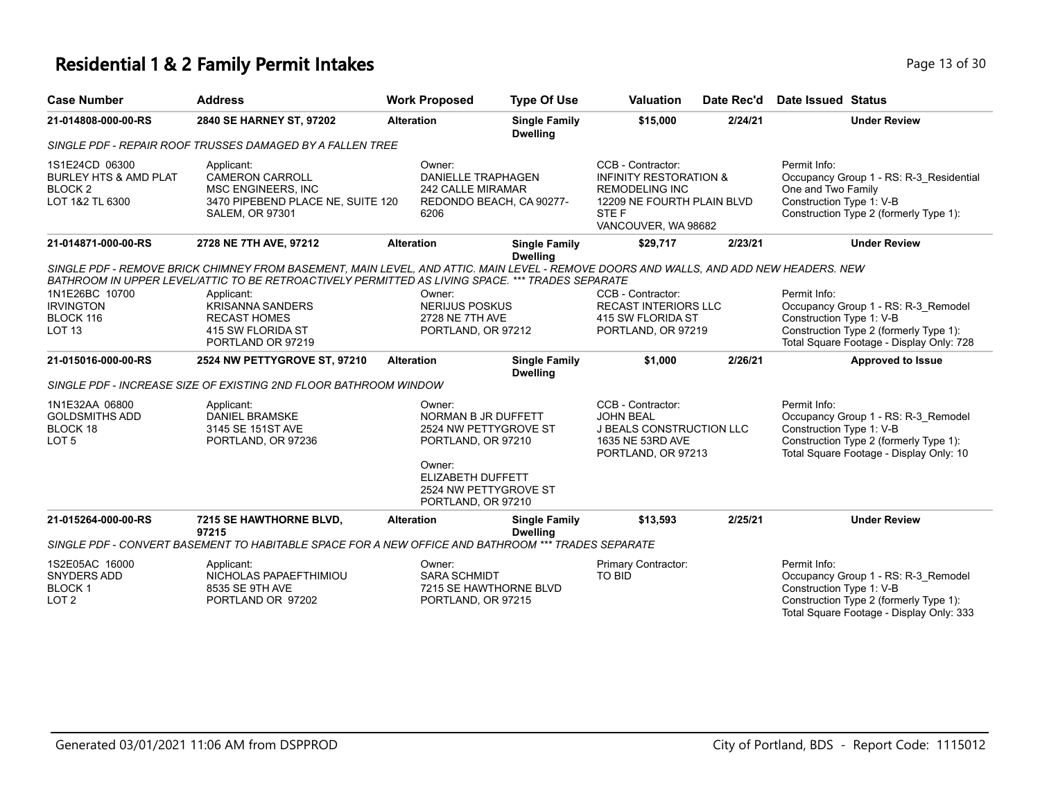# Residential 1 & 2 Family Permit Intakes

| Case Number | Address | Work Proposed | Type Of Use | Valuation | Date Rec'd | Date Issued | Status |
|---|---|---|---|---|---|---|---|
| 21-014808-000-00-RS | 2840 SE HARNEY ST, 97202 | Alteration | Single Family Dwelling | $15,000 | 2/24/21 | | Under Review |

*SINGLE PDF - REPAIR ROOF TRUSSES DAMAGED BY A FALLEN TREE*

1S1E24CD 06300
BURLEY HTS & AMD PLAT
BLOCK 2
LOT 1&2 TL 6300

Applicant:
CAMERON CARROLL
MSC ENGINEERS, INC
3470 PIPEBEND PLACE NE, SUITE 120
SALEM, OR 97301

Owner:
DANIELLE TRAPHAGEN
242 CALLE MIRAMAR
REDONDO BEACH, CA 90277-6206

CCB - Contractor:
INFINITY RESTORATION & REMODELING INC
12209 NE FOURTH PLAIN BLVD STE F
VANCOUVER, WA 98682

Permit Info:
Occupancy Group 1 - RS: R-3_Residential One and Two Family
Construction Type 1: V-B
Construction Type 2 (formerly Type 1):

| Case Number | Address | Work Proposed | Type Of Use | Valuation | Date Rec'd | Date Issued | Status |
|---|---|---|---|---|---|---|---|
| 21-014871-000-00-RS | 2728 NE 7TH AVE, 97212 | Alteration | Single Family Dwelling | $29,717 | 2/23/21 | | Under Review |

*SINGLE PDF - REMOVE BRICK CHIMNEY FROM BASEMENT, MAIN LEVEL, AND ATTIC. MAIN LEVEL - REMOVE DOORS AND WALLS, AND ADD NEW HEADERS. NEW BATHROOM IN UPPER LEVEL/ATTIC TO BE RETROACTIVELY PERMITTED AS LIVING SPACE. *** TRADES SEPARATE*

1N1E26BC 10700
IRVINGTON
BLOCK 116
LOT 13

Applicant:
KRISANNA SANDERS
RECAST HOMES
415 SW FLORIDA ST
PORTLAND OR 97219

Owner:
NERIJUS POSKUS
2728 NE 7TH AVE
PORTLAND, OR 97212

CCB - Contractor:
RECAST INTERIORS LLC
415 SW FLORIDA ST
PORTLAND, OR 97219

Permit Info:
Occupancy Group 1 - RS: R-3_Remodel
Construction Type 1: V-B
Construction Type 2 (formerly Type 1):
Total Square Footage - Display Only: 728

| Case Number | Address | Work Proposed | Type Of Use | Valuation | Date Rec'd | Date Issued | Status |
|---|---|---|---|---|---|---|---|
| 21-015016-000-00-RS | 2524 NW PETTYGROVE ST, 97210 | Alteration | Single Family Dwelling | $1,000 | 2/26/21 | | Approved to Issue |

*SINGLE PDF - INCREASE SIZE OF EXISTING 2ND FLOOR BATHROOM WINDOW*

1N1E32AA 06800
GOLDSMITHS ADD
BLOCK 18
LOT 5

Applicant:
DANIEL BRAMSKE
3145 SE 151ST AVE
PORTLAND, OR 97236

Owner:
NORMAN B JR DUFFETT
2524 NW PETTYGROVE ST
PORTLAND, OR 97210

Owner:
ELIZABETH DUFFETT
2524 NW PETTYGROVE ST
PORTLAND, OR 97210

CCB - Contractor:
JOHN BEAL
J BEALS CONSTRUCTION LLC
1635 NE 53RD AVE
PORTLAND, OR 97213

Permit Info:
Occupancy Group 1 - RS: R-3_Remodel
Construction Type 1: V-B
Construction Type 2 (formerly Type 1):
Total Square Footage - Display Only: 10

| Case Number | Address | Work Proposed | Type Of Use | Valuation | Date Rec'd | Date Issued | Status |
|---|---|---|---|---|---|---|---|
| 21-015264-000-00-RS | 7215 SE HAWTHORNE BLVD, 97215 | Alteration | Single Family Dwelling | $13,593 | 2/25/21 | | Under Review |

*SINGLE PDF - CONVERT BASEMENT TO HABITABLE SPACE FOR A NEW OFFICE AND BATHROOM *** TRADES SEPARATE*

1S2E05AC 16000
SNYDERS ADD
BLOCK 1
LOT 2

Applicant:
NICHOLAS PAPAEFTHIMIOU
8535 SE 9TH AVE
PORTLAND OR 97202

Owner:
SARA SCHMIDT
7215 SE HAWTHORNE BLVD
PORTLAND, OR 97215

Primary Contractor:
TO BID

Permit Info:
Occupancy Group 1 - RS: R-3_Remodel
Construction Type 1: V-B
Construction Type 2 (formerly Type 1):
Total Square Footage - Display Only: 333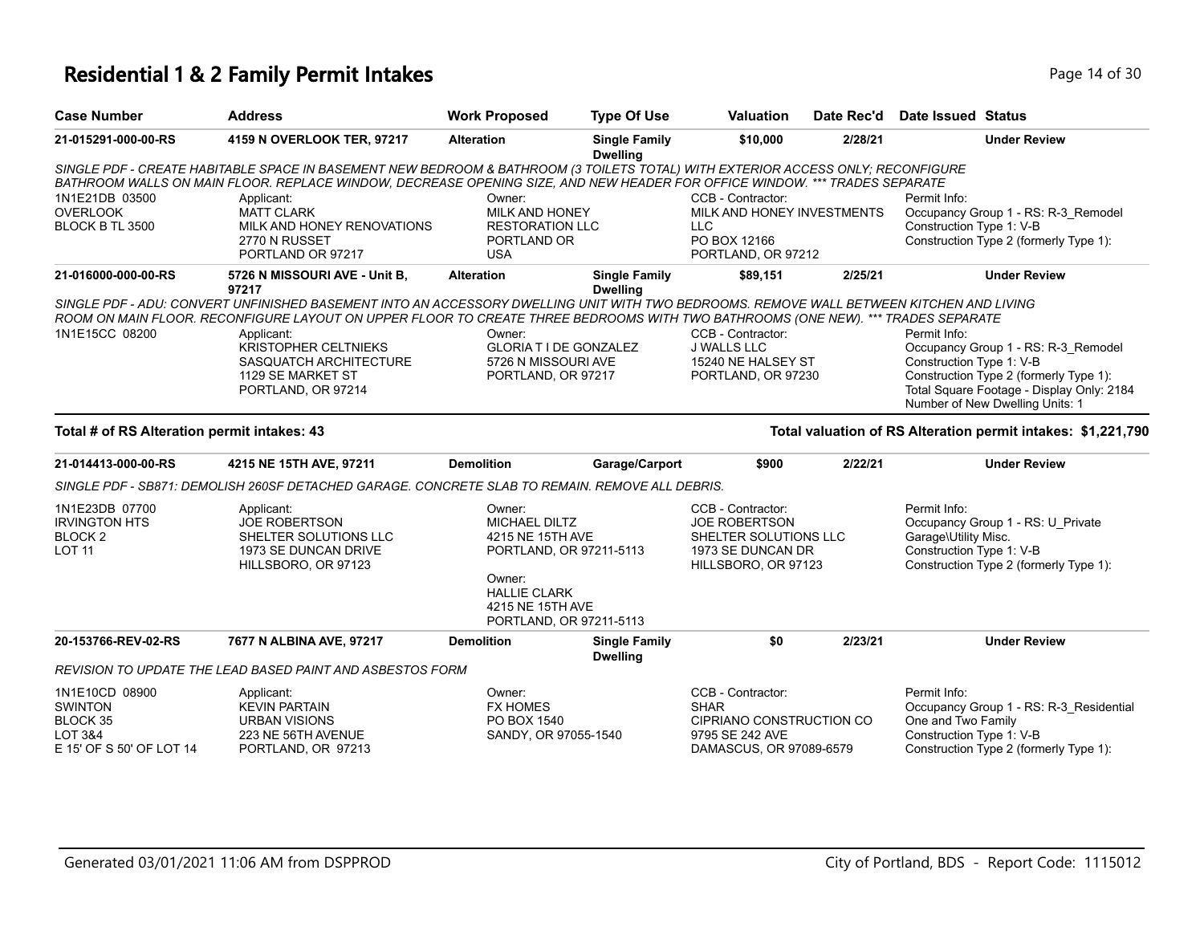# Residential 1 & 2 Family Permit Intakes

| Case Number | Address | Work Proposed | Type Of Use | Valuation | Date Rec'd | Date Issued | Status |
|---|---|---|---|---|---|---|---|
| 21-015291-000-00-RS | 4159 N OVERLOOK TER, 97217 | Alteration | Single Family Dwelling | $10,000 | 2/28/21 | | Under Review |

*SINGLE PDF - CREATE HABITABLE SPACE IN BASEMENT NEW BEDROOM & BATHROOM (3 TOILETS TOTAL) WITH EXTERIOR ACCESS ONLY; RECONFIGURE BATHROOM WALLS ON MAIN FLOOR. REPLACE WINDOW, DECREASE OPENING SIZE, AND NEW HEADER FOR OFFICE WINDOW. *** TRADES SEPARATE*

1N1E21DB 03500
OVERLOOK
BLOCK B TL 3500

Applicant:
MATT CLARK
MILK AND HONEY RENOVATIONS
2770 N RUSSET
PORTLAND OR 97217

Owner:
MILK AND HONEY
RESTORATION LLC
PORTLAND OR
USA

CCB - Contractor:
MILK AND HONEY INVESTMENTS
LLC
PO BOX 12166
PORTLAND, OR 97212

Permit Info:
Occupancy Group 1 - RS: R-3_Remodel
Construction Type 1: V-B
Construction Type 2 (formerly Type 1):

| Case Number | Address | Work Proposed | Type Of Use | Valuation | Date Rec'd | Date Issued | Status |
|---|---|---|---|---|---|---|---|
| 21-016000-000-00-RS | 5726 N MISSOURI AVE - Unit B, 97217 | Alteration | Single Family Dwelling | $89,151 | 2/25/21 | | Under Review |

*SINGLE PDF - ADU: CONVERT UNFINISHED BASEMENT INTO AN ACCESSORY DWELLING UNIT WITH TWO BEDROOMS. REMOVE WALL BETWEEN KITCHEN AND LIVING ROOM ON MAIN FLOOR. RECONFIGURE LAYOUT ON UPPER FLOOR TO CREATE THREE BEDROOMS WITH TWO BATHROOMS (ONE NEW). *** TRADES SEPARATE*

1N1E15CC 08200

Applicant:
KRISTOPHER CELTNIEKS
SASQUATCH ARCHITECTURE
1129 SE MARKET ST
PORTLAND, OR 97214

Owner:
GLORIA T I DE GONZALEZ
5726 N MISSOURI AVE
PORTLAND, OR 97217

CCB - Contractor:
J WALLS LLC
15240 NE HALSEY ST
PORTLAND, OR 97230

Permit Info:
Occupancy Group 1 - RS: R-3_Remodel
Construction Type 1: V-B
Construction Type 2 (formerly Type 1):
Total Square Footage - Display Only: 2184
Number of New Dwelling Units: 1

**Total # of RS Alteration permit intakes: 43**

**Total valuation of RS Alteration permit intakes: $1,221,790**

| Case Number | Address | Work Proposed | Type Of Use | Valuation | Date Rec'd | Date Issued | Status |
|---|---|---|---|---|---|---|---|
| 21-014413-000-00-RS | 4215 NE 15TH AVE, 97211 | Demolition | Garage/Carport | $900 | 2/22/21 | | Under Review |

*SINGLE PDF - SB871: DEMOLISH 260SF DETACHED GARAGE. CONCRETE SLAB TO REMAIN. REMOVE ALL DEBRIS.*

1N1E23DB 07700
IRVINGTON HTS
BLOCK 2
LOT 11

Applicant:
JOE ROBERTSON
SHELTER SOLUTIONS LLC
1973 SE DUNCAN DRIVE
HILLSBORO, OR 97123

Owner:
MICHAEL DILTZ
4215 NE 15TH AVE
PORTLAND, OR 97211-5113

Owner:
HALLIE CLARK
4215 NE 15TH AVE
PORTLAND, OR 97211-5113

CCB - Contractor:
JOE ROBERTSON
SHELTER SOLUTIONS LLC
1973 SE DUNCAN DR
HILLSBORO, OR 97123

Permit Info:
Occupancy Group 1 - RS: U_Private Garage\Utility Misc.
Construction Type 1: V-B
Construction Type 2 (formerly Type 1):

| Case Number | Address | Work Proposed | Type Of Use | Valuation | Date Rec'd | Date Issued | Status |
|---|---|---|---|---|---|---|---|
| 20-153766-REV-02-RS | 7677 N ALBINA AVE, 97217 | Demolition | Single Family Dwelling | $0 | 2/23/21 | | Under Review |

*REVISION TO UPDATE THE LEAD BASED PAINT AND ASBESTOS FORM*

1N1E10CD 08900
SWINTON
BLOCK 35
LOT 3&4
E 15' OF S 50' OF LOT 14

Applicant:
KEVIN PARTAIN
URBAN VISIONS
223 NE 56TH AVENUE
PORTLAND, OR 97213

Owner:
FX HOMES
PO BOX 1540
SANDY, OR 97055-1540

CCB - Contractor:
SHAR
CIPRIANO CONSTRUCTION CO
9795 SE 242 AVE
DAMASCUS, OR 97089-6579

Permit Info:
Occupancy Group 1 - RS: R-3_Residential One and Two Family
Construction Type 1: V-B
Construction Type 2 (formerly Type 1):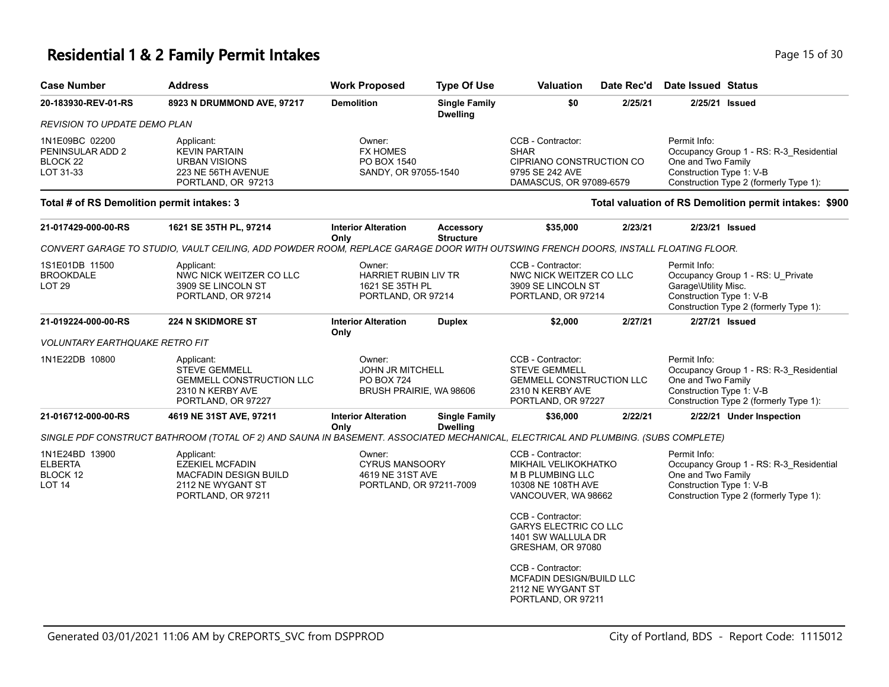# Residential 1 & 2 Family Permit Intakes

| Case Number | Address | Work Proposed | Type Of Use | Valuation | Date Rec'd | Date Issued | Status |
|---|---|---|---|---|---|---|---|
| 20-183930-REV-01-RS | 8923 N DRUMMOND AVE, 97217 | Demolition | Single Family Dwelling | $0 | 2/25/21 | 2/25/21 | Issued |

*REVISION TO UPDATE DEMO PLAN*

| Property | Applicant | Owner | CCB - Contractor | Permit Info |
|---|---|---|---|---|
| 1N1E09BC 02200<br>PENINSULAR ADD 2<br>BLOCK 22<br>LOT 31-33 | Applicant:<br>KEVIN PARTAIN<br>URBAN VISIONS<br>223 NE 56TH AVENUE<br>PORTLAND, OR 97213 | Owner:<br>FX HOMES<br>PO BOX 1540<br>SANDY, OR 97055-1540 | CCB - Contractor:<br>SHAR<br>CIPRIANO CONSTRUCTION CO<br>9795 SE 242 AVE<br>DAMASCUS, OR 97089-6579 | Permit Info:<br>Occupancy Group 1 - RS: R-3_Residential One and Two Family<br>Construction Type 1: V-B<br>Construction Type 2 (formerly Type 1): |

**Total # of RS Demolition permit intakes: 3**

**Total valuation of RS Demolition permit intakes: $900**

| Case Number | Address | Work Proposed | Type Of Use | Valuation | Date Rec'd | Date Issued | Status |
|---|---|---|---|---|---|---|---|
| 21-017429-000-00-RS | 1621 SE 35TH PL, 97214 | Interior Alteration Only | Accessory Structure | $35,000 | 2/23/21 | 2/23/21 | Issued |

*CONVERT GARAGE TO STUDIO, VAULT CEILING, ADD POWDER ROOM, REPLACE GARAGE DOOR WITH OUTSWING FRENCH DOORS, INSTALL FLOATING FLOOR.*

| Property | Applicant | Owner | CCB - Contractor | Permit Info |
|---|---|---|---|---|
| 1S1E01DB 11500<br>BROOKDALE<br>LOT 29 | Applicant:<br>NWC NICK WEITZER CO LLC<br>3909 SE LINCOLN ST<br>PORTLAND, OR 97214 | Owner:<br>HARRIET RUBIN LIV TR<br>1621 SE 35TH PL<br>PORTLAND, OR 97214 | CCB - Contractor:<br>NWC NICK WEITZER CO LLC<br>3909 SE LINCOLN ST<br>PORTLAND, OR 97214 | Permit Info:<br>Occupancy Group 1 - RS: U_Private Garage\Utility Misc.<br>Construction Type 1: V-B<br>Construction Type 2 (formerly Type 1): |

| Case Number | Address | Work Proposed | Type Of Use | Valuation | Date Rec'd | Date Issued | Status |
|---|---|---|---|---|---|---|---|
| 21-019224-000-00-RS | 224 N SKIDMORE ST | Interior Alteration Only | Duplex | $2,000 | 2/27/21 | 2/27/21 | Issued |

*VOLUNTARY EARTHQUAKE RETRO FIT*

| Property | Applicant | Owner | CCB - Contractor | Permit Info |
|---|---|---|---|---|
| 1N1E22DB 10800 | Applicant:<br>STEVE GEMMELL<br>GEMMELL CONSTRUCTION LLC<br>2310 N KERBY AVE<br>PORTLAND, OR 97227 | Owner:<br>JOHN JR MITCHELL<br>PO BOX 724<br>BRUSH PRAIRIE, WA 98606 | CCB - Contractor:<br>STEVE GEMMELL<br>GEMMELL CONSTRUCTION LLC<br>2310 N KERBY AVE<br>PORTLAND, OR 97227 | Permit Info:<br>Occupancy Group 1 - RS: R-3_Residential One and Two Family<br>Construction Type 1: V-B<br>Construction Type 2 (formerly Type 1): |

| Case Number | Address | Work Proposed | Type Of Use | Valuation | Date Rec'd | Date Issued | Status |
|---|---|---|---|---|---|---|---|
| 21-016712-000-00-RS | 4619 NE 31ST AVE, 97211 | Interior Alteration Only | Single Family Dwelling | $36,000 | 2/22/21 | 2/22/21 | Under Inspection |

*SINGLE PDF CONSTRUCT BATHROOM (TOTAL OF 2) AND SAUNA IN BASEMENT. ASSOCIATED MECHANICAL, ELECTRICAL AND PLUMBING. (SUBS COMPLETE)*

| Property | Applicant | Owner | CCB - Contractor | Permit Info |
|---|---|---|---|---|
| 1N1E24BD 13900<br>ELBERTA<br>BLOCK 12<br>LOT 14 | Applicant:<br>EZEKIEL MCFADIN<br>MACFADIN DESIGN BUILD<br>2112 NE WYGANT ST<br>PORTLAND, OR 97211 | Owner:<br>CYRUS MANSOORY<br>4619 NE 31ST AVE<br>PORTLAND, OR 97211-7009 | CCB - Contractor:<br>MIKHAIL VELIKOKHATKO<br>M B PLUMBING LLC<br>10308 NE 108TH AVE<br>VANCOUVER, WA 98662<br><br>CCB - Contractor:<br>GARYS ELECTRIC CO LLC<br>1401 SW WALLULA DR<br>GRESHAM, OR 97080<br><br>CCB - Contractor:<br>MCFADIN DESIGN/BUILD LLC<br>2112 NE WYGANT ST<br>PORTLAND, OR 97211 | Permit Info:<br>Occupancy Group 1 - RS: R-3_Residential One and Two Family<br>Construction Type 1: V-B<br>Construction Type 2 (formerly Type 1): |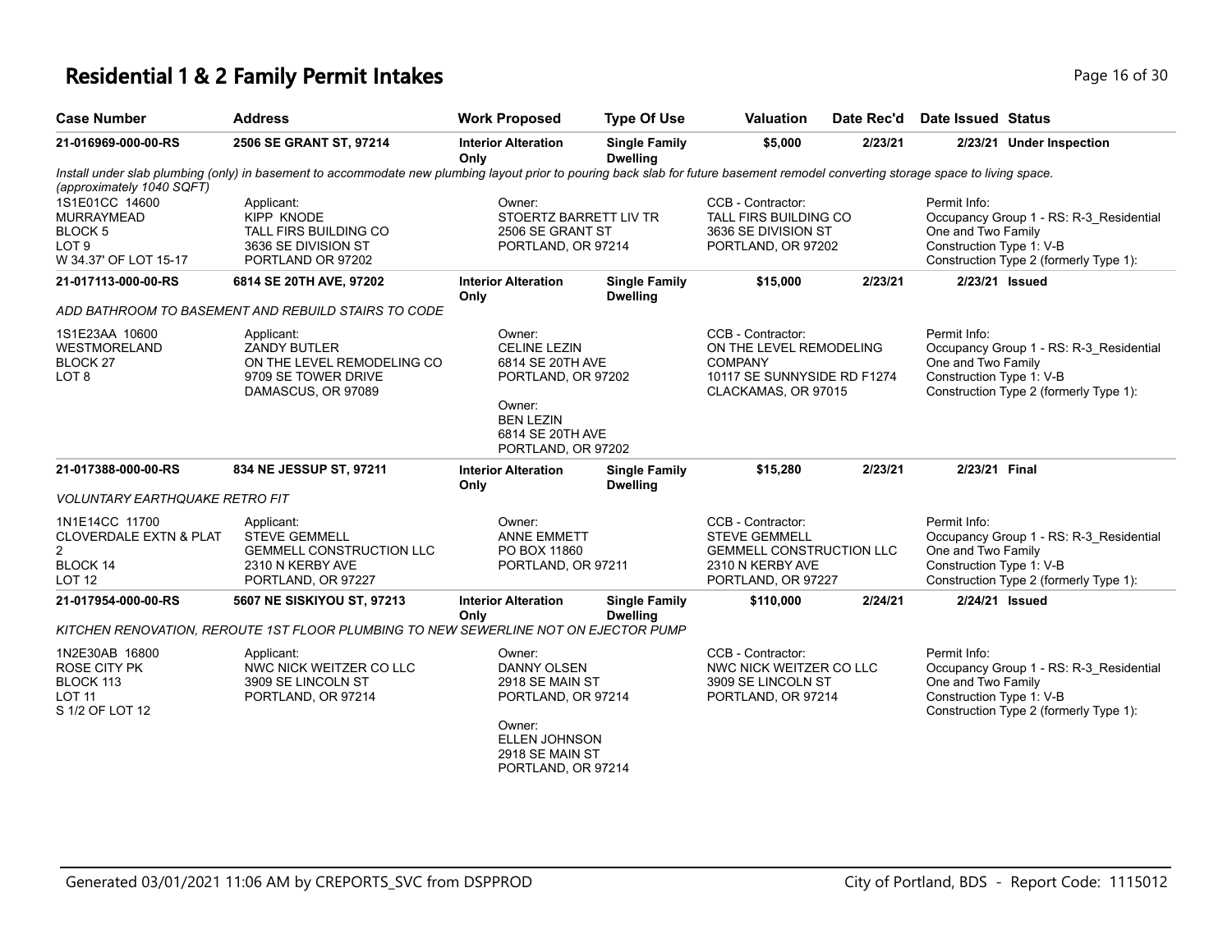# Residential 1 & 2 Family Permit Intakes

| Case Number | Address | Work Proposed | Type Of Use | Valuation | Date Rec'd | Date Issued | Status |
|---|---|---|---|---|---|---|---|
| 21-016969-000-00-RS | 2506 SE GRANT ST, 97214 | Interior Alteration Only | Single Family Dwelling | $5,000 | 2/23/21 | 2/23/21 | Under Inspection |

*Install under slab plumbing (only) in basement to accommodate new plumbing layout prior to pouring back slab for future basement remodel converting storage space to living space. (approximately 1040 SQFT)*

| Property | Applicant | Owner | CCB - Contractor | Permit Info |
|---|---|---|---|---|
| 1S1E01CC 14600<br>MURRAYMEAD<br>BLOCK 5<br>LOT 9<br>W 34.37' OF LOT 15-17 | Applicant:<br>KIPP KNODE<br>TALL FIRS BUILDING CO<br>3636 SE DIVISION ST<br>PORTLAND OR 97202 | Owner:<br>STOERTZ BARRETT LIV TR<br>2506 SE GRANT ST<br>PORTLAND, OR 97214 | CCB - Contractor:<br>TALL FIRS BUILDING CO<br>3636 SE DIVISION ST<br>PORTLAND, OR 97202 | Permit Info:<br>Occupancy Group 1 - RS: R-3_Residential One and Two Family<br>Construction Type 1: V-B<br>Construction Type 2 (formerly Type 1): |

| Case Number | Address | Work Proposed | Type Of Use | Valuation | Date Rec'd | Date Issued | Status |
|---|---|---|---|---|---|---|---|
| 21-017113-000-00-RS | 6814 SE 20TH AVE, 97202 | Interior Alteration Only | Single Family Dwelling | $15,000 | 2/23/21 | 2/23/21 | Issued |

*ADD BATHROOM TO BASEMENT AND REBUILD STAIRS TO CODE*

| Property | Applicant | Owner | CCB - Contractor | Permit Info |
|---|---|---|---|---|
| 1S1E23AA 10600<br>WESTMORELAND<br>BLOCK 27<br>LOT 8 | Applicant:<br>ZANDY BUTLER<br>ON THE LEVEL REMODELING CO<br>9709 SE TOWER DRIVE<br>DAMASCUS, OR 97089 | Owner:<br>CELINE LEZIN<br>6814 SE 20TH AVE<br>PORTLAND, OR 97202<br>Owner:<br>BEN LEZIN<br>6814 SE 20TH AVE<br>PORTLAND, OR 97202 | CCB - Contractor:<br>ON THE LEVEL REMODELING COMPANY<br>10117 SE SUNNYSIDE RD F1274<br>CLACKAMAS, OR 97015 | Permit Info:<br>Occupancy Group 1 - RS: R-3_Residential One and Two Family<br>Construction Type 1: V-B<br>Construction Type 2 (formerly Type 1): |

| Case Number | Address | Work Proposed | Type Of Use | Valuation | Date Rec'd | Date Issued | Status |
|---|---|---|---|---|---|---|---|
| 21-017388-000-00-RS | 834 NE JESSUP ST, 97211 | Interior Alteration Only | Single Family Dwelling | $15,280 | 2/23/21 | 2/23/21 | Final |

*VOLUNTARY EARTHQUAKE RETRO FIT*

| Property | Applicant | Owner | CCB - Contractor | Permit Info |
|---|---|---|---|---|
| 1N1E14CC 11700<br>CLOVERDALE EXTN & PLAT 2<br>BLOCK 14<br>LOT 12 | Applicant:<br>STEVE GEMMELL<br>GEMMELL CONSTRUCTION LLC<br>2310 N KERBY AVE<br>PORTLAND, OR 97227 | Owner:<br>ANNE EMMETT<br>PO BOX 11860<br>PORTLAND, OR 97211 | CCB - Contractor:<br>STEVE GEMMELL<br>GEMMELL CONSTRUCTION LLC<br>2310 N KERBY AVE<br>PORTLAND, OR 97227 | Permit Info:<br>Occupancy Group 1 - RS: R-3_Residential One and Two Family<br>Construction Type 1: V-B<br>Construction Type 2 (formerly Type 1): |

| Case Number | Address | Work Proposed | Type Of Use | Valuation | Date Rec'd | Date Issued | Status |
|---|---|---|---|---|---|---|---|
| 21-017954-000-00-RS | 5607 NE SISKIYOU ST, 97213 | Interior Alteration Only | Single Family Dwelling | $110,000 | 2/24/21 | 2/24/21 | Issued |

*KITCHEN RENOVATION, REROUTE 1ST FLOOR PLUMBING TO NEW SEWERLINE NOT ON EJECTOR PUMP*

| Property | Applicant | Owner | CCB - Contractor | Permit Info |
|---|---|---|---|---|
| 1N2E30AB 16800<br>ROSE CITY PK<br>BLOCK 113<br>LOT 11<br>S 1/2 OF LOT 12 | Applicant:<br>NWC NICK WEITZER CO LLC<br>3909 SE LINCOLN ST<br>PORTLAND, OR 97214 | Owner:<br>DANNY OLSEN<br>2918 SE MAIN ST<br>PORTLAND, OR 97214<br>Owner:<br>ELLEN JOHNSON<br>2918 SE MAIN ST<br>PORTLAND, OR 97214 | CCB - Contractor:<br>NWC NICK WEITZER CO LLC<br>3909 SE LINCOLN ST<br>PORTLAND, OR 97214 | Permit Info:<br>Occupancy Group 1 - RS: R-3_Residential One and Two Family<br>Construction Type 1: V-B<br>Construction Type 2 (formerly Type 1): |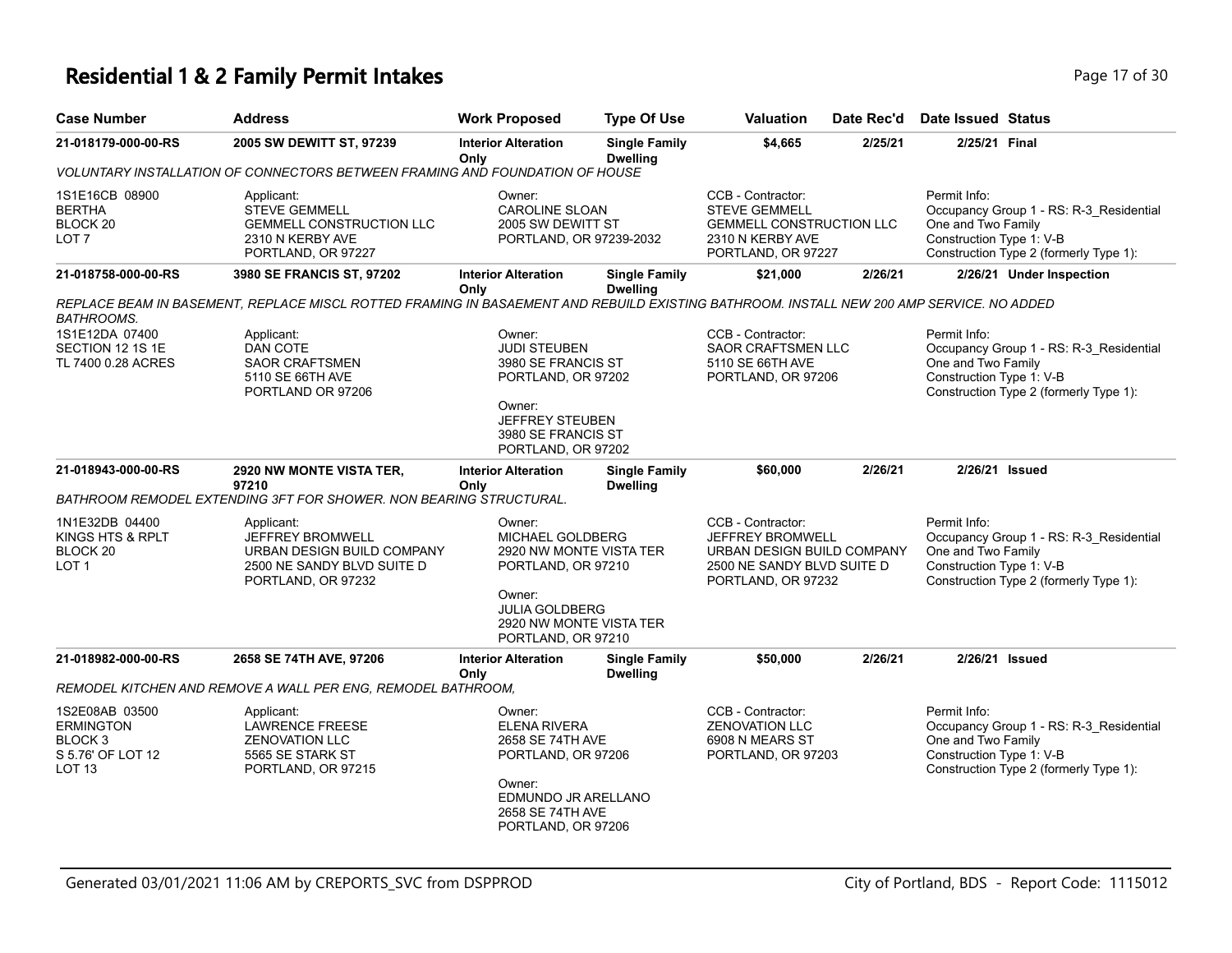# Residential 1 & 2 Family Permit Intakes

| Case Number | Address | Work Proposed | Type Of Use | Valuation | Date Rec'd | Date Issued | Status |
|---|---|---|---|---|---|---|---|
| 21-018179-000-00-RS | 2005 SW DEWITT ST, 97239 | Interior Alteration Only | Single Family Dwelling | $4,665 | 2/25/21 | 2/25/21 | Final |

*VOLUNTARY INSTALLATION OF CONNECTORS BETWEEN FRAMING AND FOUNDATION OF HOUSE*

1S1E16CB 08900
BERTHA
BLOCK 20
LOT 7

Applicant:
STEVE GEMMELL
GEMMELL CONSTRUCTION LLC
2310 N KERBY AVE
PORTLAND, OR 97227

Owner:
CAROLINE SLOAN
2005 SW DEWITT ST
PORTLAND, OR 97239-2032

CCB - Contractor:
STEVE GEMMELL
GEMMELL CONSTRUCTION LLC
2310 N KERBY AVE
PORTLAND, OR 97227

Permit Info:
Occupancy Group 1 - RS: R-3_Residential One and Two Family
Construction Type 1: V-B
Construction Type 2 (formerly Type 1):

| Case Number | Address | Work Proposed | Type Of Use | Valuation | Date Rec'd | Date Issued | Status |
|---|---|---|---|---|---|---|---|
| 21-018758-000-00-RS | 3980 SE FRANCIS ST, 97202 | Interior Alteration Only | Single Family Dwelling | $21,000 | 2/26/21 | 2/26/21 | Under Inspection |

*REPLACE BEAM IN BASEMENT, REPLACE MISCL ROTTED FRAMING IN BASAEMENT AND REBUILD EXISTING BATHROOM. INSTALL NEW 200 AMP SERVICE. NO ADDED BATHROOMS.*

1S1E12DA 07400
SECTION 12 1S 1E
TL 7400 0.28 ACRES

Applicant:
DAN COTE
SAOR CRAFTSMEN
5110 SE 66TH AVE
PORTLAND OR 97206

Owner:
JUDI STEUBEN
3980 SE FRANCIS ST
PORTLAND, OR 97202

Owner:
JEFFREY STEUBEN
3980 SE FRANCIS ST
PORTLAND, OR 97202

CCB - Contractor:
SAOR CRAFTSMEN LLC
5110 SE 66TH AVE
PORTLAND, OR 97206

Permit Info:
Occupancy Group 1 - RS: R-3_Residential One and Two Family
Construction Type 1: V-B
Construction Type 2 (formerly Type 1):

| Case Number | Address | Work Proposed | Type Of Use | Valuation | Date Rec'd | Date Issued | Status |
|---|---|---|---|---|---|---|---|
| 21-018943-000-00-RS | 2920 NW MONTE VISTA TER, 97210 | Interior Alteration Only | Single Family Dwelling | $60,000 | 2/26/21 | 2/26/21 | Issued |

*BATHROOM REMODEL EXTENDING 3FT FOR SHOWER. NON BEARING STRUCTURAL.*

1N1E32DB 04400
KINGS HTS & RPLT
BLOCK 20
LOT 1

Applicant:
JEFFREY BROMWELL
URBAN DESIGN BUILD COMPANY
2500 NE SANDY BLVD SUITE D
PORTLAND, OR 97232

Owner:
MICHAEL GOLDBERG
2920 NW MONTE VISTA TER
PORTLAND, OR 97210

Owner:
JULIA GOLDBERG
2920 NW MONTE VISTA TER
PORTLAND, OR 97210

CCB - Contractor:
JEFFREY BROMWELL
URBAN DESIGN BUILD COMPANY
2500 NE SANDY BLVD SUITE D
PORTLAND, OR 97232

Permit Info:
Occupancy Group 1 - RS: R-3_Residential One and Two Family
Construction Type 1: V-B
Construction Type 2 (formerly Type 1):

| Case Number | Address | Work Proposed | Type Of Use | Valuation | Date Rec'd | Date Issued | Status |
|---|---|---|---|---|---|---|---|
| 21-018982-000-00-RS | 2658 SE 74TH AVE, 97206 | Interior Alteration Only | Single Family Dwelling | $50,000 | 2/26/21 | 2/26/21 | Issued |

*REMODEL KITCHEN AND REMOVE A WALL PER ENG, REMODEL BATHROOM,*

1S2E08AB 03500
ERMINGTON
BLOCK 3
S 5.76' OF LOT 12
LOT 13

Applicant:
LAWRENCE FREESE
ZENOVATION LLC
5565 SE STARK ST
PORTLAND, OR 97215

Owner:
ELENA RIVERA
2658 SE 74TH AVE
PORTLAND, OR 97206

Owner:
EDMUNDO JR ARELLANO
2658 SE 74TH AVE
PORTLAND, OR 97206

CCB - Contractor:
ZENOVATION LLC
6908 N MEARS ST
PORTLAND, OR 97203

Permit Info:
Occupancy Group 1 - RS: R-3_Residential One and Two Family
Construction Type 1: V-B
Construction Type 2 (formerly Type 1):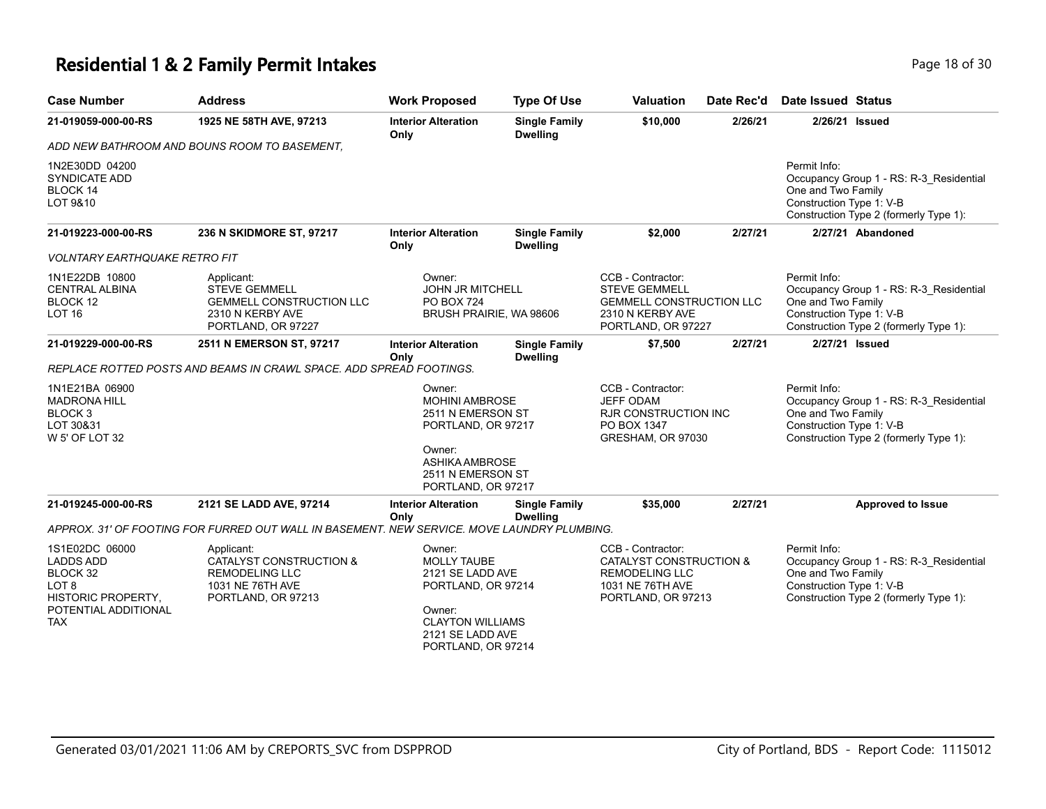# Residential 1 & 2 Family Permit Intakes

| Case Number | Address | Work Proposed | Type Of Use | Valuation | Date Rec'd | Date Issued | Status |
|---|---|---|---|---|---|---|---|
| **21-019059-000-00-RS** | **1925 NE 58TH AVE, 97213** | **Interior Alteration Only** | **Single Family Dwelling** | **$10,000** | **2/26/21** | **2/26/21** | **Issued** |
| *ADD NEW BATHROOM AND BOUNS ROOM TO BASEMENT,* | | | | | | | |
| 1N2E30DD 04200<br>SYNDICATE ADD<br>BLOCK 14<br>LOT 9&10 | | | | | | Permit Info:<br>Occupancy Group 1 - RS: R-3_Residential One and Two Family<br>Construction Type 1: V-B<br>Construction Type 2 (formerly Type 1): | |
| **21-019223-000-00-RS** | **236 N SKIDMORE ST, 97217** | **Interior Alteration Only** | **Single Family Dwelling** | **$2,000** | **2/27/21** | **2/27/21** | **Abandoned** |
| *VOLNTARY EARTHQUAKE RETRO FIT* | | | | | | | |
| 1N1E22DB 10800<br>CENTRAL ALBINA<br>BLOCK 12<br>LOT 16 | Applicant:<br>STEVE GEMMELL<br>GEMMELL CONSTRUCTION LLC<br>2310 N KERBY AVE<br>PORTLAND, OR 97227 | Owner:<br>JOHN JR MITCHELL<br>PO BOX 724<br>BRUSH PRAIRIE, WA 98606 | | CCB - Contractor:<br>STEVE GEMMELL<br>GEMMELL CONSTRUCTION LLC<br>2310 N KERBY AVE<br>PORTLAND, OR 97227 | | Permit Info:<br>Occupancy Group 1 - RS: R-3_Residential One and Two Family<br>Construction Type 1: V-B<br>Construction Type 2 (formerly Type 1): | |
| **21-019229-000-00-RS** | **2511 N EMERSON ST, 97217** | **Interior Alteration Only** | **Single Family Dwelling** | **$7,500** | **2/27/21** | **2/27/21** | **Issued** |
| *REPLACE ROTTED POSTS AND BEAMS IN CRAWL SPACE. ADD SPREAD FOOTINGS.* | | | | | | | |
| 1N1E21BA 06900<br>MADRONA HILL<br>BLOCK 3<br>LOT 30&31<br>W 5' OF LOT 32 | | Owner:<br>MOHINI AMBROSE<br>2511 N EMERSON ST<br>PORTLAND, OR 97217<br>Owner:<br>ASHIKA AMBROSE<br>2511 N EMERSON ST<br>PORTLAND, OR 97217 | | CCB - Contractor:<br>JEFF ODAM<br>RJR CONSTRUCTION INC<br>PO BOX 1347<br>GRESHAM, OR 97030 | | Permit Info:<br>Occupancy Group 1 - RS: R-3_Residential One and Two Family<br>Construction Type 1: V-B<br>Construction Type 2 (formerly Type 1): | |
| **21-019245-000-00-RS** | **2121 SE LADD AVE, 97214** | **Interior Alteration Only** | **Single Family Dwelling** | **$35,000** | **2/27/21** | | **Approved to Issue** |
| *APPROX. 31' OF FOOTING FOR FURRED OUT WALL IN BASEMENT. NEW SERVICE. MOVE LAUNDRY PLUMBING.* | | | | | | | |
| 1S1E02DC 06000<br>LADDS ADD<br>BLOCK 32<br>LOT 8<br>HISTORIC PROPERTY, POTENTIAL ADDITIONAL TAX | Applicant:<br>CATALYST CONSTRUCTION & REMODELING LLC<br>1031 NE 76TH AVE<br>PORTLAND, OR 97213 | Owner:<br>MOLLY TAUBE<br>2121 SE LADD AVE<br>PORTLAND, OR 97214<br>Owner:<br>CLAYTON WILLIAMS<br>2121 SE LADD AVE<br>PORTLAND, OR 97214 | | CCB - Contractor:<br>CATALYST CONSTRUCTION & REMODELING LLC<br>1031 NE 76TH AVE<br>PORTLAND, OR 97213 | | Permit Info:<br>Occupancy Group 1 - RS: R-3_Residential One and Two Family<br>Construction Type 1: V-B<br>Construction Type 2 (formerly Type 1): | |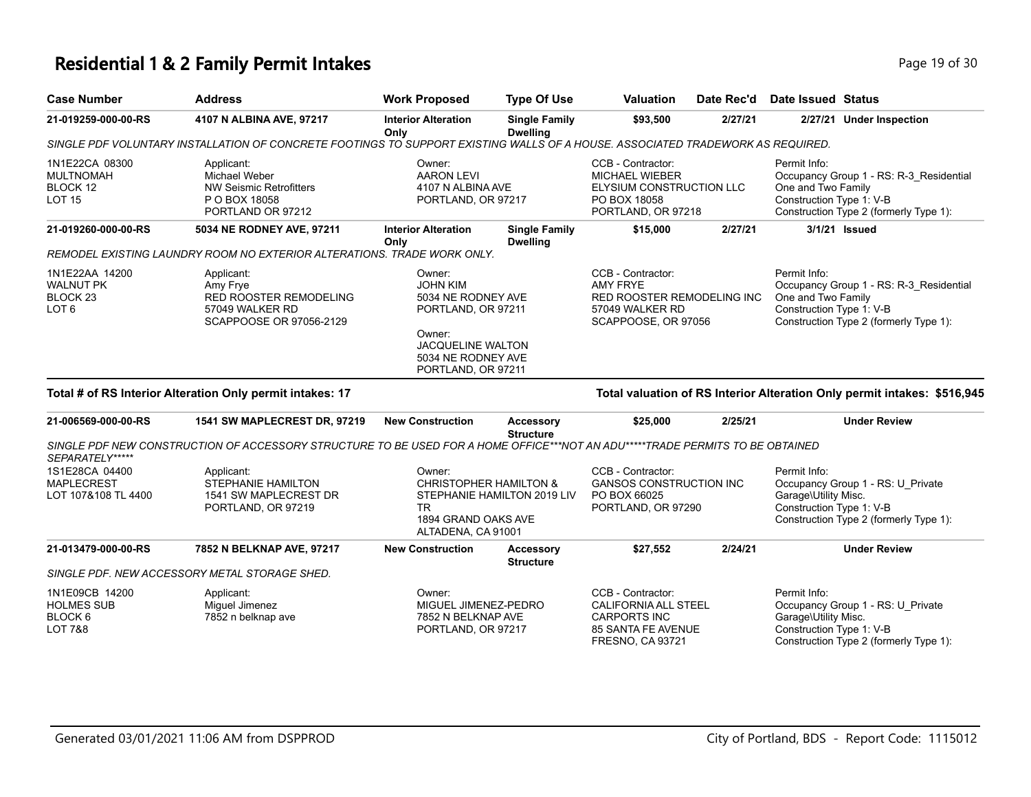# Residential 1 & 2 Family Permit Intakes

| Case Number | Address | Work Proposed | Type Of Use | Valuation | Date Rec'd | Date Issued | Status |
|---|---|---|---|---|---|---|---|
| 21-019259-000-00-RS | 4107 N ALBINA AVE, 97217 | Interior Alteration Only | Single Family Dwelling | $93,500 | 2/27/21 | 2/27/21 | Under Inspection |

SINGLE PDF VOLUNTARY INSTALLATION OF CONCRETE FOOTINGS TO SUPPORT EXISTING WALLS OF A HOUSE. ASSOCIATED TRADEWORK AS REQUIRED.

1N1E22CA 08300
MULTNOMAH
BLOCK 12
LOT 15

Applicant:
Michael Weber
NW Seismic Retrofitters
P O BOX 18058
PORTLAND OR 97212

Owner:
AARON LEVI
4107 N ALBINA AVE
PORTLAND, OR 97217

CCB - Contractor:
MICHAEL WIEBER
ELYSIUM CONSTRUCTION LLC
PO BOX 18058
PORTLAND, OR 97218

Permit Info:
Occupancy Group 1 - RS: R-3_Residential One and Two Family
Construction Type 1: V-B
Construction Type 2 (formerly Type 1):

| Case Number | Address | Work Proposed | Type Of Use | Valuation | Date Rec'd | Date Issued | Status |
|---|---|---|---|---|---|---|---|
| 21-019260-000-00-RS | 5034 NE RODNEY AVE, 97211 | Interior Alteration Only | Single Family Dwelling | $15,000 | 2/27/21 | 3/1/21 | Issued |

REMODEL EXISTING LAUNDRY ROOM NO EXTERIOR ALTERATIONS. TRADE WORK ONLY.

1N1E22AA 14200
WALNUT PK
BLOCK 23
LOT 6

Applicant:
Amy Frye
RED ROOSTER REMODELING
57049 WALKER RD
SCAPPOOSE OR 97056-2129

Owner:
JOHN KIM
5034 NE RODNEY AVE
PORTLAND, OR 97211

Owner:
JACQUELINE WALTON
5034 NE RODNEY AVE
PORTLAND, OR 97211

CCB - Contractor:
AMY FRYE
RED ROOSTER REMODELING INC
57049 WALKER RD
SCAPPOOSE, OR 97056

Permit Info:
Occupancy Group 1 - RS: R-3_Residential One and Two Family
Construction Type 1: V-B
Construction Type 2 (formerly Type 1):

**Total # of RS Interior Alteration Only permit intakes: 17**

**Total valuation of RS Interior Alteration Only permit intakes: $516,945**

| Case Number | Address | Work Proposed | Type Of Use | Valuation | Date Rec'd | Date Issued | Status |
|---|---|---|---|---|---|---|---|
| 21-006569-000-00-RS | 1541 SW MAPLECREST DR, 97219 | New Construction | Accessory Structure | $25,000 | 2/25/21 | | Under Review |

SINGLE PDF NEW CONSTRUCTION OF ACCESSORY STRUCTURE TO BE USED FOR A HOME OFFICE***NOT AN ADU*****TRADE PERMITS TO BE OBTAINED SEPARATELY*****

1S1E28CA 04400
MAPLECREST
LOT 107&108 TL 4400

Applicant:
STEPHANIE HAMILTON
1541 SW MAPLECREST DR
PORTLAND, OR 97219

Owner:
CHRISTOPHER HAMILTON & STEPHANIE HAMILTON 2019 LIV TR
1894 GRAND OAKS AVE
ALTADENA, CA 91001

CCB - Contractor:
GANSOS CONSTRUCTION INC
PO BOX 66025
PORTLAND, OR 97290

Permit Info:
Occupancy Group 1 - RS: U_Private Garage\Utility Misc.
Construction Type 1: V-B
Construction Type 2 (formerly Type 1):

| Case Number | Address | Work Proposed | Type Of Use | Valuation | Date Rec'd | Date Issued | Status |
|---|---|---|---|---|---|---|---|
| 21-013479-000-00-RS | 7852 N BELKNAP AVE, 97217 | New Construction | Accessory Structure | $27,552 | 2/24/21 | | Under Review |

SINGLE PDF. NEW ACCESSORY METAL STORAGE SHED.

1N1E09CB 14200
HOLMES SUB
BLOCK 6
LOT 7&8

Applicant:
Miguel Jimenez
7852 n belknap ave

Owner:
MIGUEL JIMENEZ-PEDRO
7852 N BELKNAP AVE
PORTLAND, OR 97217

CCB - Contractor:
CALIFORNIA ALL STEEL CARPORTS INC
85 SANTA FE AVENUE
FRESNO, CA 93721

Permit Info:
Occupancy Group 1 - RS: U_Private Garage\Utility Misc.
Construction Type 1: V-B
Construction Type 2 (formerly Type 1):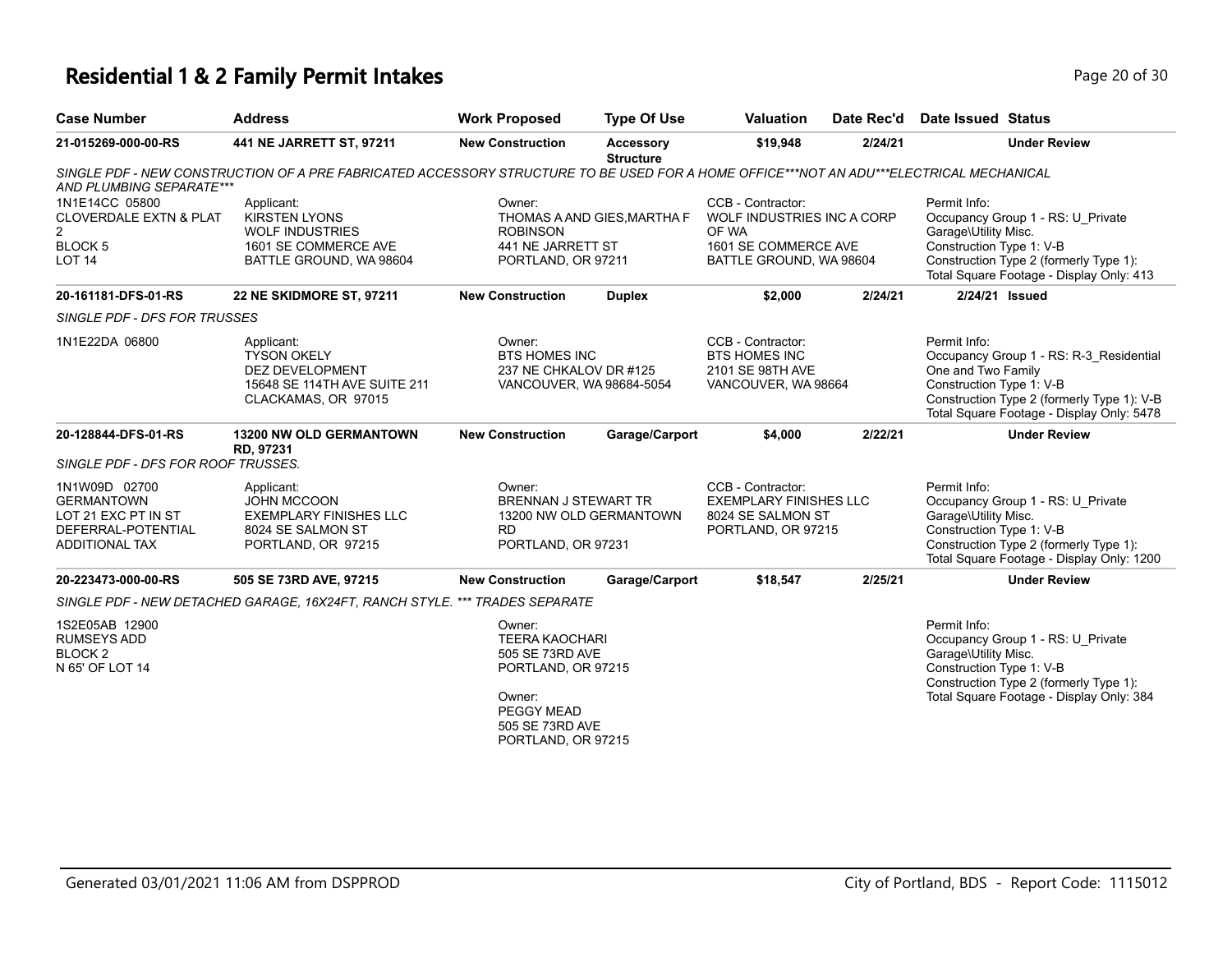# Residential 1 & 2 Family Permit Intakes

| Case Number | Address | Work Proposed | Type Of Use | Valuation | Date Rec'd | Date Issued | Status |
|---|---|---|---|---|---|---|---|
| 21-015269-000-00-RS | 441 NE JARRETT ST, 97211 | New Construction | Accessory Structure | $19,948 | 2/24/21 | | Under Review |

*SINGLE PDF - NEW CONSTRUCTION OF A PRE FABRICATED ACCESSORY STRUCTURE TO BE USED FOR A HOME OFFICE***NOT AN ADU***ELECTRICAL MECHANICAL AND PLUMBING SEPARATE****

1N1E14CC 05800
CLOVERDALE EXTN & PLAT 2
BLOCK 5
LOT 14

Applicant:
KIRSTEN LYONS
WOLF INDUSTRIES
1601 SE COMMERCE AVE
BATTLE GROUND, WA 98604

Owner:
THOMAS A AND GIES,MARTHA F ROBINSON
441 NE JARRETT ST
PORTLAND, OR 97211

CCB - Contractor:
WOLF INDUSTRIES INC A CORP OF WA
1601 SE COMMERCE AVE
BATTLE GROUND, WA 98604

Permit Info:
Occupancy Group 1 - RS: U_Private Garage\Utility Misc.
Construction Type 1: V-B
Construction Type 2 (formerly Type 1):
Total Square Footage - Display Only: 413

| Case Number | Address | Work Proposed | Type Of Use | Valuation | Date Rec'd | Date Issued | Status |
|---|---|---|---|---|---|---|---|
| 20-161181-DFS-01-RS | 22 NE SKIDMORE ST, 97211 | New Construction | Duplex | $2,000 | 2/24/21 | 2/24/21 | Issued |

*SINGLE PDF - DFS FOR TRUSSES*

1N1E22DA 06800

Applicant:
TYSON OKELY
DEZ DEVELOPMENT
15648 SE 114TH AVE SUITE 211
CLACKAMAS, OR 97015

Owner:
BTS HOMES INC
237 NE CHKALOV DR #125
VANCOUVER, WA 98684-5054

CCB - Contractor:
BTS HOMES INC
2101 SE 98TH AVE
VANCOUVER, WA 98664

Permit Info:
Occupancy Group 1 - RS: R-3_Residential One and Two Family
Construction Type 1: V-B
Construction Type 2 (formerly Type 1): V-B
Total Square Footage - Display Only: 5478

| Case Number | Address | Work Proposed | Type Of Use | Valuation | Date Rec'd | Date Issued | Status |
|---|---|---|---|---|---|---|---|
| 20-128844-DFS-01-RS | 13200 NW OLD GERMANTOWN RD, 97231 | New Construction | Garage/Carport | $4,000 | 2/22/21 | | Under Review |

*SINGLE PDF - DFS FOR ROOF TRUSSES.*

1N1W09D 02700
GERMANTOWN
LOT 21 EXC PT IN ST
DEFERRAL-POTENTIAL ADDITIONAL TAX

Applicant:
JOHN MCCOON
EXEMPLARY FINISHES LLC
8024 SE SALMON ST
PORTLAND, OR 97215

Owner:
BRENNAN J STEWART TR
13200 NW OLD GERMANTOWN RD
PORTLAND, OR 97231

CCB - Contractor:
EXEMPLARY FINISHES LLC
8024 SE SALMON ST
PORTLAND, OR 97215

Permit Info:
Occupancy Group 1 - RS: U_Private Garage\Utility Misc.
Construction Type 1: V-B
Construction Type 2 (formerly Type 1):
Total Square Footage - Display Only: 1200

| Case Number | Address | Work Proposed | Type Of Use | Valuation | Date Rec'd | Date Issued | Status |
|---|---|---|---|---|---|---|---|
| 20-223473-000-00-RS | 505 SE 73RD AVE, 97215 | New Construction | Garage/Carport | $18,547 | 2/25/21 | | Under Review |

*SINGLE PDF - NEW DETACHED GARAGE, 16X24FT, RANCH STYLE. *** TRADES SEPARATE*

1S2E05AB 12900
RUMSEYS ADD
BLOCK 2
N 65' OF LOT 14

Owner:
TEERA KAOCHARI
505 SE 73RD AVE
PORTLAND, OR 97215

Owner:
PEGGY MEAD
505 SE 73RD AVE
PORTLAND, OR 97215

Permit Info:
Occupancy Group 1 - RS: U_Private Garage\Utility Misc.
Construction Type 1: V-B
Construction Type 2 (formerly Type 1):
Total Square Footage - Display Only: 384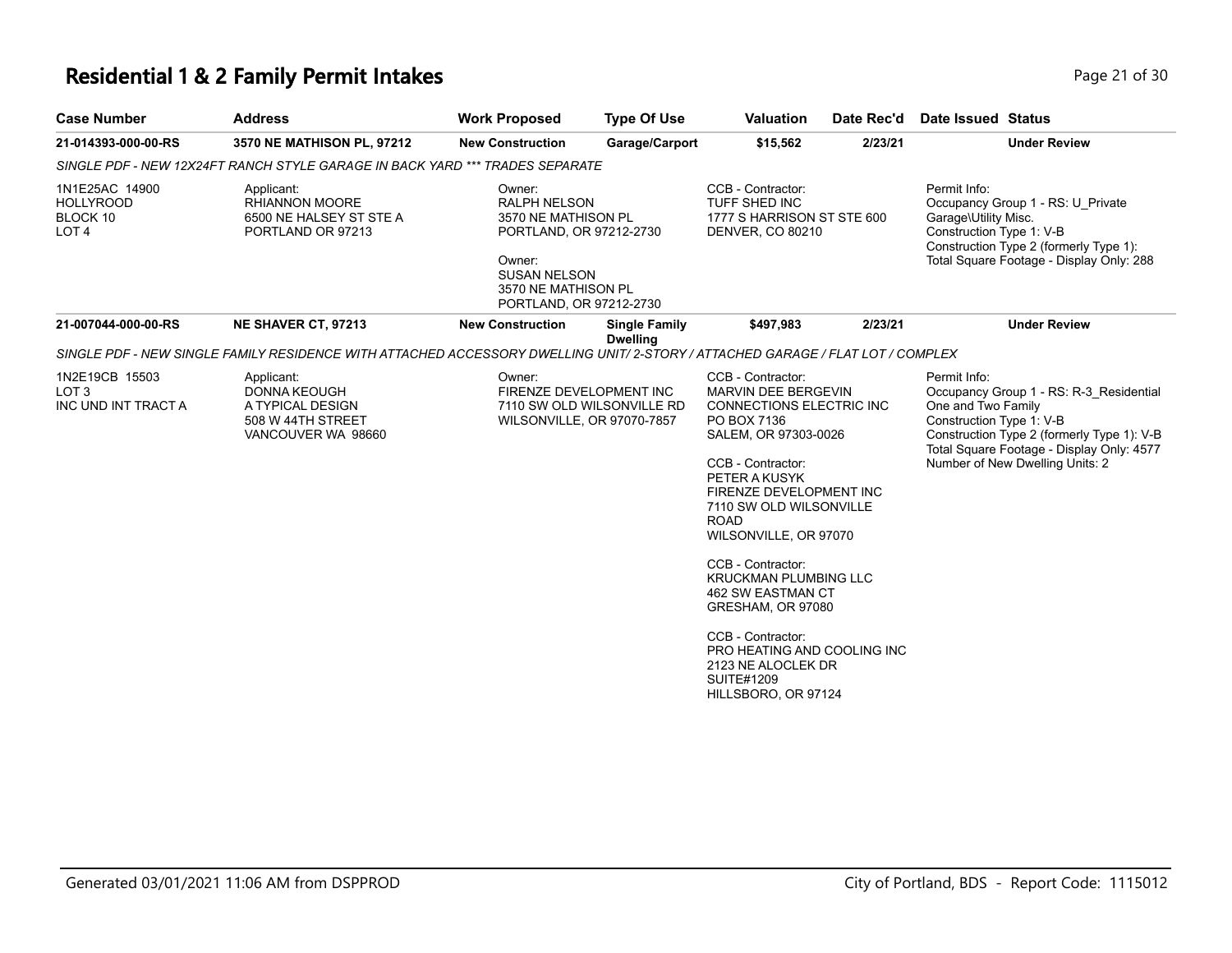# Residential 1 & 2 Family Permit Intakes

| Case Number | Address | Work Proposed | Type Of Use | Valuation | Date Rec'd | Date Issued | Status |
|---|---|---|---|---|---|---|---|
| **21-014393-000-00-RS** | **3570 NE MATHISON PL, 97212** | **New Construction** | **Garage/Carport** | **$15,562** | **2/23/21** | | **Under Review** |

*SINGLE PDF - NEW 12X24FT RANCH STYLE GARAGE IN BACK YARD *** TRADES SEPARATE*

| Property | Applicant | Owner | Contractor | Permit Info |
|---|---|---|---|---|
| 1N1E25AC 14900<br>HOLLYROOD<br>BLOCK 10<br>LOT 4 | Applicant:<br>RHIANNON MOORE<br>6500 NE HALSEY ST STE A<br>PORTLAND OR 97213 | Owner:<br>RALPH NELSON<br>3570 NE MATHISON PL<br>PORTLAND, OR 97212-2730<br><br>Owner:<br>SUSAN NELSON<br>3570 NE MATHISON PL<br>PORTLAND, OR 97212-2730 | CCB - Contractor:<br>TUFF SHED INC<br>1777 S HARRISON ST STE 600<br>DENVER, CO 80210 | Permit Info:<br>Occupancy Group 1 - RS: U_Private Garage\Utility Misc.<br>Construction Type 1: V-B<br>Construction Type 2 (formerly Type 1):<br>Total Square Footage - Display Only: 288 |

| Case Number | Address | Work Proposed | Type Of Use | Valuation | Date Rec'd | Date Issued | Status |
|---|---|---|---|---|---|---|---|
| **21-007044-000-00-RS** | **NE SHAVER CT, 97213** | **New Construction** | **Single Family Dwelling** | **$497,983** | **2/23/21** | | **Under Review** |

*SINGLE PDF - NEW SINGLE FAMILY RESIDENCE WITH ATTACHED ACCESSORY DWELLING UNIT/ 2-STORY / ATTACHED GARAGE / FLAT LOT / COMPLEX*

| Property | Applicant | Owner | Contractor | Permit Info |
|---|---|---|---|---|
| 1N2E19CB 15503<br>LOT 3<br>INC UND INT TRACT A | Applicant:<br>DONNA KEOUGH<br>A TYPICAL DESIGN<br>508 W 44TH STREET<br>VANCOUVER WA 98660 | Owner:<br>FIRENZE DEVELOPMENT INC<br>7110 SW OLD WILSONVILLE RD<br>WILSONVILLE, OR 97070-7857 | CCB - Contractor:<br>MARVIN DEE BERGEVIN<br>CONNECTIONS ELECTRIC INC<br>PO BOX 7136<br>SALEM, OR 97303-0026<br><br>CCB - Contractor:<br>PETER A KUSYK<br>FIRENZE DEVELOPMENT INC<br>7110 SW OLD WILSONVILLE ROAD<br>WILSONVILLE, OR 97070<br><br>CCB - Contractor:<br>KRUCKMAN PLUMBING LLC<br>462 SW EASTMAN CT<br>GRESHAM, OR 97080<br><br>CCB - Contractor:<br>PRO HEATING AND COOLING INC<br>2123 NE ALOCLEK DR<br>SUITE#1209<br>HILLSBORO, OR 97124 | Permit Info:<br>Occupancy Group 1 - RS: R-3_Residential One and Two Family<br>Construction Type 1: V-B<br>Construction Type 2 (formerly Type 1): V-B<br>Total Square Footage - Display Only: 4577<br>Number of New Dwelling Units: 2 |

Generated 03/01/2021 11:06 AM from DSPPROD

City of Portland, BDS - Report Code: 1115012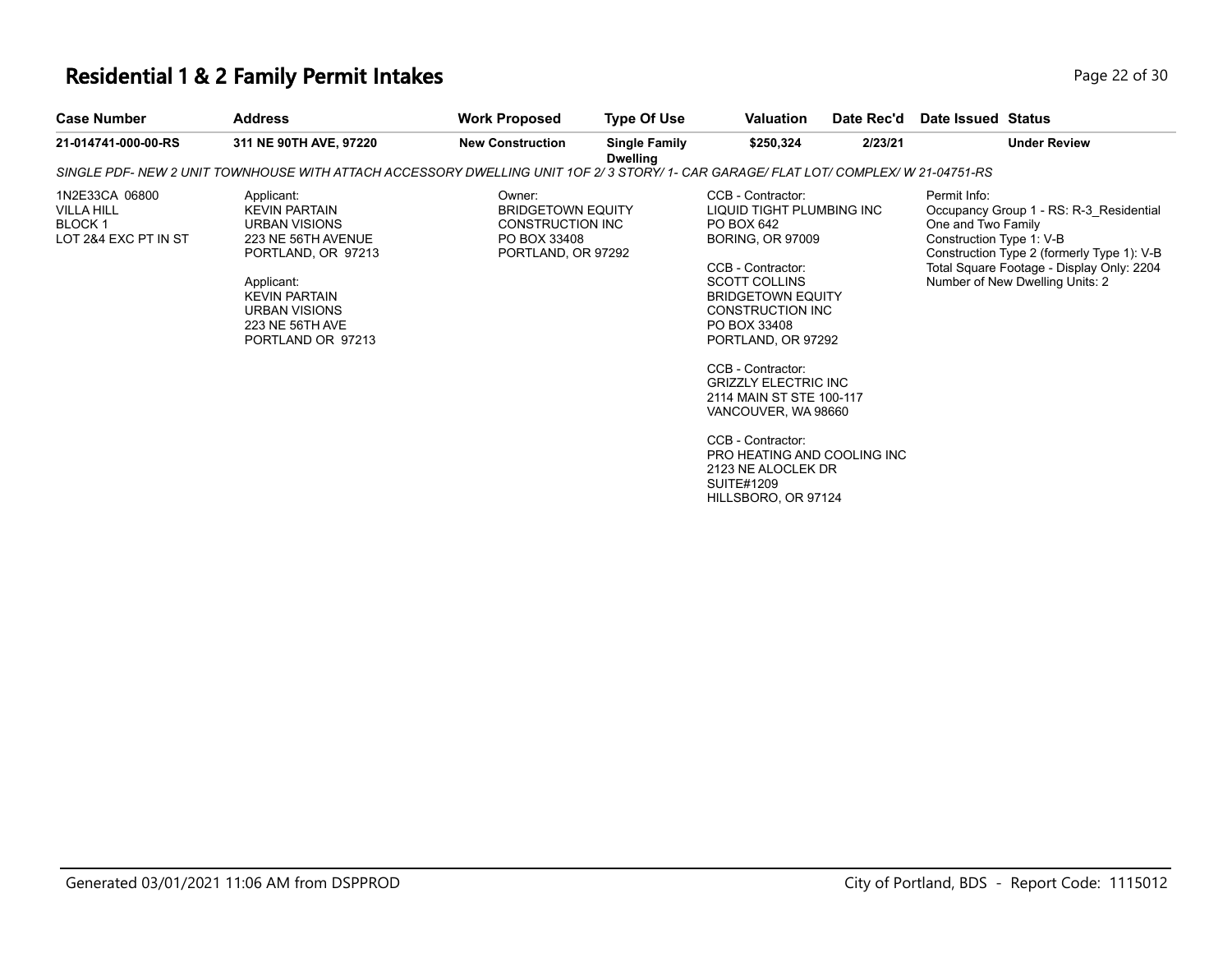# Residential 1 & 2 Family Permit Intakes

| Case Number | Address | Work Proposed | Type Of Use | Valuation | Date Rec'd | Date Issued | Status |
|---|---|---|---|---|---|---|---|
| 21-014741-000-00-RS | 311 NE 90TH AVE, 97220 | New Construction | Single Family Dwelling | $250,324 | 2/23/21 | | Under Review |

*SINGLE PDF- NEW 2 UNIT TOWNHOUSE WITH ATTACH ACCESSORY DWELLING UNIT 1OF 2/ 3 STORY/ 1- CAR GARAGE/ FLAT LOT/ COMPLEX/ W 21-04751-RS*

1N2E33CA 06800
VILLA HILL
BLOCK 1
LOT 2&4 EXC PT IN ST

Applicant:
KEVIN PARTAIN
URBAN VISIONS
223 NE 56TH AVENUE
PORTLAND, OR 97213

Applicant:
KEVIN PARTAIN
URBAN VISIONS
223 NE 56TH AVE
PORTLAND OR 97213

Owner:
BRIDGETOWN EQUITY
CONSTRUCTION INC
PO BOX 33408
PORTLAND, OR 97292

CCB - Contractor:
LIQUID TIGHT PLUMBING INC
PO BOX 642
BORING, OR 97009

CCB - Contractor:
SCOTT COLLINS
BRIDGETOWN EQUITY
CONSTRUCTION INC
PO BOX 33408
PORTLAND, OR 97292

CCB - Contractor:
GRIZZLY ELECTRIC INC
2114 MAIN ST STE 100-117
VANCOUVER, WA 98660

CCB - Contractor:
PRO HEATING AND COOLING INC
2123 NE ALOCLEK DR
SUITE#1209
HILLSBORO, OR 97124

Permit Info:
Occupancy Group 1 - RS: R-3_Residential One and Two Family
Construction Type 1: V-B
Construction Type 2 (formerly Type 1): V-B
Total Square Footage - Display Only: 2204
Number of New Dwelling Units: 2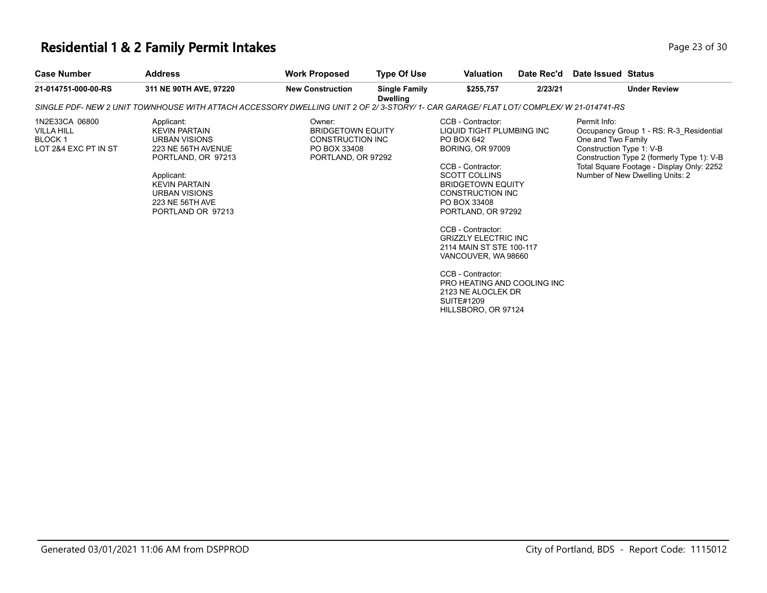# Residential 1 & 2 Family Permit Intakes

| Case Number | Address | Work Proposed | Type Of Use | Valuation | Date Rec'd | Date Issued | Status |
|---|---|---|---|---|---|---|---|
| 21-014751-000-00-RS | 311 NE 90TH AVE, 97220 | New Construction | Single Family Dwelling | $255,757 | 2/23/21 | | Under Review |

*SINGLE PDF- NEW 2 UNIT TOWNHOUSE WITH ATTACH ACCESSORY DWELLING UNIT 2 OF 2/ 3-STORY/ 1- CAR GARAGE/ FLAT LOT/ COMPLEX/ W 21-014741-RS*

1N2E33CA 06800
VILLA HILL
BLOCK 1
LOT 2&4 EXC PT IN ST

Applicant:
KEVIN PARTAIN
URBAN VISIONS
223 NE 56TH AVENUE
PORTLAND, OR 97213

Applicant:
KEVIN PARTAIN
URBAN VISIONS
223 NE 56TH AVE
PORTLAND OR 97213

Owner:
BRIDGETOWN EQUITY
CONSTRUCTION INC
PO BOX 33408
PORTLAND, OR 97292

CCB - Contractor:
LIQUID TIGHT PLUMBING INC
PO BOX 642
BORING, OR 97009

CCB - Contractor:
SCOTT COLLINS
BRIDGETOWN EQUITY
CONSTRUCTION INC
PO BOX 33408
PORTLAND, OR 97292

CCB - Contractor:
GRIZZLY ELECTRIC INC
2114 MAIN ST STE 100-117
VANCOUVER, WA 98660

CCB - Contractor:
PRO HEATING AND COOLING INC
2123 NE ALOCLEK DR
SUITE#1209
HILLSBORO, OR 97124

Permit Info:
Occupancy Group 1 - RS: R-3_Residential One and Two Family
Construction Type 1: V-B
Construction Type 2 (formerly Type 1): V-B
Total Square Footage - Display Only: 2252
Number of New Dwelling Units: 2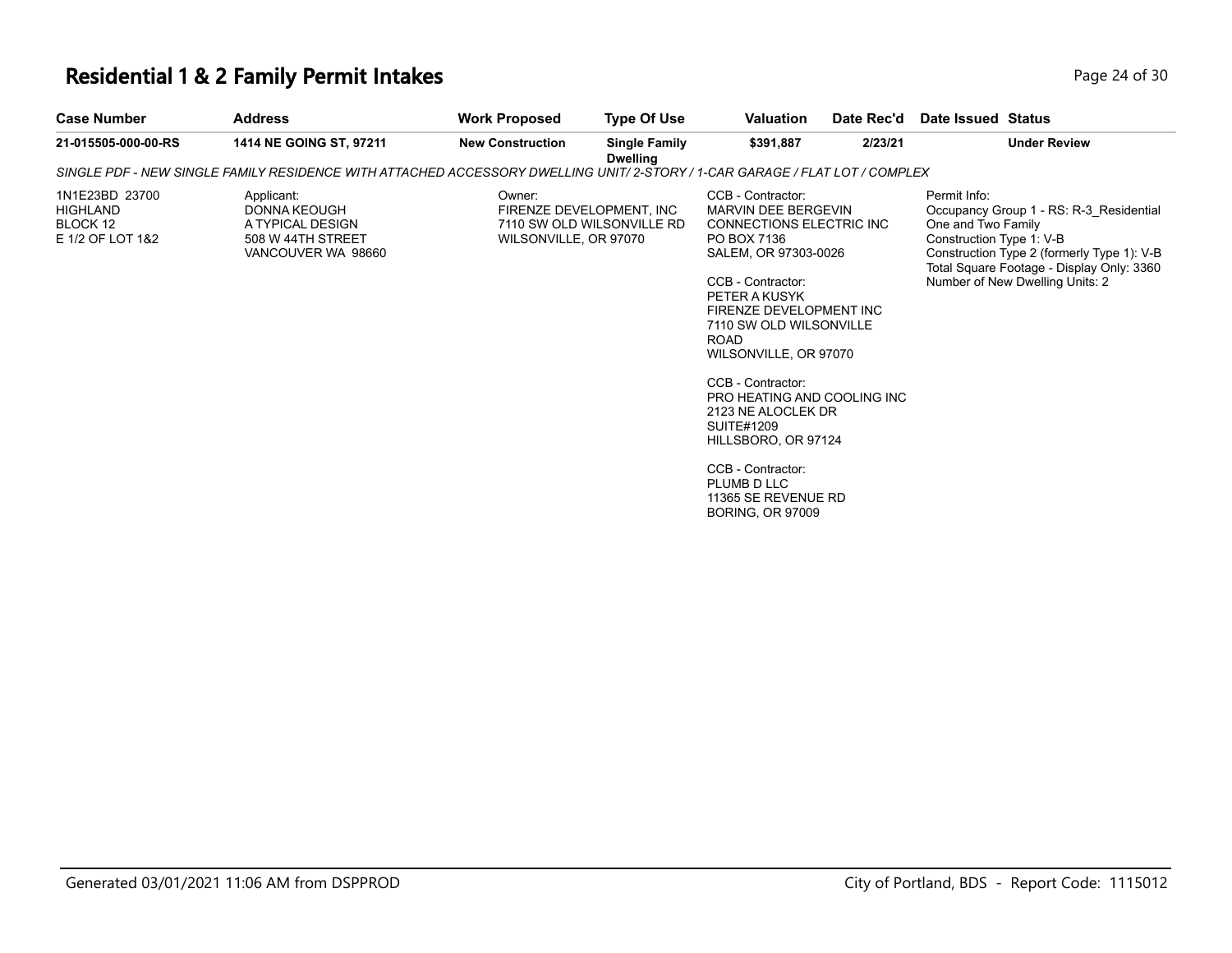# Residential 1 & 2 Family Permit Intakes

| Case Number | Address | Work Proposed | Type Of Use | Valuation | Date Rec'd | Date Issued | Status |
|---|---|---|---|---|---|---|---|
| **21-015505-000-00-RS** | **1414 NE GOING ST, 97211** | **New Construction** | **Single Family Dwelling** | **$391,887** | **2/23/21** | | **Under Review** |

*SINGLE PDF - NEW SINGLE FAMILY RESIDENCE WITH ATTACHED ACCESSORY DWELLING UNIT/ 2-STORY / 1-CAR GARAGE / FLAT LOT / COMPLEX*

1N1E23BD 23700
HIGHLAND
BLOCK 12
E 1/2 OF LOT 1&2

Applicant:
DONNA KEOUGH
A TYPICAL DESIGN
508 W 44TH STREET
VANCOUVER WA 98660

Owner:
FIRENZE DEVELOPMENT, INC
7110 SW OLD WILSONVILLE RD
WILSONVILLE, OR 97070

CCB - Contractor:
MARVIN DEE BERGEVIN
CONNECTIONS ELECTRIC INC
PO BOX 7136
SALEM, OR 97303-0026

CCB - Contractor:
PETER A KUSYK
FIRENZE DEVELOPMENT INC
7110 SW OLD WILSONVILLE ROAD
WILSONVILLE, OR 97070

CCB - Contractor:
PRO HEATING AND COOLING INC
2123 NE ALOCLEK DR
SUITE#1209
HILLSBORO, OR 97124

CCB - Contractor:
PLUMB D LLC
11365 SE REVENUE RD
BORING, OR 97009

Permit Info:
Occupancy Group 1 - RS: R-3_Residential One and Two Family
Construction Type 1: V-B
Construction Type 2 (formerly Type 1): V-B
Total Square Footage - Display Only: 3360
Number of New Dwelling Units: 2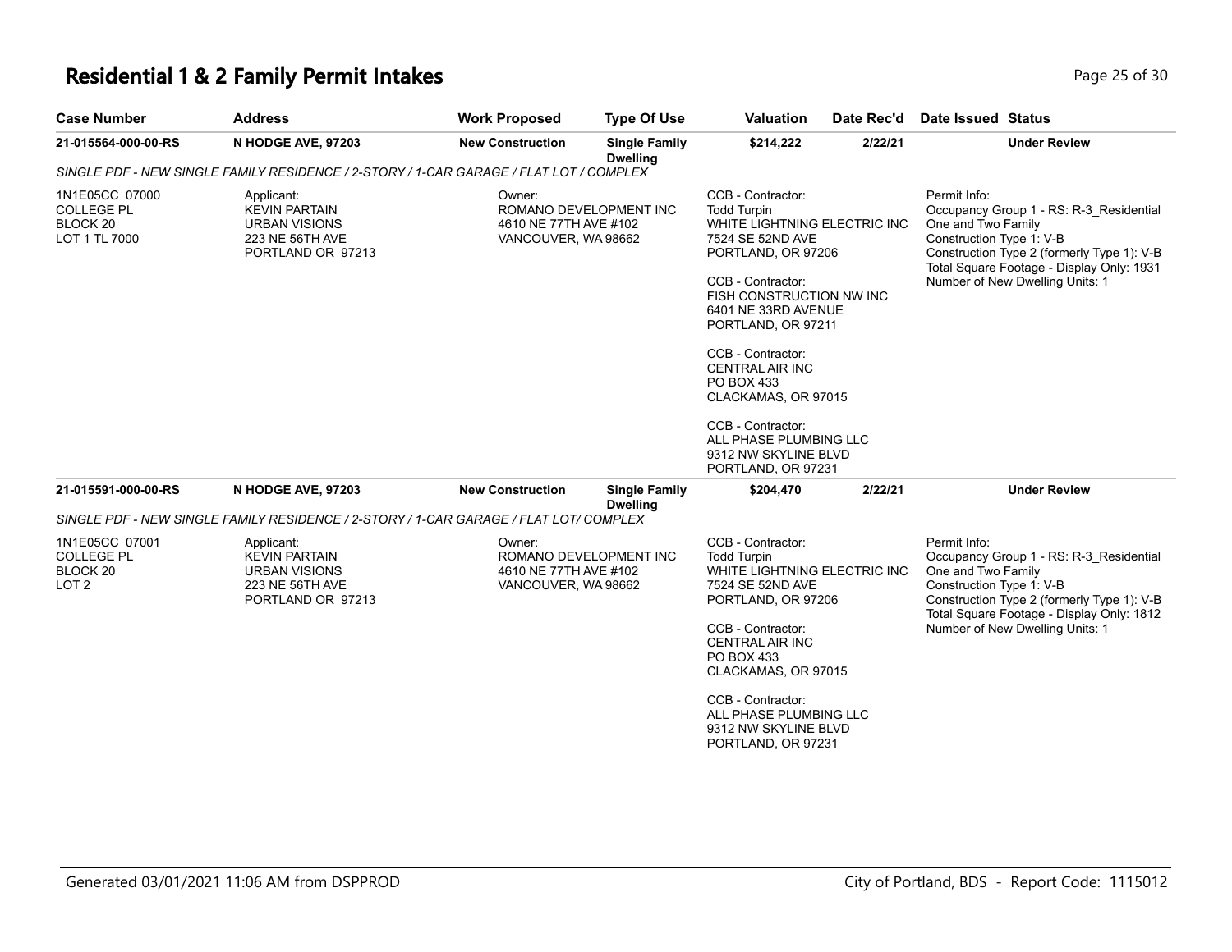# Residential 1 & 2 Family Permit Intakes

| Case Number | Address | Work Proposed | Type Of Use | Valuation | Date Rec'd | Date Issued | Status |
|---|---|---|---|---|---|---|---|
| 21-015564-000-00-RS | N HODGE AVE, 97203 | New Construction | Single Family Dwelling | $214,222 | 2/22/21 | | Under Review |

*SINGLE PDF - NEW SINGLE FAMILY RESIDENCE / 2-STORY / 1-CAR GARAGE / FLAT LOT / COMPLEX*

1N1E05CC 07000
COLLEGE PL
BLOCK 20
LOT 1 TL 7000

Applicant:
KEVIN PARTAIN
URBAN VISIONS
223 NE 56TH AVE
PORTLAND OR 97213

Owner:
ROMANO DEVELOPMENT INC
4610 NE 77TH AVE #102
VANCOUVER, WA 98662

CCB - Contractor:
Todd Turpin
WHITE LIGHTNING ELECTRIC INC
7524 SE 52ND AVE
PORTLAND, OR 97206

CCB - Contractor:
FISH CONSTRUCTION NW INC
6401 NE 33RD AVENUE
PORTLAND, OR 97211

CCB - Contractor:
CENTRAL AIR INC
PO BOX 433
CLACKAMAS, OR 97015

CCB - Contractor:
ALL PHASE PLUMBING LLC
9312 NW SKYLINE BLVD
PORTLAND, OR 97231

Permit Info:
Occupancy Group 1 - RS: R-3_Residential One and Two Family
Construction Type 1: V-B
Construction Type 2 (formerly Type 1): V-B
Total Square Footage - Display Only: 1931
Number of New Dwelling Units: 1

| Case Number | Address | Work Proposed | Type Of Use | Valuation | Date Rec'd | Date Issued | Status |
|---|---|---|---|---|---|---|---|
| 21-015591-000-00-RS | N HODGE AVE, 97203 | New Construction | Single Family Dwelling | $204,470 | 2/22/21 | | Under Review |

*SINGLE PDF - NEW SINGLE FAMILY RESIDENCE / 2-STORY / 1-CAR GARAGE / FLAT LOT/ COMPLEX*

1N1E05CC 07001
COLLEGE PL
BLOCK 20
LOT 2

Applicant:
KEVIN PARTAIN
URBAN VISIONS
223 NE 56TH AVE
PORTLAND OR 97213

Owner:
ROMANO DEVELOPMENT INC
4610 NE 77TH AVE #102
VANCOUVER, WA 98662

CCB - Contractor:
Todd Turpin
WHITE LIGHTNING ELECTRIC INC
7524 SE 52ND AVE
PORTLAND, OR 97206

CCB - Contractor:
CENTRAL AIR INC
PO BOX 433
CLACKAMAS, OR 97015

CCB - Contractor:
ALL PHASE PLUMBING LLC
9312 NW SKYLINE BLVD
PORTLAND, OR 97231

Permit Info:
Occupancy Group 1 - RS: R-3_Residential One and Two Family
Construction Type 1: V-B
Construction Type 2 (formerly Type 1): V-B
Total Square Footage - Display Only: 1812
Number of New Dwelling Units: 1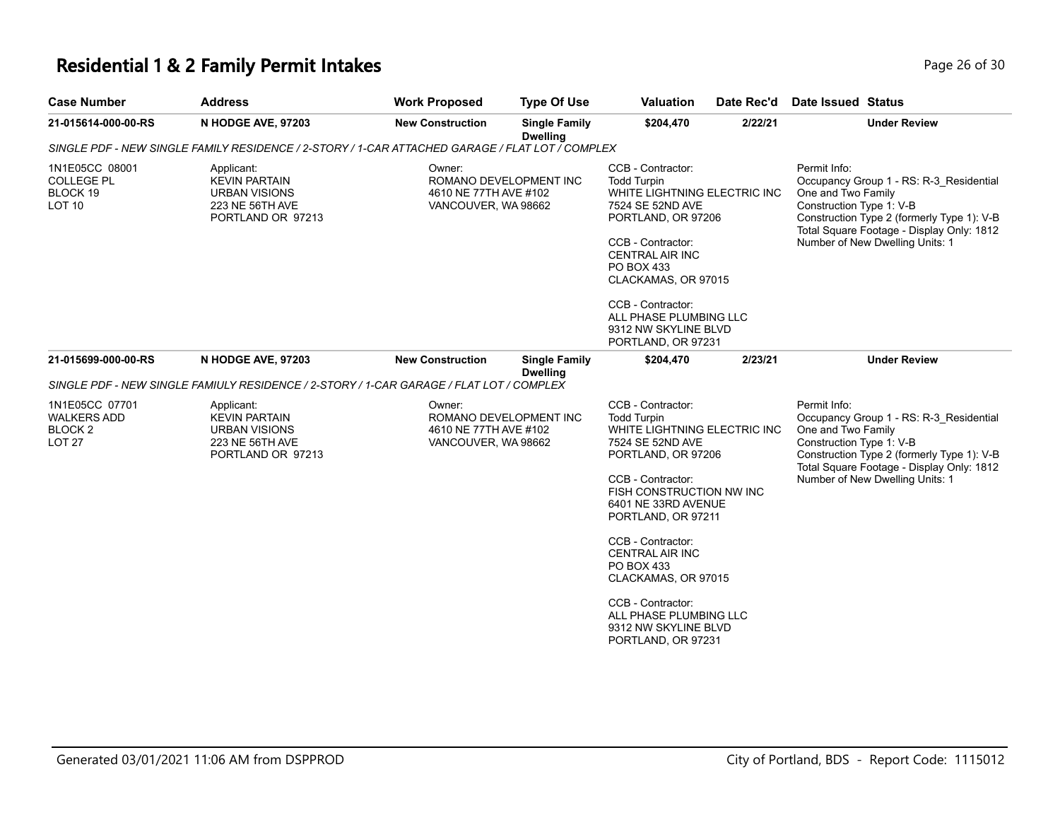# Residential 1 & 2 Family Permit Intakes

| Case Number | Address | Work Proposed | Type Of Use | Valuation | Date Rec'd | Date Issued | Status |
|---|---|---|---|---|---|---|---|
| 21-015614-000-00-RS | N HODGE AVE, 97203 | New Construction | Single Family Dwelling | $204,470 | 2/22/21 | | Under Review |

*SINGLE PDF - NEW SINGLE FAMILY RESIDENCE / 2-STORY / 1-CAR ATTACHED GARAGE / FLAT LOT / COMPLEX*

1N1E05CC 08001
COLLEGE PL
BLOCK 19
LOT 10

Applicant:
KEVIN PARTAIN
URBAN VISIONS
223 NE 56TH AVE
PORTLAND OR 97213

Owner:
ROMANO DEVELOPMENT INC
4610 NE 77TH AVE #102
VANCOUVER, WA 98662

CCB - Contractor:
Todd Turpin
WHITE LIGHTNING ELECTRIC INC
7524 SE 52ND AVE
PORTLAND, OR 97206

CCB - Contractor:
CENTRAL AIR INC
PO BOX 433
CLACKAMAS, OR 97015

CCB - Contractor:
ALL PHASE PLUMBING LLC
9312 NW SKYLINE BLVD
PORTLAND, OR 97231

Permit Info:
Occupancy Group 1 - RS: R-3_Residential One and Two Family
Construction Type 1: V-B
Construction Type 2 (formerly Type 1): V-B
Total Square Footage - Display Only: 1812
Number of New Dwelling Units: 1

| Case Number | Address | Work Proposed | Type Of Use | Valuation | Date Rec'd | Date Issued | Status |
|---|---|---|---|---|---|---|---|
| 21-015699-000-00-RS | N HODGE AVE, 97203 | New Construction | Single Family Dwelling | $204,470 | 2/23/21 | | Under Review |

*SINGLE PDF - NEW SINGLE FAMIULY RESIDENCE / 2-STORY / 1-CAR GARAGE / FLAT LOT / COMPLEX*

1N1E05CC 07701
WALKERS ADD
BLOCK 2
LOT 27

Applicant:
KEVIN PARTAIN
URBAN VISIONS
223 NE 56TH AVE
PORTLAND OR 97213

Owner:
ROMANO DEVELOPMENT INC
4610 NE 77TH AVE #102
VANCOUVER, WA 98662

CCB - Contractor:
Todd Turpin
WHITE LIGHTNING ELECTRIC INC
7524 SE 52ND AVE
PORTLAND, OR 97206

CCB - Contractor:
FISH CONSTRUCTION NW INC
6401 NE 33RD AVENUE
PORTLAND, OR 97211

CCB - Contractor:
CENTRAL AIR INC
PO BOX 433
CLACKAMAS, OR 97015

CCB - Contractor:
ALL PHASE PLUMBING LLC
9312 NW SKYLINE BLVD
PORTLAND, OR 97231

Permit Info:
Occupancy Group 1 - RS: R-3_Residential One and Two Family
Construction Type 1: V-B
Construction Type 2 (formerly Type 1): V-B
Total Square Footage - Display Only: 1812
Number of New Dwelling Units: 1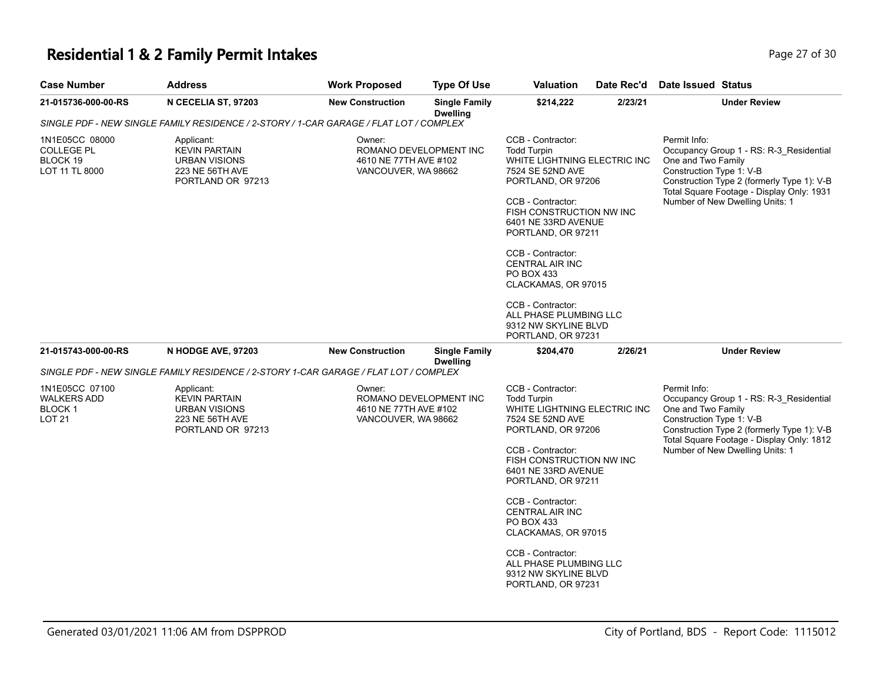# Residential 1 & 2 Family Permit Intakes

| Case Number | Address | Work Proposed | Type Of Use | Valuation | Date Rec'd | Date Issued | Status |
|---|---|---|---|---|---|---|---|
| 21-015736-000-00-RS | N CECELIA ST, 97203 | New Construction | Single Family Dwelling | $214,222 | 2/23/21 | | Under Review |

*SINGLE PDF - NEW SINGLE FAMILY RESIDENCE / 2-STORY / 1-CAR GARAGE / FLAT LOT / COMPLEX*

1N1E05CC 08000
COLLEGE PL
BLOCK 19
LOT 11 TL 8000

Applicant:
KEVIN PARTAIN
URBAN VISIONS
223 NE 56TH AVE
PORTLAND OR 97213

Owner:
ROMANO DEVELOPMENT INC
4610 NE 77TH AVE #102
VANCOUVER, WA 98662

CCB - Contractor:
Todd Turpin
WHITE LIGHTNING ELECTRIC INC
7524 SE 52ND AVE
PORTLAND, OR 97206

CCB - Contractor:
FISH CONSTRUCTION NW INC
6401 NE 33RD AVENUE
PORTLAND, OR 97211

CCB - Contractor:
CENTRAL AIR INC
PO BOX 433
CLACKAMAS, OR 97015

CCB - Contractor:
ALL PHASE PLUMBING LLC
9312 NW SKYLINE BLVD
PORTLAND, OR 97231

Permit Info:
Occupancy Group 1 - RS: R-3_Residential One and Two Family
Construction Type 1: V-B
Construction Type 2 (formerly Type 1): V-B
Total Square Footage - Display Only: 1931
Number of New Dwelling Units: 1

| Case Number | Address | Work Proposed | Type Of Use | Valuation | Date Rec'd | Date Issued | Status |
|---|---|---|---|---|---|---|---|
| 21-015743-000-00-RS | N HODGE AVE, 97203 | New Construction | Single Family Dwelling | $204,470 | 2/26/21 | | Under Review |

*SINGLE PDF - NEW SINGLE FAMILY RESIDENCE / 2-STORY 1-CAR GARAGE / FLAT LOT / COMPLEX*

1N1E05CC 07100
WALKERS ADD
BLOCK 1
LOT 21

Applicant:
KEVIN PARTAIN
URBAN VISIONS
223 NE 56TH AVE
PORTLAND OR 97213

Owner:
ROMANO DEVELOPMENT INC
4610 NE 77TH AVE #102
VANCOUVER, WA 98662

CCB - Contractor:
Todd Turpin
WHITE LIGHTNING ELECTRIC INC
7524 SE 52ND AVE
PORTLAND, OR 97206

CCB - Contractor:
FISH CONSTRUCTION NW INC
6401 NE 33RD AVENUE
PORTLAND, OR 97211

CCB - Contractor:
CENTRAL AIR INC
PO BOX 433
CLACKAMAS, OR 97015

CCB - Contractor:
ALL PHASE PLUMBING LLC
9312 NW SKYLINE BLVD
PORTLAND, OR 97231

Permit Info:
Occupancy Group 1 - RS: R-3_Residential One and Two Family
Construction Type 1: V-B
Construction Type 2 (formerly Type 1): V-B
Total Square Footage - Display Only: 1812
Number of New Dwelling Units: 1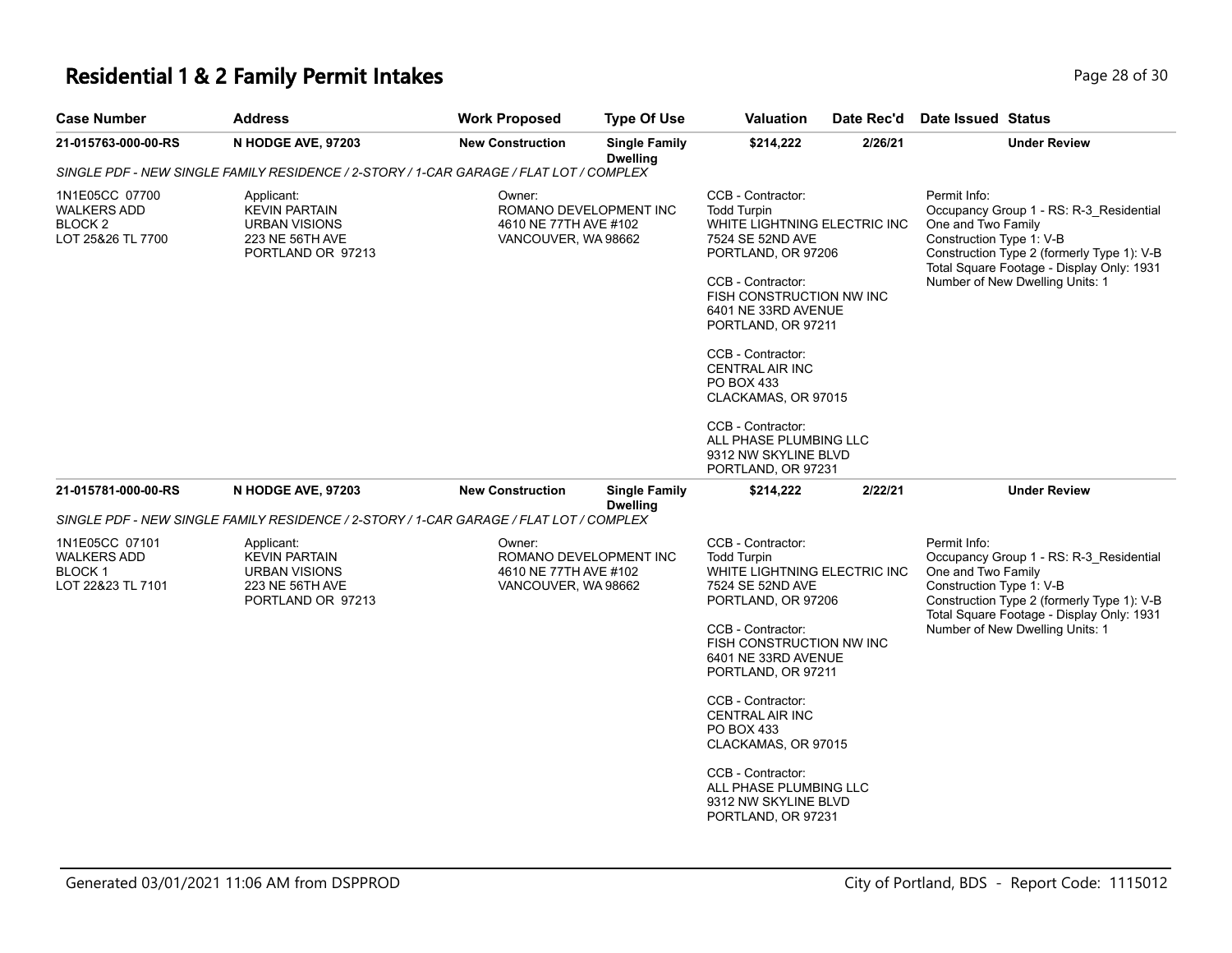# Residential 1 & 2 Family Permit Intakes

| Case Number | Address | Work Proposed | Type Of Use | Valuation | Date Rec'd | Date Issued | Status |
|---|---|---|---|---|---|---|---|
| 21-015763-000-00-RS | N HODGE AVE, 97203 | New Construction | Single Family Dwelling | $214,222 | 2/26/21 | | Under Review |

*SINGLE PDF - NEW SINGLE FAMILY RESIDENCE / 2-STORY / 1-CAR GARAGE / FLAT LOT / COMPLEX*

1N1E05CC 07700
WALKERS ADD
BLOCK 2
LOT 25&26 TL 7700

Applicant:
KEVIN PARTAIN
URBAN VISIONS
223 NE 56TH AVE
PORTLAND OR 97213

Owner:
ROMANO DEVELOPMENT INC
4610 NE 77TH AVE #102
VANCOUVER, WA 98662

CCB - Contractor:
Todd Turpin
WHITE LIGHTNING ELECTRIC INC
7524 SE 52ND AVE
PORTLAND, OR 97206

CCB - Contractor:
FISH CONSTRUCTION NW INC
6401 NE 33RD AVENUE
PORTLAND, OR 97211

CCB - Contractor:
CENTRAL AIR INC
PO BOX 433
CLACKAMAS, OR 97015

CCB - Contractor:
ALL PHASE PLUMBING LLC
9312 NW SKYLINE BLVD
PORTLAND, OR 97231

Permit Info:
Occupancy Group 1 - RS: R-3_Residential One and Two Family
Construction Type 1: V-B
Construction Type 2 (formerly Type 1): V-B
Total Square Footage - Display Only: 1931
Number of New Dwelling Units: 1

| Case Number | Address | Work Proposed | Type Of Use | Valuation | Date Rec'd | Date Issued | Status |
|---|---|---|---|---|---|---|---|
| 21-015781-000-00-RS | N HODGE AVE, 97203 | New Construction | Single Family Dwelling | $214,222 | 2/22/21 | | Under Review |

*SINGLE PDF - NEW SINGLE FAMILY RESIDENCE / 2-STORY / 1-CAR GARAGE / FLAT LOT / COMPLEX*

1N1E05CC 07101
WALKERS ADD
BLOCK 1
LOT 22&23 TL 7101

Applicant:
KEVIN PARTAIN
URBAN VISIONS
223 NE 56TH AVE
PORTLAND OR 97213

Owner:
ROMANO DEVELOPMENT INC
4610 NE 77TH AVE #102
VANCOUVER, WA 98662

CCB - Contractor:
Todd Turpin
WHITE LIGHTNING ELECTRIC INC
7524 SE 52ND AVE
PORTLAND, OR 97206

CCB - Contractor:
FISH CONSTRUCTION NW INC
6401 NE 33RD AVENUE
PORTLAND, OR 97211

CCB - Contractor:
CENTRAL AIR INC
PO BOX 433
CLACKAMAS, OR 97015

CCB - Contractor:
ALL PHASE PLUMBING LLC
9312 NW SKYLINE BLVD
PORTLAND, OR 97231

Permit Info:
Occupancy Group 1 - RS: R-3_Residential One and Two Family
Construction Type 1: V-B
Construction Type 2 (formerly Type 1): V-B
Total Square Footage - Display Only: 1931
Number of New Dwelling Units: 1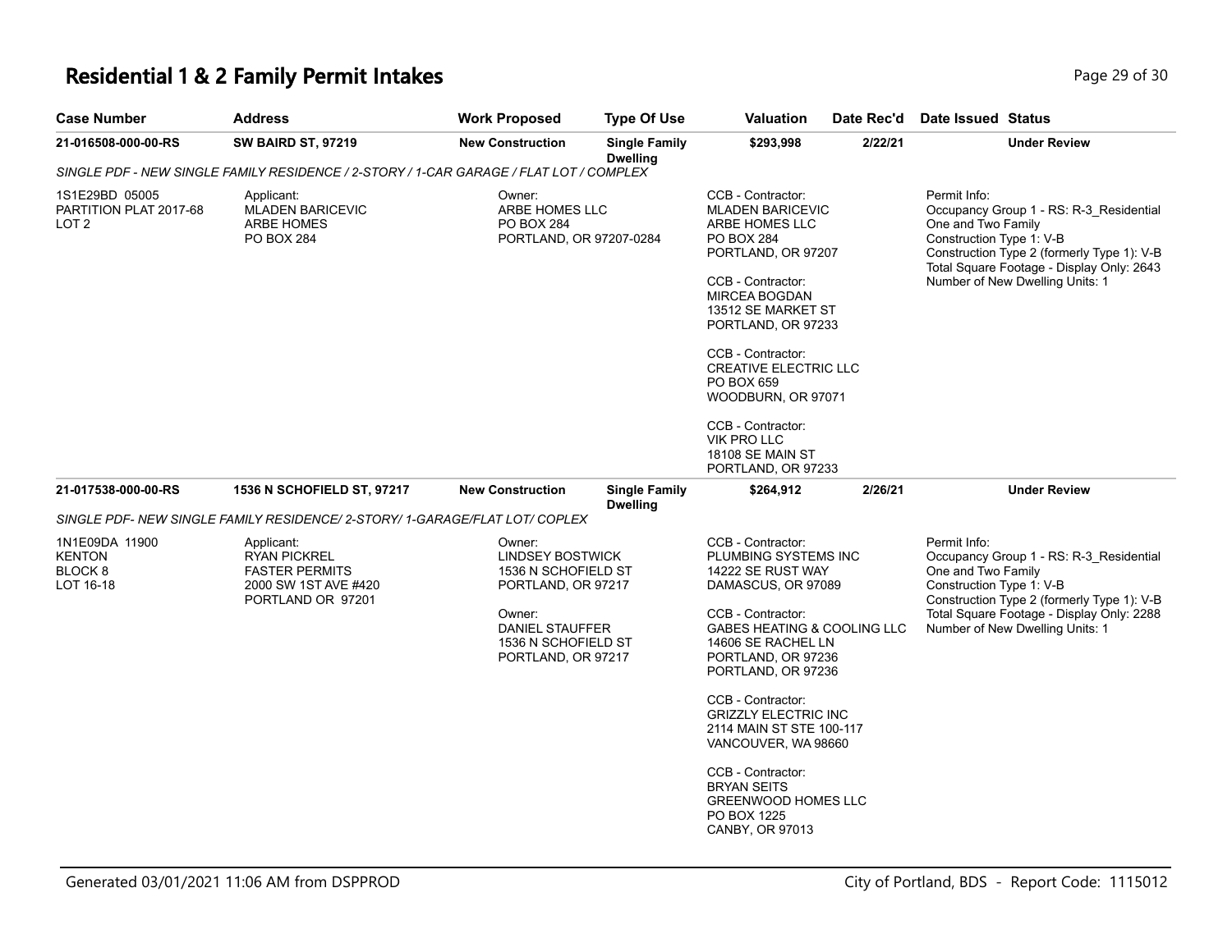# Residential 1 & 2 Family Permit Intakes

| Case Number | Address | Work Proposed | Type Of Use | Valuation | Date Rec'd | Date Issued | Status |
|---|---|---|---|---|---|---|---|
| 21-016508-000-00-RS | SW BAIRD ST, 97219 | New Construction | Single Family Dwelling | $293,998 | 2/22/21 | | Under Review |

*SINGLE PDF - NEW SINGLE FAMILY RESIDENCE / 2-STORY / 1-CAR GARAGE / FLAT LOT / COMPLEX*

1S1E29BD 05005
PARTITION PLAT 2017-68
LOT 2

Applicant:
MLADEN BARICEVIC
ARBE HOMES
PO BOX 284

Owner:
ARBE HOMES LLC
PO BOX 284
PORTLAND, OR 97207-0284

CCB - Contractor:
MLADEN BARICEVIC
ARBE HOMES LLC
PO BOX 284
PORTLAND, OR 97207

CCB - Contractor:
MIRCEA BOGDAN
13512 SE MARKET ST
PORTLAND, OR 97233

CCB - Contractor:
CREATIVE ELECTRIC LLC
PO BOX 659
WOODBURN, OR 97071

CCB - Contractor:
VIK PRO LLC
18108 SE MAIN ST
PORTLAND, OR 97233

Permit Info:
Occupancy Group 1 - RS: R-3_Residential One and Two Family
Construction Type 1: V-B
Construction Type 2 (formerly Type 1): V-B
Total Square Footage - Display Only: 2643
Number of New Dwelling Units: 1

| Case Number | Address | Work Proposed | Type Of Use | Valuation | Date Rec'd | Date Issued | Status |
|---|---|---|---|---|---|---|---|
| 21-017538-000-00-RS | 1536 N SCHOFIELD ST, 97217 | New Construction | Single Family Dwelling | $264,912 | 2/26/21 | | Under Review |

*SINGLE PDF- NEW SINGLE FAMILY RESIDENCE/ 2-STORY/ 1-GARAGE/FLAT LOT/ COPLEX*

1N1E09DA 11900
KENTON
BLOCK 8
LOT 16-18

Applicant:
RYAN PICKREL
FASTER PERMITS
2000 SW 1ST AVE #420
PORTLAND OR 97201

Owner:
LINDSEY BOSTWICK
1536 N SCHOFIELD ST
PORTLAND, OR 97217

Owner:
DANIEL STAUFFER
1536 N SCHOFIELD ST
PORTLAND, OR 97217

CCB - Contractor:
PLUMBING SYSTEMS INC
14222 SE RUST WAY
DAMASCUS, OR 97089

CCB - Contractor:
GABES HEATING & COOLING LLC
14606 SE RACHEL LN
PORTLAND, OR 97236
PORTLAND, OR 97236

CCB - Contractor:
GRIZZLY ELECTRIC INC
2114 MAIN ST STE 100-117
VANCOUVER, WA 98660

CCB - Contractor:
BRYAN SEITS
GREENWOOD HOMES LLC
PO BOX 1225
CANBY, OR 97013

Permit Info:
Occupancy Group 1 - RS: R-3_Residential One and Two Family
Construction Type 1: V-B
Construction Type 2 (formerly Type 1): V-B
Total Square Footage - Display Only: 2288
Number of New Dwelling Units: 1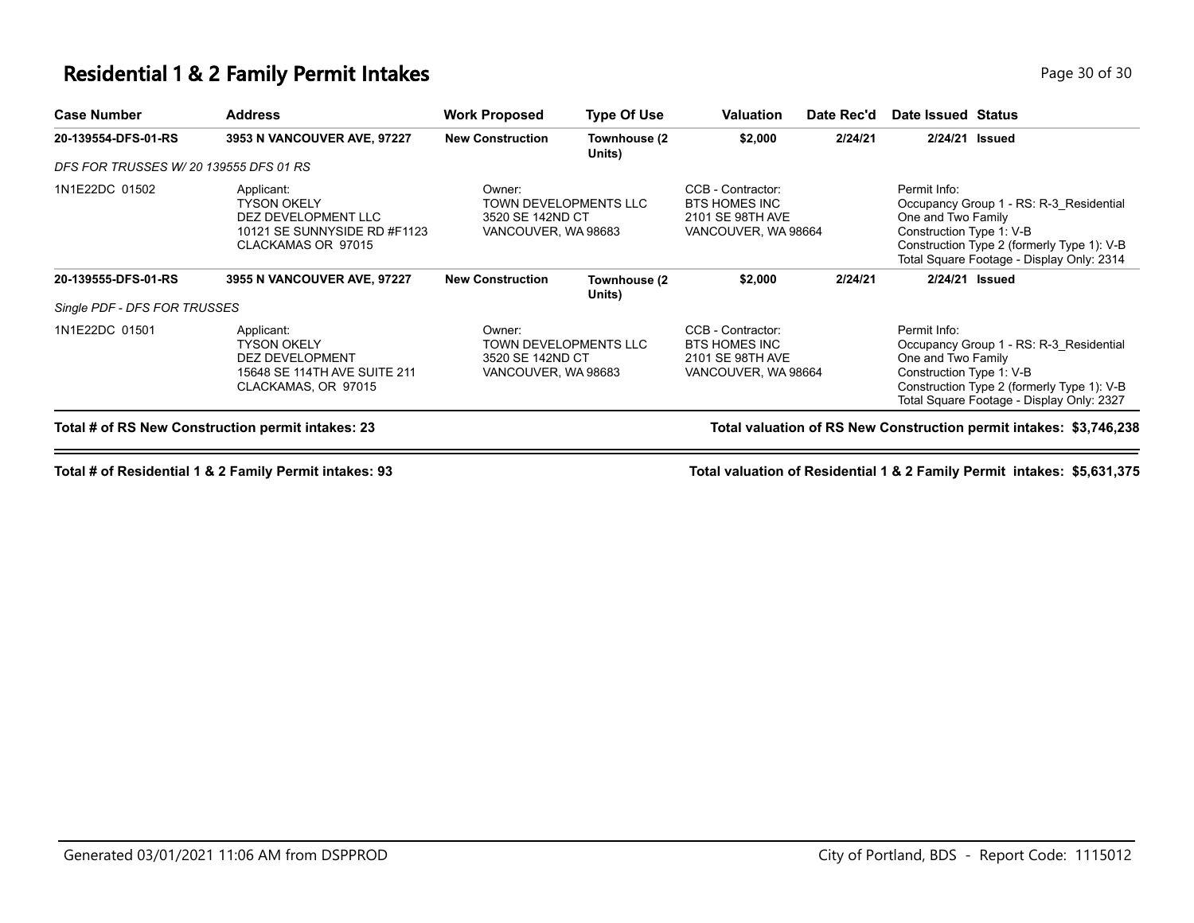# Residential 1 & 2 Family Permit Intakes

| Case Number | Address | Work Proposed | Type Of Use | Valuation | Date Rec'd | Date Issued | Status |
|---|---|---|---|---|---|---|---|
| **20-139554-DFS-01-RS** | **3953 N VANCOUVER AVE, 97227** | **New Construction** | **Townhouse (2 Units)** | **$2,000** | **2/24/21** | **2/24/21** | **Issued** |
| *DFS FOR TRUSSES W/ 20 139555 DFS 01 RS* | | | | | | | |
| 1N1E22DC 01502 | Applicant: TYSON OKELY DEZ DEVELOPMENT LLC 10121 SE SUNNYSIDE RD #F1123 CLACKAMAS OR 97015 | Owner: TOWN DEVELOPMENTS LLC 3520 SE 142ND CT VANCOUVER, WA 98683 | | CCB - Contractor: BTS HOMES INC 2101 SE 98TH AVE VANCOUVER, WA 98664 | | Permit Info: Occupancy Group 1 - RS: R-3_Residential One and Two Family Construction Type 1: V-B Construction Type 2 (formerly Type 1): V-B Total Square Footage - Display Only: 2314 | |
| **20-139555-DFS-01-RS** | **3955 N VANCOUVER AVE, 97227** | **New Construction** | **Townhouse (2 Units)** | **$2,000** | **2/24/21** | **2/24/21** | **Issued** |
| *Single PDF - DFS FOR TRUSSES* | | | | | | | |
| 1N1E22DC 01501 | Applicant: TYSON OKELY DEZ DEVELOPMENT 15648 SE 114TH AVE SUITE 211 CLACKAMAS, OR 97015 | Owner: TOWN DEVELOPMENTS LLC 3520 SE 142ND CT VANCOUVER, WA 98683 | | CCB - Contractor: BTS HOMES INC 2101 SE 98TH AVE VANCOUVER, WA 98664 | | Permit Info: Occupancy Group 1 - RS: R-3_Residential One and Two Family Construction Type 1: V-B Construction Type 2 (formerly Type 1): V-B Total Square Footage - Display Only: 2327 | |

**Total # of RS New Construction permit intakes: 23**

**Total valuation of RS New Construction permit intakes: $3,746,238**

**Total # of Residential 1 & 2 Family Permit intakes: 93**

**Total valuation of Residential 1 & 2 Family Permit intakes: $5,631,375**